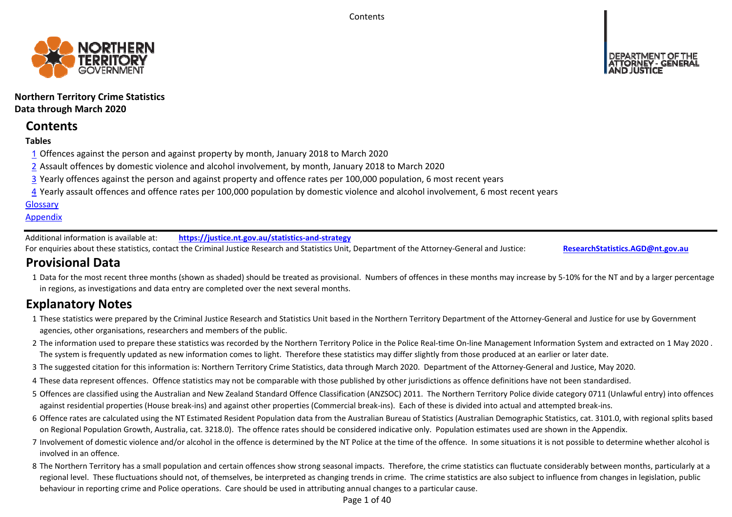**Northern Territory Crime Statistics**
**Data through March 2020**

## Contents

**Tables**

1 Offences against the person and against property by month, January 2018 to March 2020

2 Assault offences by domestic violence and alcohol involvement, by month, January 2018 to March 2020

3 Yearly offences against the person and against property and offence rates per 100,000 population, 6 most recent years

4 Yearly assault offences and offence rates per 100,000 population by domestic violence and alcohol involvement, 6 most recent years

Glossary

Appendix

Additional information is available at: **https://justice.nt.gov.au/statistics-and-strategy**

For enquiries about these statistics, contact the Criminal Justice Research and Statistics Unit, Department of the Attorney-General and Justice: **ResearchStatistics.AGD@nt.gov.au**

## Provisional Data

1 Data for the most recent three months (shown as shaded) should be treated as provisional. Numbers of offences in these months may increase by 5-10% for the NT and by a larger percentage in regions, as investigations and data entry are completed over the next several months.

## Explanatory Notes

1 These statistics were prepared by the Criminal Justice Research and Statistics Unit based in the Northern Territory Department of the Attorney-General and Justice for use by Government agencies, other organisations, researchers and members of the public.

2 The information used to prepare these statistics was recorded by the Northern Territory Police in the Police Real-time On-line Management Information System and extracted on 1 May 2020 . The system is frequently updated as new information comes to light. Therefore these statistics may differ slightly from those produced at an earlier or later date.

3 The suggested citation for this information is: Northern Territory Crime Statistics, data through March 2020. Department of the Attorney-General and Justice, May 2020.

4 These data represent offences. Offence statistics may not be comparable with those published by other jurisdictions as offence definitions have not been standardised.

5 Offences are classified using the Australian and New Zealand Standard Offence Classification (ANZSOC) 2011. The Northern Territory Police divide category 0711 (Unlawful entry) into offences against residential properties (House break-ins) and against other properties (Commercial break-ins). Each of these is divided into actual and attempted break-ins.

6 Offence rates are calculated using the NT Estimated Resident Population data from the Australian Bureau of Statistics (Australian Demographic Statistics, cat. 3101.0, with regional splits based on Regional Population Growth, Australia, cat. 3218.0). The offence rates should be considered indicative only. Population estimates used are shown in the Appendix.

7 Involvement of domestic violence and/or alcohol in the offence is determined by the NT Police at the time of the offence. In some situations it is not possible to determine whether alcohol is involved in an offence.

8 The Northern Territory has a small population and certain offences show strong seasonal impacts. Therefore, the crime statistics can fluctuate considerably between months, particularly at a regional level. These fluctuations should not, of themselves, be interpreted as changing trends in crime. The crime statistics are also subject to influence from changes in legislation, public behaviour in reporting crime and Police operations. Care should be used in attributing annual changes to a particular cause.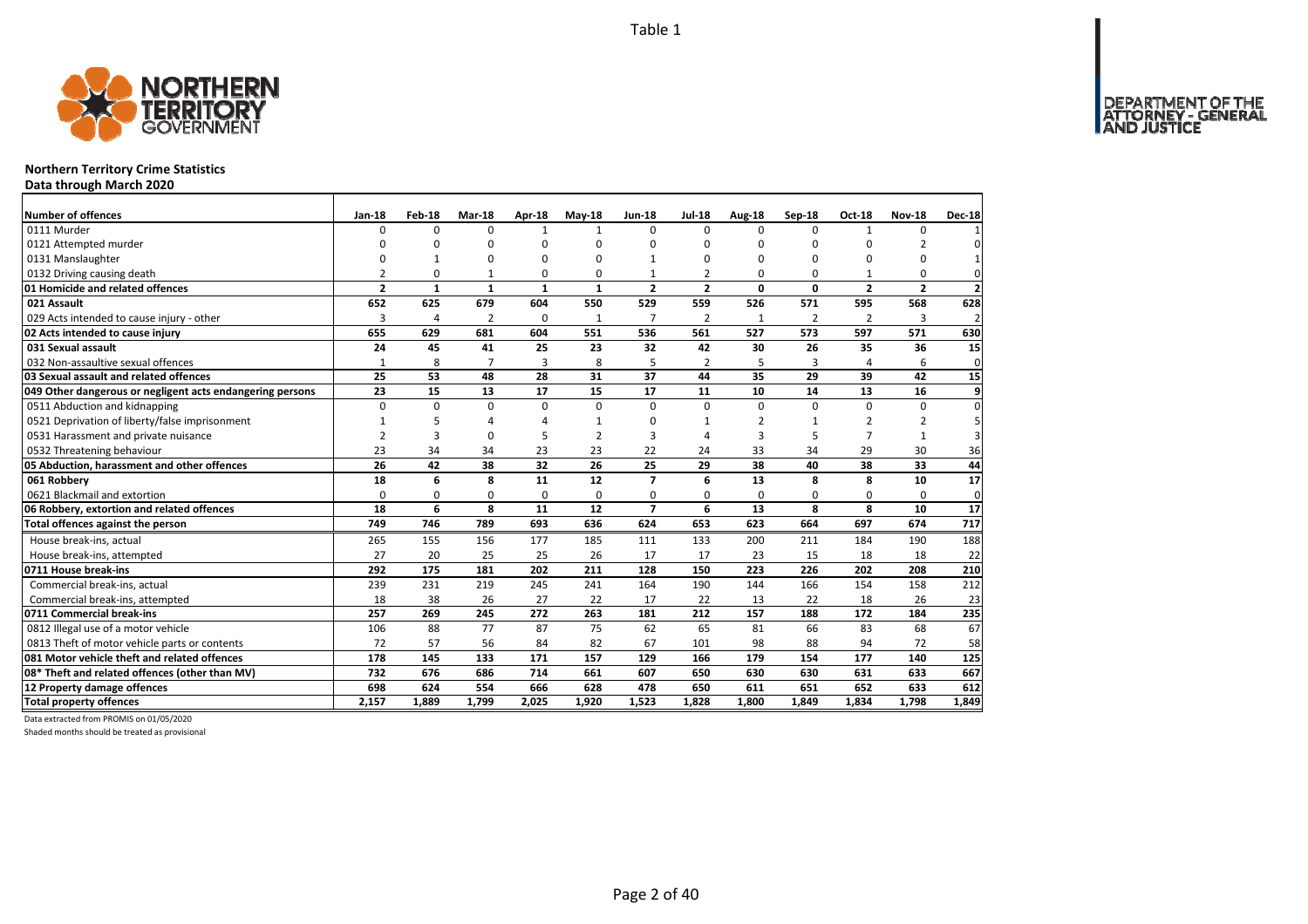Table 1

## Northern Territory Crime Statistics

**Data through March 2020**

| Number of offences | Jan-18 | Feb-18 | Mar-18 | Apr-18 | May-18 | Jun-18 | Jul-18 | Aug-18 | Sep-18 | Oct-18 | Nov-18 | Dec-18 |
|---|---|---|---|---|---|---|---|---|---|---|---|---|
| 0111 Murder | 0 | 0 | 0 | 1 | 1 | 0 | 0 | 0 | 0 | 1 | 0 | 1 |
| 0121 Attempted murder | 0 | 0 | 0 | 0 | 0 | 0 | 0 | 0 | 0 | 0 | 2 | 0 |
| 0131 Manslaughter | 0 | 1 | 0 | 0 | 0 | 1 | 0 | 0 | 0 | 0 | 0 | 1 |
| 0132 Driving causing death | 2 | 0 | 1 | 0 | 0 | 1 | 2 | 0 | 0 | 1 | 0 | 0 |
| **01 Homicide and related offences** | **2** | **1** | **1** | **1** | **1** | **2** | **2** | **0** | **0** | **2** | **2** | **2** |
| **021 Assault** | **652** | **625** | **679** | **604** | **550** | **529** | **559** | **526** | **571** | **595** | **568** | **628** |
| 029 Acts intended to cause injury - other | 3 | 4 | 2 | 0 | 1 | 7 | 2 | 1 | 2 | 2 | 3 | 2 |
| **02 Acts intended to cause injury** | **655** | **629** | **681** | **604** | **551** | **536** | **561** | **527** | **573** | **597** | **571** | **630** |
| **031 Sexual assault** | **24** | **45** | **41** | **25** | **23** | **32** | **42** | **30** | **26** | **35** | **36** | **15** |
| 032 Non-assaultive sexual offences | 1 | 8 | 7 | 3 | 8 | 5 | 2 | 5 | 3 | 4 | 6 | 0 |
| **03 Sexual assault and related offences** | **25** | **53** | **48** | **28** | **31** | **37** | **44** | **35** | **29** | **39** | **42** | **15** |
| **049 Other dangerous or negligent acts endangering persons** | **23** | **15** | **13** | **17** | **15** | **17** | **11** | **10** | **14** | **13** | **16** | **9** |
| 0511 Abduction and kidnapping | 0 | 0 | 0 | 0 | 0 | 0 | 0 | 0 | 0 | 0 | 0 | 0 |
| 0521 Deprivation of liberty/false imprisonment | 1 | 5 | 4 | 4 | 1 | 0 | 1 | 2 | 1 | 2 | 2 | 5 |
| 0531 Harassment and private nuisance | 2 | 3 | 0 | 5 | 2 | 3 | 4 | 3 | 5 | 7 | 1 | 3 |
| 0532 Threatening behaviour | 23 | 34 | 34 | 23 | 23 | 22 | 24 | 33 | 34 | 29 | 30 | 36 |
| **05 Abduction, harassment and other offences** | **26** | **42** | **38** | **32** | **26** | **25** | **29** | **38** | **40** | **38** | **33** | **44** |
| **061 Robbery** | **18** | **6** | **8** | **11** | **12** | **7** | **6** | **13** | **8** | **8** | **10** | **17** |
| 0621 Blackmail and extortion | 0 | 0 | 0 | 0 | 0 | 0 | 0 | 0 | 0 | 0 | 0 | 0 |
| **06 Robbery, extortion and related offences** | **18** | **6** | **8** | **11** | **12** | **7** | **6** | **13** | **8** | **8** | **10** | **17** |
| **Total offences against the person** | **749** | **746** | **789** | **693** | **636** | **624** | **653** | **623** | **664** | **697** | **674** | **717** |
| House break-ins, actual | 265 | 155 | 156 | 177 | 185 | 111 | 133 | 200 | 211 | 184 | 190 | 188 |
| House break-ins, attempted | 27 | 20 | 25 | 25 | 26 | 17 | 17 | 23 | 15 | 18 | 18 | 22 |
| **0711 House break-ins** | **292** | **175** | **181** | **202** | **211** | **128** | **150** | **223** | **226** | **202** | **208** | **210** |
| Commercial break-ins, actual | 239 | 231 | 219 | 245 | 241 | 164 | 190 | 144 | 166 | 154 | 158 | 212 |
| Commercial break-ins, attempted | 18 | 38 | 26 | 27 | 22 | 17 | 22 | 13 | 22 | 18 | 26 | 23 |
| **0711 Commercial break-ins** | **257** | **269** | **245** | **272** | **263** | **181** | **212** | **157** | **188** | **172** | **184** | **235** |
| 0812 Illegal use of a motor vehicle | 106 | 88 | 77 | 87 | 75 | 62 | 65 | 81 | 66 | 83 | 68 | 67 |
| 0813 Theft of motor vehicle parts or contents | 72 | 57 | 56 | 84 | 82 | 67 | 101 | 98 | 88 | 94 | 72 | 58 |
| **081 Motor vehicle theft and related offences** | **178** | **145** | **133** | **171** | **157** | **129** | **166** | **179** | **154** | **177** | **140** | **125** |
| **08* Theft and related offences (other than MV)** | **732** | **676** | **686** | **714** | **661** | **607** | **650** | **630** | **630** | **631** | **633** | **667** |
| **12 Property damage offences** | **698** | **624** | **554** | **666** | **628** | **478** | **650** | **611** | **651** | **652** | **633** | **612** |
| **Total property offences** | **2,157** | **1,889** | **1,799** | **2,025** | **1,920** | **1,523** | **1,828** | **1,800** | **1,849** | **1,834** | **1,798** | **1,849** |

Data extracted from PROMIS on 01/05/2020

Shaded months should be treated as provisional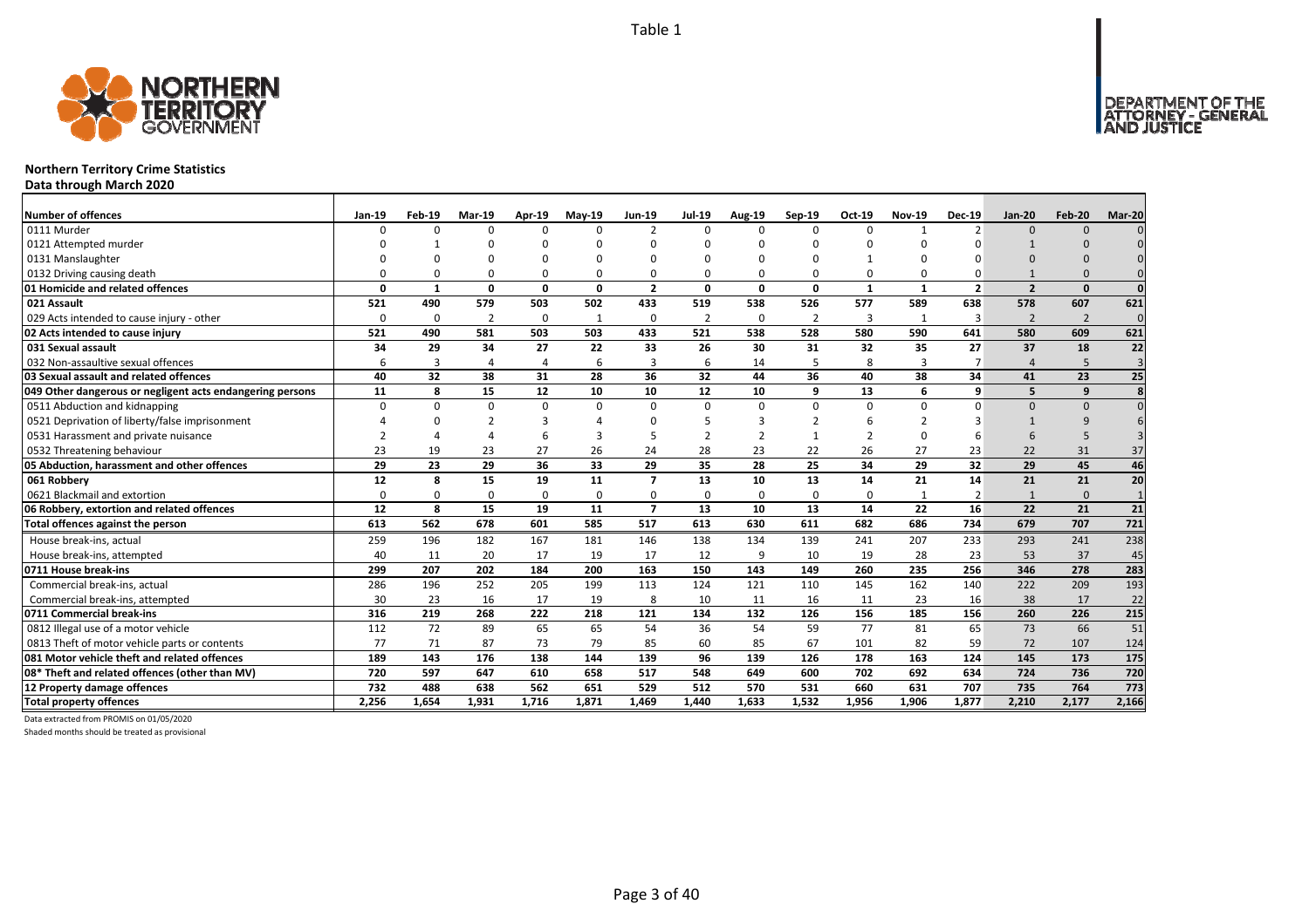Table 1

# Northern Territory Crime Statistics

**Data through March 2020**

| Number of offences | Jan-19 | Feb-19 | Mar-19 | Apr-19 | May-19 | Jun-19 | Jul-19 | Aug-19 | Sep-19 | Oct-19 | Nov-19 | Dec-19 | Jan-20 | Feb-20 | Mar-20 |
|---|---|---|---|---|---|---|---|---|---|---|---|---|---|---|---|
| 0111 Murder | 0 | 0 | 0 | 0 | 0 | 2 | 0 | 0 | 0 | 0 | 1 | 2 | 0 | 0 | 0 |
| 0121 Attempted murder | 0 | 1 | 0 | 0 | 0 | 0 | 0 | 0 | 0 | 0 | 0 | 0 | 1 | 0 | 0 |
| 0131 Manslaughter | 0 | 0 | 0 | 0 | 0 | 0 | 0 | 0 | 0 | 1 | 0 | 0 | 0 | 0 | 0 |
| 0132 Driving causing death | 0 | 0 | 0 | 0 | 0 | 0 | 0 | 0 | 0 | 0 | 0 | 0 | 1 | 0 | 0 |
| **01 Homicide and related offences** | **0** | **1** | **0** | **0** | **0** | **2** | **0** | **0** | **0** | **1** | **1** | **2** | **2** | **0** | **0** |
| **021 Assault** | **521** | **490** | **579** | **503** | **502** | **433** | **519** | **538** | **526** | **577** | **589** | **638** | **578** | **607** | **621** |
| 029 Acts intended to cause injury - other | 0 | 0 | 2 | 0 | 1 | 0 | 2 | 0 | 2 | 3 | 1 | 3 | 2 | 2 | 0 |
| **02 Acts intended to cause injury** | **521** | **490** | **581** | **503** | **503** | **433** | **521** | **538** | **528** | **580** | **590** | **641** | **580** | **609** | **621** |
| **031 Sexual assault** | **34** | **29** | **34** | **27** | **22** | **33** | **26** | **30** | **31** | **32** | **35** | **27** | **37** | **18** | **22** |
| 032 Non-assaultive sexual offences | 6 | 3 | 4 | 4 | 6 | 3 | 6 | 14 | 5 | 8 | 3 | 7 | 4 | 5 | 3 |
| **03 Sexual assault and related offences** | **40** | **32** | **38** | **31** | **28** | **36** | **32** | **44** | **36** | **40** | **38** | **34** | **41** | **23** | **25** |
| **049 Other dangerous or negligent acts endangering persons** | **11** | **8** | **15** | **12** | **10** | **10** | **12** | **10** | **9** | **13** | **6** | **9** | **5** | **9** | **8** |
| 0511 Abduction and kidnapping | 0 | 0 | 0 | 0 | 0 | 0 | 0 | 0 | 0 | 0 | 0 | 0 | 0 | 0 | 0 |
| 0521 Deprivation of liberty/false imprisonment | 4 | 0 | 2 | 3 | 4 | 0 | 5 | 3 | 2 | 6 | 2 | 3 | 1 | 9 | 6 |
| 0531 Harassment and private nuisance | 2 | 4 | 4 | 6 | 3 | 5 | 2 | 2 | 1 | 2 | 0 | 6 | 6 | 5 | 3 |
| 0532 Threatening behaviour | 23 | 19 | 23 | 27 | 26 | 24 | 28 | 23 | 22 | 26 | 27 | 23 | 22 | 31 | 37 |
| **05 Abduction, harassment and other offences** | **29** | **23** | **29** | **36** | **33** | **29** | **35** | **28** | **25** | **34** | **29** | **32** | **29** | **45** | **46** |
| **061 Robbery** | **12** | **8** | **15** | **19** | **11** | **7** | **13** | **10** | **13** | **14** | **21** | **14** | **21** | **21** | **20** |
| 0621 Blackmail and extortion | 0 | 0 | 0 | 0 | 0 | 0 | 0 | 0 | 0 | 0 | 1 | 2 | 1 | 0 | 1 |
| **06 Robbery, extortion and related offences** | **12** | **8** | **15** | **19** | **11** | **7** | **13** | **10** | **13** | **14** | **22** | **16** | **22** | **21** | **21** |
| **Total offences against the person** | **613** | **562** | **678** | **601** | **585** | **517** | **613** | **630** | **611** | **682** | **686** | **734** | **679** | **707** | **721** |
| House break-ins, actual | 259 | 196 | 182 | 167 | 181 | 146 | 138 | 134 | 139 | 241 | 207 | 233 | 293 | 241 | 238 |
| House break-ins, attempted | 40 | 11 | 20 | 17 | 19 | 17 | 12 | 9 | 10 | 19 | 28 | 23 | 53 | 37 | 45 |
| **0711 House break-ins** | **299** | **207** | **202** | **184** | **200** | **163** | **150** | **143** | **149** | **260** | **235** | **256** | **346** | **278** | **283** |
| Commercial break-ins, actual | 286 | 196 | 252 | 205 | 199 | 113 | 124 | 121 | 110 | 145 | 162 | 140 | 222 | 209 | 193 |
| Commercial break-ins, attempted | 30 | 23 | 16 | 17 | 19 | 8 | 10 | 11 | 16 | 11 | 23 | 16 | 38 | 17 | 22 |
| **0711 Commercial break-ins** | **316** | **219** | **268** | **222** | **218** | **121** | **134** | **132** | **126** | **156** | **185** | **156** | **260** | **226** | **215** |
| 0812 Illegal use of a motor vehicle | 112 | 72 | 89 | 65 | 65 | 54 | 36 | 54 | 59 | 77 | 81 | 65 | 73 | 66 | 51 |
| 0813 Theft of motor vehicle parts or contents | 77 | 71 | 87 | 73 | 79 | 85 | 60 | 85 | 67 | 101 | 82 | 59 | 72 | 107 | 124 |
| **081 Motor vehicle theft and related offences** | **189** | **143** | **176** | **138** | **144** | **139** | **96** | **139** | **126** | **178** | **163** | **124** | **145** | **173** | **175** |
| **08* Theft and related offences (other than MV)** | **720** | **597** | **647** | **610** | **658** | **517** | **548** | **649** | **600** | **702** | **692** | **634** | **724** | **736** | **720** |
| **12 Property damage offences** | **732** | **488** | **638** | **562** | **651** | **529** | **512** | **570** | **531** | **660** | **631** | **707** | **735** | **764** | **773** |
| **Total property offences** | **2,256** | **1,654** | **1,931** | **1,716** | **1,871** | **1,469** | **1,440** | **1,633** | **1,532** | **1,956** | **1,906** | **1,877** | **2,210** | **2,177** | **2,166** |

Data extracted from PROMIS on 01/05/2020

Shaded months should be treated as provisional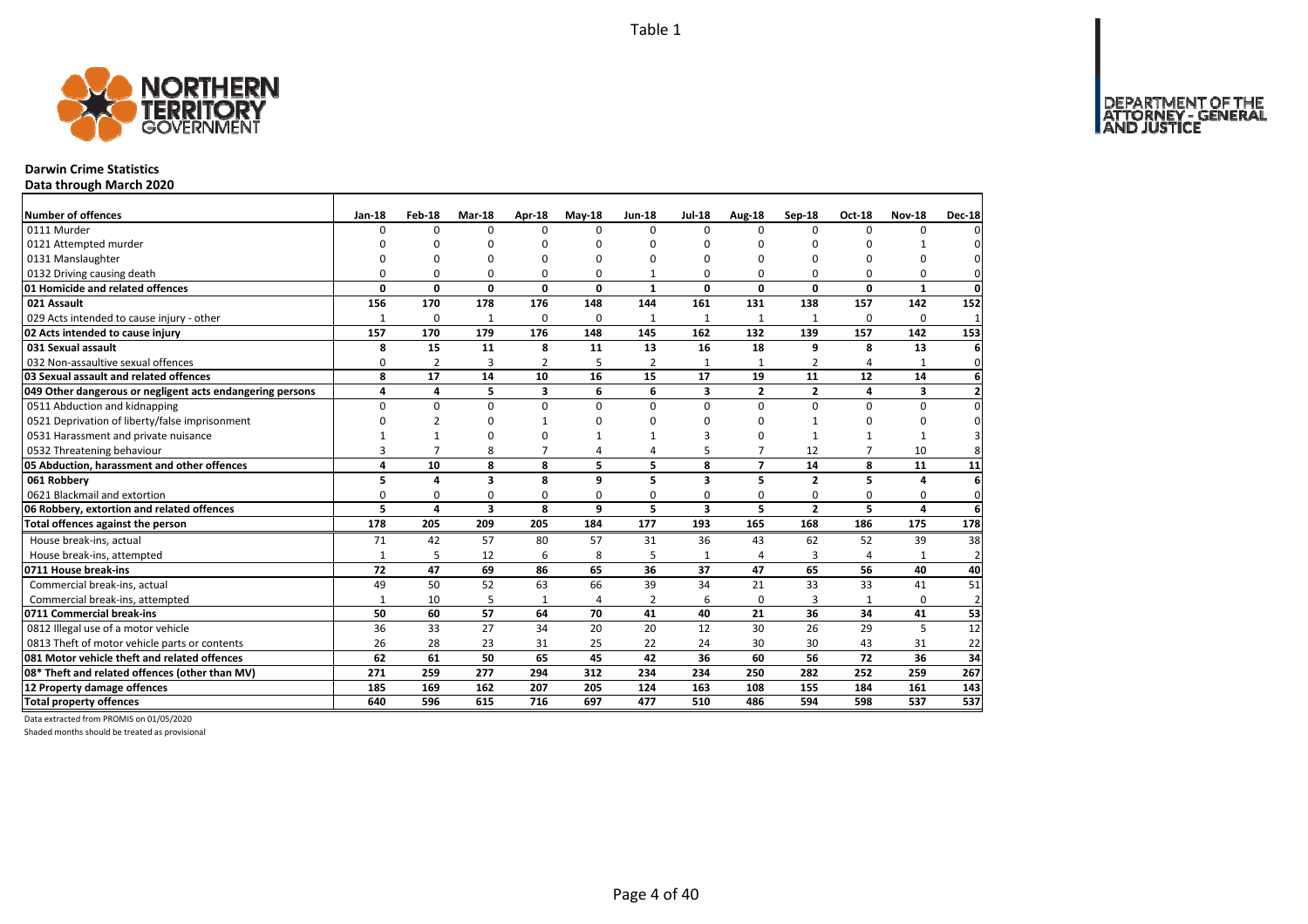Table 1

# Darwin Crime Statistics

**Data through March 2020**

| Number of offences | Jan-18 | Feb-18 | Mar-18 | Apr-18 | May-18 | Jun-18 | Jul-18 | Aug-18 | Sep-18 | Oct-18 | Nov-18 | Dec-18 |
|---|---|---|---|---|---|---|---|---|---|---|---|---|
| 0111 Murder | 0 | 0 | 0 | 0 | 0 | 0 | 0 | 0 | 0 | 0 | 0 | 0 |
| 0121 Attempted murder | 0 | 0 | 0 | 0 | 0 | 0 | 0 | 0 | 0 | 0 | 1 | 0 |
| 0131 Manslaughter | 0 | 0 | 0 | 0 | 0 | 0 | 0 | 0 | 0 | 0 | 0 | 0 |
| 0132 Driving causing death | 0 | 0 | 0 | 0 | 0 | 1 | 0 | 0 | 0 | 0 | 0 | 0 |
| **01 Homicide and related offences** | **0** | **0** | **0** | **0** | **0** | **1** | **0** | **0** | **0** | **0** | **1** | **0** |
| **021 Assault** | **156** | **170** | **178** | **176** | **148** | **144** | **161** | **131** | **138** | **157** | **142** | **152** |
| 029 Acts intended to cause injury - other | 1 | 0 | 1 | 0 | 0 | 1 | 1 | 1 | 1 | 0 | 0 | 1 |
| **02 Acts intended to cause injury** | **157** | **170** | **179** | **176** | **148** | **145** | **162** | **132** | **139** | **157** | **142** | **153** |
| **031 Sexual assault** | **8** | **15** | **11** | **8** | **11** | **13** | **16** | **18** | **9** | **8** | **13** | **6** |
| 032 Non-assaultive sexual offences | 0 | 2 | 3 | 2 | 5 | 2 | 1 | 1 | 2 | 4 | 1 | 0 |
| **03 Sexual assault and related offences** | **8** | **17** | **14** | **10** | **16** | **15** | **17** | **19** | **11** | **12** | **14** | **6** |
| **049 Other dangerous or negligent acts endangering persons** | **4** | **4** | **5** | **3** | **6** | **6** | **3** | **2** | **2** | **4** | **3** | **2** |
| 0511 Abduction and kidnapping | 0 | 0 | 0 | 0 | 0 | 0 | 0 | 0 | 0 | 0 | 0 | 0 |
| 0521 Deprivation of liberty/false imprisonment | 0 | 2 | 0 | 1 | 0 | 0 | 0 | 0 | 1 | 0 | 0 | 0 |
| 0531 Harassment and private nuisance | 1 | 1 | 0 | 0 | 1 | 1 | 3 | 0 | 1 | 1 | 1 | 3 |
| 0532 Threatening behaviour | 3 | 7 | 8 | 7 | 4 | 4 | 5 | 7 | 12 | 7 | 10 | 8 |
| **05 Abduction, harassment and other offences** | **4** | **10** | **8** | **8** | **5** | **5** | **8** | **7** | **14** | **8** | **11** | **11** |
| **061 Robbery** | **5** | **4** | **3** | **8** | **9** | **5** | **3** | **5** | **2** | **5** | **4** | **6** |
| 0621 Blackmail and extortion | 0 | 0 | 0 | 0 | 0 | 0 | 0 | 0 | 0 | 0 | 0 | 0 |
| **06 Robbery, extortion and related offences** | **5** | **4** | **3** | **8** | **9** | **5** | **3** | **5** | **2** | **5** | **4** | **6** |
| **Total offences against the person** | **178** | **205** | **209** | **205** | **184** | **177** | **193** | **165** | **168** | **186** | **175** | **178** |
| House break-ins, actual | 71 | 42 | 57 | 80 | 57 | 31 | 36 | 43 | 62 | 52 | 39 | 38 |
| House break-ins, attempted | 1 | 5 | 12 | 6 | 8 | 5 | 1 | 4 | 3 | 4 | 1 | 2 |
| **0711 House break-ins** | **72** | **47** | **69** | **86** | **65** | **36** | **37** | **47** | **65** | **56** | **40** | **40** |
| Commercial break-ins, actual | 49 | 50 | 52 | 63 | 66 | 39 | 34 | 21 | 33 | 33 | 41 | 51 |
| Commercial break-ins, attempted | 1 | 10 | 5 | 1 | 4 | 2 | 6 | 0 | 3 | 1 | 0 | 2 |
| **0711 Commercial break-ins** | **50** | **60** | **57** | **64** | **70** | **41** | **40** | **21** | **36** | **34** | **41** | **53** |
| 0812 Illegal use of a motor vehicle | 36 | 33 | 27 | 34 | 20 | 20 | 12 | 30 | 26 | 29 | 5 | 12 |
| 0813 Theft of motor vehicle parts or contents | 26 | 28 | 23 | 31 | 25 | 22 | 24 | 30 | 30 | 43 | 31 | 22 |
| **081 Motor vehicle theft and related offences** | **62** | **61** | **50** | **65** | **45** | **42** | **36** | **60** | **56** | **72** | **36** | **34** |
| **08* Theft and related offences (other than MV)** | **271** | **259** | **277** | **294** | **312** | **234** | **234** | **250** | **282** | **252** | **259** | **267** |
| **12 Property damage offences** | **185** | **169** | **162** | **207** | **205** | **124** | **163** | **108** | **155** | **184** | **161** | **143** |
| **Total property offences** | **640** | **596** | **615** | **716** | **697** | **477** | **510** | **486** | **594** | **598** | **537** | **537** |

Data extracted from PROMIS on 01/05/2020

Shaded months should be treated as provisional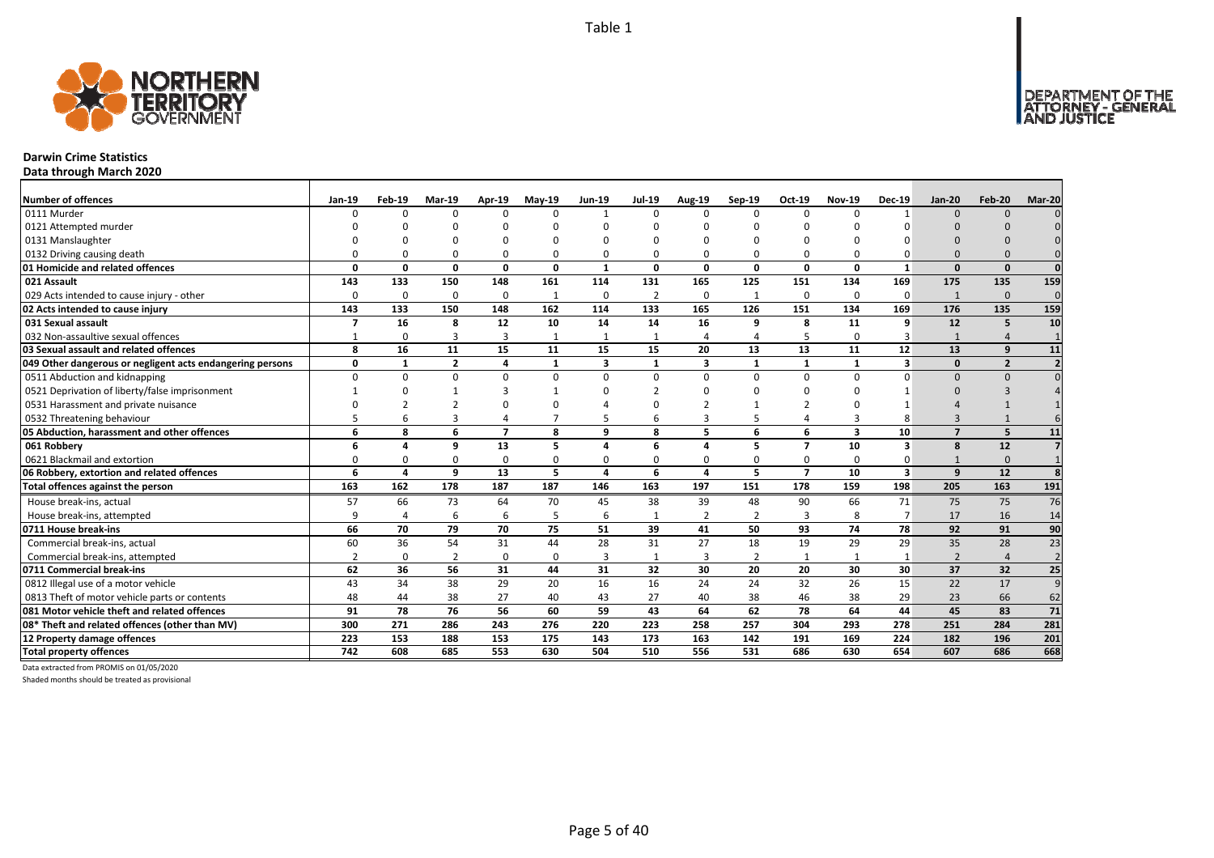# Darwin Crime Statistics

## Data through March 2020

| Number of offences | Jan-19 | Feb-19 | Mar-19 | Apr-19 | May-19 | Jun-19 | Jul-19 | Aug-19 | Sep-19 | Oct-19 | Nov-19 | Dec-19 | Jan-20 | Feb-20 | Mar-20 |
|---|---|---|---|---|---|---|---|---|---|---|---|---|---|---|---|
| 0111 Murder | 0 | 0 | 0 | 0 | 0 | 1 | 0 | 0 | 0 | 0 | 0 | 1 | 0 | 0 | 0 |
| 0121 Attempted murder | 0 | 0 | 0 | 0 | 0 | 0 | 0 | 0 | 0 | 0 | 0 | 0 | 0 | 0 | 0 |
| 0131 Manslaughter | 0 | 0 | 0 | 0 | 0 | 0 | 0 | 0 | 0 | 0 | 0 | 0 | 0 | 0 | 0 |
| 0132 Driving causing death | 0 | 0 | 0 | 0 | 0 | 0 | 0 | 0 | 0 | 0 | 0 | 0 | 0 | 0 | 0 |
| **01 Homicide and related offences** | **0** | **0** | **0** | **0** | **0** | **1** | **0** | **0** | **0** | **0** | **0** | **1** | **0** | **0** | **0** |
| **021 Assault** | **143** | **133** | **150** | **148** | **161** | **114** | **131** | **165** | **125** | **151** | **134** | **169** | **175** | **135** | **159** |
| 029 Acts intended to cause injury - other | 0 | 0 | 0 | 0 | 1 | 0 | 2 | 0 | 1 | 0 | 0 | 0 | 1 | 0 | 0 |
| **02 Acts intended to cause injury** | **143** | **133** | **150** | **148** | **162** | **114** | **133** | **165** | **126** | **151** | **134** | **169** | **176** | **135** | **159** |
| **031 Sexual assault** | **7** | **16** | **8** | **12** | **10** | **14** | **14** | **16** | **9** | **8** | **11** | **9** | **12** | **5** | **10** |
| 032 Non-assaultive sexual offences | 1 | 0 | 3 | 3 | 1 | 1 | 1 | 4 | 4 | 5 | 0 | 3 | 1 | 4 | 1 |
| **03 Sexual assault and related offences** | **8** | **16** | **11** | **15** | **11** | **15** | **15** | **20** | **13** | **13** | **11** | **12** | **13** | **9** | **11** |
| **049 Other dangerous or negligent acts endangering persons** | **0** | **1** | **2** | **4** | **1** | **3** | **1** | **3** | **1** | **1** | **1** | **3** | **0** | **2** | **2** |
| 0511 Abduction and kidnapping | 0 | 0 | 0 | 0 | 0 | 0 | 0 | 0 | 0 | 0 | 0 | 0 | 0 | 0 | 0 |
| 0521 Deprivation of liberty/false imprisonment | 1 | 0 | 1 | 3 | 1 | 0 | 2 | 0 | 0 | 0 | 0 | 1 | 0 | 3 | 4 |
| 0531 Harassment and private nuisance | 0 | 2 | 2 | 0 | 0 | 4 | 0 | 2 | 1 | 2 | 0 | 1 | 4 | 1 | 1 |
| 0532 Threatening behaviour | 5 | 6 | 3 | 4 | 7 | 5 | 6 | 3 | 5 | 4 | 3 | 8 | 3 | 1 | 6 |
| **05 Abduction, harassment and other offences** | **6** | **8** | **6** | **7** | **8** | **9** | **8** | **5** | **6** | **6** | **3** | **10** | **7** | **5** | **11** |
| **061 Robbery** | **6** | **4** | **9** | **13** | **5** | **4** | **6** | **4** | **5** | **7** | **10** | **3** | **8** | **12** | **7** |
| 0621 Blackmail and extortion | 0 | 0 | 0 | 0 | 0 | 0 | 0 | 0 | 0 | 0 | 0 | 0 | 1 | 0 | 1 |
| **06 Robbery, extortion and related offences** | **6** | **4** | **9** | **13** | **5** | **4** | **6** | **4** | **5** | **7** | **10** | **3** | **9** | **12** | **8** |
| **Total offences against the person** | **163** | **162** | **178** | **187** | **187** | **146** | **163** | **197** | **151** | **178** | **159** | **198** | **205** | **163** | **191** |
| House break-ins, actual | 57 | 66 | 73 | 64 | 70 | 45 | 38 | 39 | 48 | 90 | 66 | 71 | 75 | 75 | 76 |
| House break-ins, attempted | 9 | 4 | 6 | 6 | 5 | 6 | 1 | 2 | 2 | 3 | 8 | 7 | 17 | 16 | 14 |
| **0711 House break-ins** | **66** | **70** | **79** | **70** | **75** | **51** | **39** | **41** | **50** | **93** | **74** | **78** | **92** | **91** | **90** |
| Commercial break-ins, actual | 60 | 36 | 54 | 31 | 44 | 28 | 31 | 27 | 18 | 19 | 29 | 29 | 35 | 28 | 23 |
| Commercial break-ins, attempted | 2 | 0 | 2 | 0 | 0 | 3 | 1 | 3 | 2 | 1 | 1 | 1 | 2 | 4 | 2 |
| **0711 Commercial break-ins** | **62** | **36** | **56** | **31** | **44** | **31** | **32** | **30** | **20** | **20** | **30** | **30** | **37** | **32** | **25** |
| 0812 Illegal use of a motor vehicle | 43 | 34 | 38 | 29 | 20 | 16 | 16 | 24 | 24 | 32 | 26 | 15 | 22 | 17 | 9 |
| 0813 Theft of motor vehicle parts or contents | 48 | 44 | 38 | 27 | 40 | 43 | 27 | 40 | 38 | 46 | 38 | 29 | 23 | 66 | 62 |
| **081 Motor vehicle theft and related offences** | **91** | **78** | **76** | **56** | **60** | **59** | **43** | **64** | **62** | **78** | **64** | **44** | **45** | **83** | **71** |
| **08* Theft and related offences (other than MV)** | **300** | **271** | **286** | **243** | **276** | **220** | **223** | **258** | **257** | **304** | **293** | **278** | **251** | **284** | **281** |
| **12 Property damage offences** | **223** | **153** | **188** | **153** | **175** | **143** | **173** | **163** | **142** | **191** | **169** | **224** | **182** | **196** | **201** |
| **Total property offences** | **742** | **608** | **685** | **553** | **630** | **504** | **510** | **556** | **531** | **686** | **630** | **654** | **607** | **686** | **668** |

Data extracted from PROMIS on 01/05/2020

Shaded months should be treated as provisional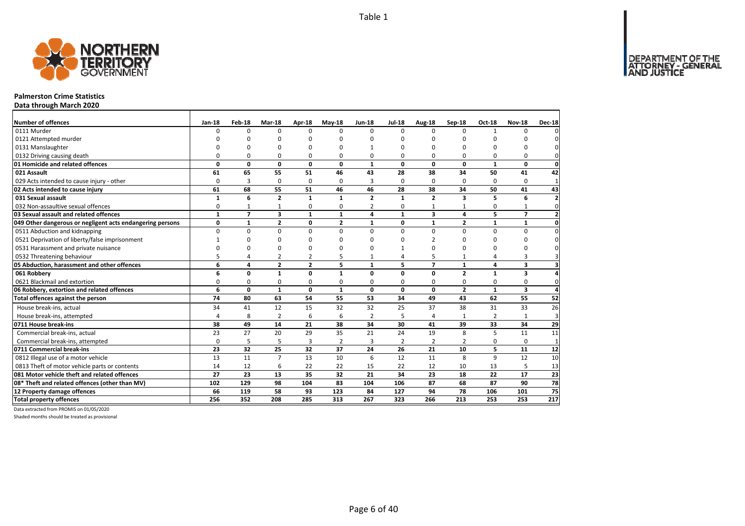Table 1

# Palmerston Crime Statistics

**Data through March 2020**

| Number of offences | Jan-18 | Feb-18 | Mar-18 | Apr-18 | May-18 | Jun-18 | Jul-18 | Aug-18 | Sep-18 | Oct-18 | Nov-18 | Dec-18 |
|---|---|---|---|---|---|---|---|---|---|---|---|---|
| 0111 Murder | 0 | 0 | 0 | 0 | 0 | 0 | 0 | 0 | 0 | 1 | 0 | 0 |
| 0121 Attempted murder | 0 | 0 | 0 | 0 | 0 | 0 | 0 | 0 | 0 | 0 | 0 | 0 |
| 0131 Manslaughter | 0 | 0 | 0 | 0 | 0 | 1 | 0 | 0 | 0 | 0 | 0 | 0 |
| 0132 Driving causing death | 0 | 0 | 0 | 0 | 0 | 0 | 0 | 0 | 0 | 0 | 0 | 0 |
| **01 Homicide and related offences** | **0** | **0** | **0** | **0** | **0** | **1** | **0** | **0** | **0** | **1** | **0** | **0** |
| **021 Assault** | **61** | **65** | **55** | **51** | **46** | **43** | **28** | **38** | **34** | **50** | **41** | **42** |
| 029 Acts intended to cause injury - other | 0 | 3 | 0 | 0 | 0 | 3 | 0 | 0 | 0 | 0 | 0 | 1 |
| **02 Acts intended to cause injury** | **61** | **68** | **55** | **51** | **46** | **46** | **28** | **38** | **34** | **50** | **41** | **43** |
| **031 Sexual assault** | **1** | **6** | **2** | **1** | **1** | **2** | **1** | **2** | **3** | **5** | **6** | **2** |
| 032 Non-assaultive sexual offences | 0 | 1 | 1 | 0 | 0 | 2 | 0 | 1 | 1 | 0 | 1 | 0 |
| **03 Sexual assault and related offences** | **1** | **7** | **3** | **1** | **1** | **4** | **1** | **3** | **4** | **5** | **7** | **2** |
| **049 Other dangerous or negligent acts endangering persons** | **0** | **1** | **2** | **0** | **2** | **1** | **0** | **1** | **2** | **1** | **1** | **0** |
| 0511 Abduction and kidnapping | 0 | 0 | 0 | 0 | 0 | 0 | 0 | 0 | 0 | 0 | 0 | 0 |
| 0521 Deprivation of liberty/false imprisonment | 1 | 0 | 0 | 0 | 0 | 0 | 0 | 2 | 0 | 0 | 0 | 0 |
| 0531 Harassment and private nuisance | 0 | 0 | 0 | 0 | 0 | 0 | 1 | 0 | 0 | 0 | 0 | 0 |
| 0532 Threatening behaviour | 5 | 4 | 2 | 2 | 5 | 1 | 4 | 5 | 1 | 4 | 3 | 3 |
| **05 Abduction, harassment and other offences** | **6** | **4** | **2** | **2** | **5** | **1** | **5** | **7** | **1** | **4** | **3** | **3** |
| **061 Robbery** | **6** | **0** | **1** | **0** | **1** | **0** | **0** | **0** | **2** | **1** | **3** | **4** |
| 0621 Blackmail and extortion | 0 | 0 | 0 | 0 | 0 | 0 | 0 | 0 | 0 | 0 | 0 | 0 |
| **06 Robbery, extortion and related offences** | **6** | **0** | **1** | **0** | **1** | **0** | **0** | **0** | **2** | **1** | **3** | **4** |
| **Total offences against the person** | **74** | **80** | **63** | **54** | **55** | **53** | **34** | **49** | **43** | **62** | **55** | **52** |
| House break-ins, actual | 34 | 41 | 12 | 15 | 32 | 32 | 25 | 37 | 38 | 31 | 33 | 26 |
| House break-ins, attempted | 4 | 8 | 2 | 6 | 6 | 2 | 5 | 4 | 1 | 2 | 1 | 3 |
| **0711 House break-ins** | **38** | **49** | **14** | **21** | **38** | **34** | **30** | **41** | **39** | **33** | **34** | **29** |
| Commercial break-ins, actual | 23 | 27 | 20 | 29 | 35 | 21 | 24 | 19 | 8 | 5 | 11 | 11 |
| Commercial break-ins, attempted | 0 | 5 | 5 | 3 | 2 | 3 | 2 | 2 | 2 | 0 | 0 | 1 |
| **0711 Commercial break-ins** | **23** | **32** | **25** | **32** | **37** | **24** | **26** | **21** | **10** | **5** | **11** | **12** |
| 0812 Illegal use of a motor vehicle | 13 | 11 | 7 | 13 | 10 | 6 | 12 | 11 | 8 | 9 | 12 | 10 |
| 0813 Theft of motor vehicle parts or contents | 14 | 12 | 6 | 22 | 22 | 15 | 22 | 12 | 10 | 13 | 5 | 13 |
| **081 Motor vehicle theft and related offences** | **27** | **23** | **13** | **35** | **32** | **21** | **34** | **23** | **18** | **22** | **17** | **23** |
| **08* Theft and related offences (other than MV)** | **102** | **129** | **98** | **104** | **83** | **104** | **106** | **87** | **68** | **87** | **90** | **78** |
| **12 Property damage offences** | **66** | **119** | **58** | **93** | **123** | **84** | **127** | **94** | **78** | **106** | **101** | **75** |
| **Total property offences** | **256** | **352** | **208** | **285** | **313** | **267** | **323** | **266** | **213** | **253** | **253** | **217** |

Data extracted from PROMIS on 01/05/2020

Shaded months should be treated as provisional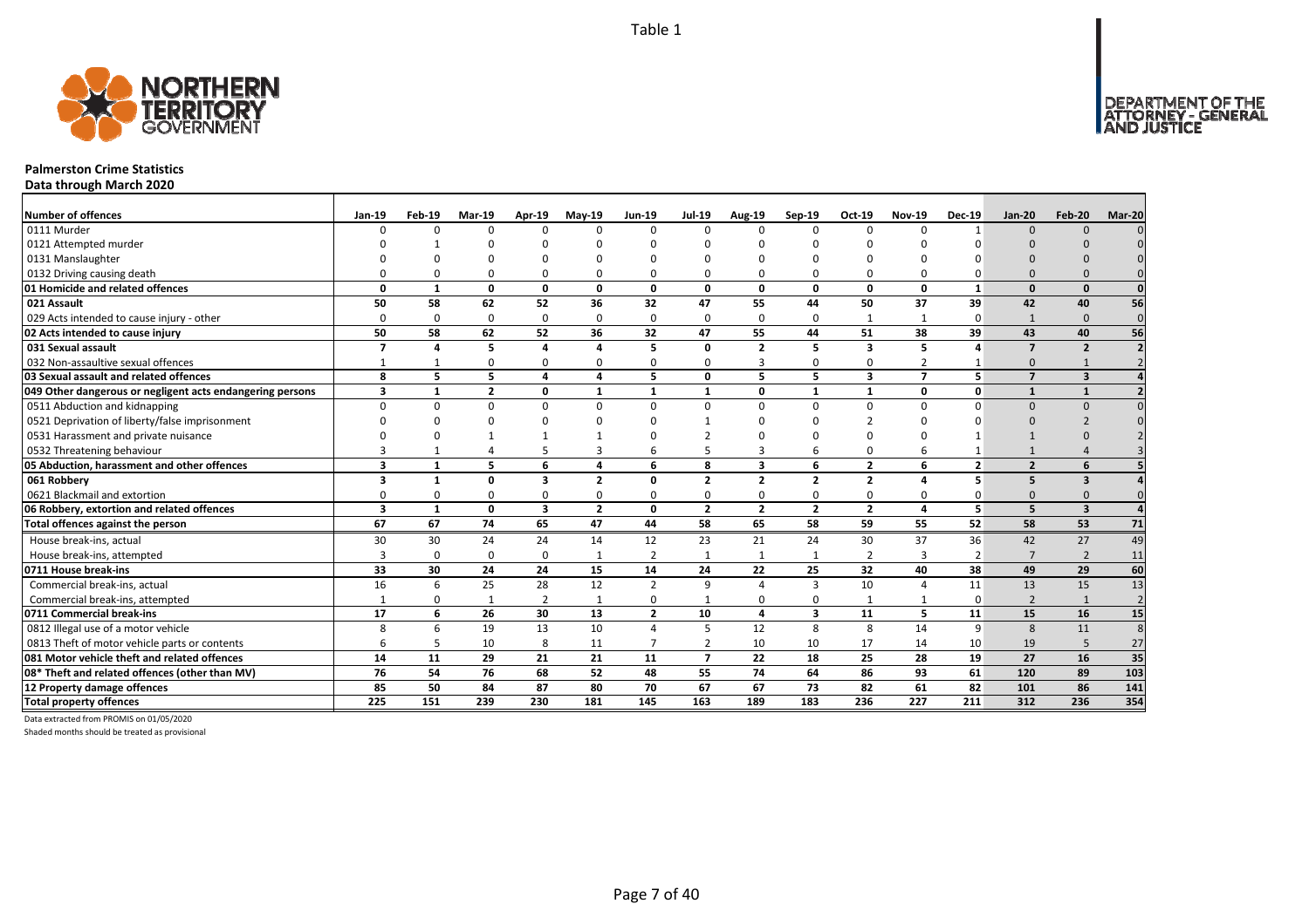Table 1

# Palmerston Crime Statistics

**Data through March 2020**

| Number of offences | Jan-19 | Feb-19 | Mar-19 | Apr-19 | May-19 | Jun-19 | Jul-19 | Aug-19 | Sep-19 | Oct-19 | Nov-19 | Dec-19 | Jan-20 | Feb-20 | Mar-20 |
|---|---|---|---|---|---|---|---|---|---|---|---|---|---|---|---|
| 0111 Murder | 0 | 0 | 0 | 0 | 0 | 0 | 0 | 0 | 0 | 0 | 0 | 1 | 0 | 0 | 0 |
| 0121 Attempted murder | 0 | 1 | 0 | 0 | 0 | 0 | 0 | 0 | 0 | 0 | 0 | 0 | 0 | 0 | 0 |
| 0131 Manslaughter | 0 | 0 | 0 | 0 | 0 | 0 | 0 | 0 | 0 | 0 | 0 | 0 | 0 | 0 | 0 |
| 0132 Driving causing death | 0 | 0 | 0 | 0 | 0 | 0 | 0 | 0 | 0 | 0 | 0 | 0 | 0 | 0 | 0 |
| **01 Homicide and related offences** | **0** | **1** | **0** | **0** | **0** | **0** | **0** | **0** | **0** | **0** | **0** | **1** | **0** | **0** | **0** |
| **021 Assault** | **50** | **58** | **62** | **52** | **36** | **32** | **47** | **55** | **44** | **50** | **37** | **39** | **42** | **40** | **56** |
| 029 Acts intended to cause injury - other | 0 | 0 | 0 | 0 | 0 | 0 | 0 | 0 | 0 | 1 | 1 | 0 | 1 | 0 | 0 |
| **02 Acts intended to cause injury** | **50** | **58** | **62** | **52** | **36** | **32** | **47** | **55** | **44** | **51** | **38** | **39** | **43** | **40** | **56** |
| **031 Sexual assault** | **7** | **4** | **5** | **4** | **4** | **5** | **0** | **2** | **5** | **3** | **5** | **4** | **7** | **2** | **2** |
| 032 Non-assaultive sexual offences | 1 | 1 | 0 | 0 | 0 | 0 | 0 | 3 | 0 | 0 | 2 | 1 | 0 | 1 | 2 |
| **03 Sexual assault and related offences** | **8** | **5** | **5** | **4** | **4** | **5** | **0** | **5** | **5** | **3** | **7** | **5** | **7** | **3** | **4** |
| **049 Other dangerous or negligent acts endangering persons** | **3** | **1** | **2** | **0** | **1** | **1** | **1** | **0** | **1** | **1** | **0** | **0** | **1** | **1** | **2** |
| 0511 Abduction and kidnapping | 0 | 0 | 0 | 0 | 0 | 0 | 0 | 0 | 0 | 0 | 0 | 0 | 0 | 0 | 0 |
| 0521 Deprivation of liberty/false imprisonment | 0 | 0 | 0 | 0 | 0 | 0 | 1 | 0 | 0 | 2 | 0 | 0 | 0 | 2 | 0 |
| 0531 Harassment and private nuisance | 0 | 0 | 1 | 1 | 1 | 0 | 2 | 0 | 0 | 0 | 0 | 1 | 1 | 0 | 2 |
| 0532 Threatening behaviour | 3 | 1 | 4 | 5 | 3 | 6 | 5 | 3 | 6 | 0 | 6 | 1 | 1 | 4 | 3 |
| **05 Abduction, harassment and other offences** | **3** | **1** | **5** | **6** | **4** | **6** | **8** | **3** | **6** | **2** | **6** | **2** | **2** | **6** | **5** |
| **061 Robbery** | **3** | **1** | **0** | **3** | **2** | **0** | **2** | **2** | **2** | **2** | **4** | **5** | **5** | **3** | **4** |
| 0621 Blackmail and extortion | 0 | 0 | 0 | 0 | 0 | 0 | 0 | 0 | 0 | 0 | 0 | 0 | 0 | 0 | 0 |
| **06 Robbery, extortion and related offences** | **3** | **1** | **0** | **3** | **2** | **0** | **2** | **2** | **2** | **2** | **4** | **5** | **5** | **3** | **4** |
| **Total offences against the person** | **67** | **67** | **74** | **65** | **47** | **44** | **58** | **65** | **58** | **59** | **55** | **52** | **58** | **53** | **71** |
| House break-ins, actual | 30 | 30 | 24 | 24 | 14 | 12 | 23 | 21 | 24 | 30 | 37 | 36 | 42 | 27 | 49 |
| House break-ins, attempted | 3 | 0 | 0 | 0 | 1 | 2 | 1 | 1 | 1 | 2 | 3 | 2 | 7 | 2 | 11 |
| **0711 House break-ins** | **33** | **30** | **24** | **24** | **15** | **14** | **24** | **22** | **25** | **32** | **40** | **38** | **49** | **29** | **60** |
| Commercial break-ins, actual | 16 | 6 | 25 | 28 | 12 | 2 | 9 | 4 | 3 | 10 | 4 | 11 | 13 | 15 | 13 |
| Commercial break-ins, attempted | 1 | 0 | 1 | 2 | 1 | 0 | 1 | 0 | 0 | 1 | 1 | 0 | 2 | 1 | 2 |
| **0711 Commercial break-ins** | **17** | **6** | **26** | **30** | **13** | **2** | **10** | **4** | **3** | **11** | **5** | **11** | **15** | **16** | **15** |
| 0812 Illegal use of a motor vehicle | 8 | 6 | 19 | 13 | 10 | 4 | 5 | 12 | 8 | 8 | 14 | 9 | 8 | 11 | 8 |
| 0813 Theft of motor vehicle parts or contents | 6 | 5 | 10 | 8 | 11 | 7 | 2 | 10 | 10 | 17 | 14 | 10 | 19 | 5 | 27 |
| **081 Motor vehicle theft and related offences** | **14** | **11** | **29** | **21** | **21** | **11** | **7** | **22** | **18** | **25** | **28** | **19** | **27** | **16** | **35** |
| **08* Theft and related offences (other than MV)** | **76** | **54** | **76** | **68** | **52** | **48** | **55** | **74** | **64** | **86** | **93** | **61** | **120** | **89** | **103** |
| **12 Property damage offences** | **85** | **50** | **84** | **87** | **80** | **70** | **67** | **67** | **73** | **82** | **61** | **82** | **101** | **86** | **141** |
| **Total property offences** | **225** | **151** | **239** | **230** | **181** | **145** | **163** | **189** | **183** | **236** | **227** | **211** | **312** | **236** | **354** |

Data extracted from PROMIS on 01/05/2020

Shaded months should be treated as provisional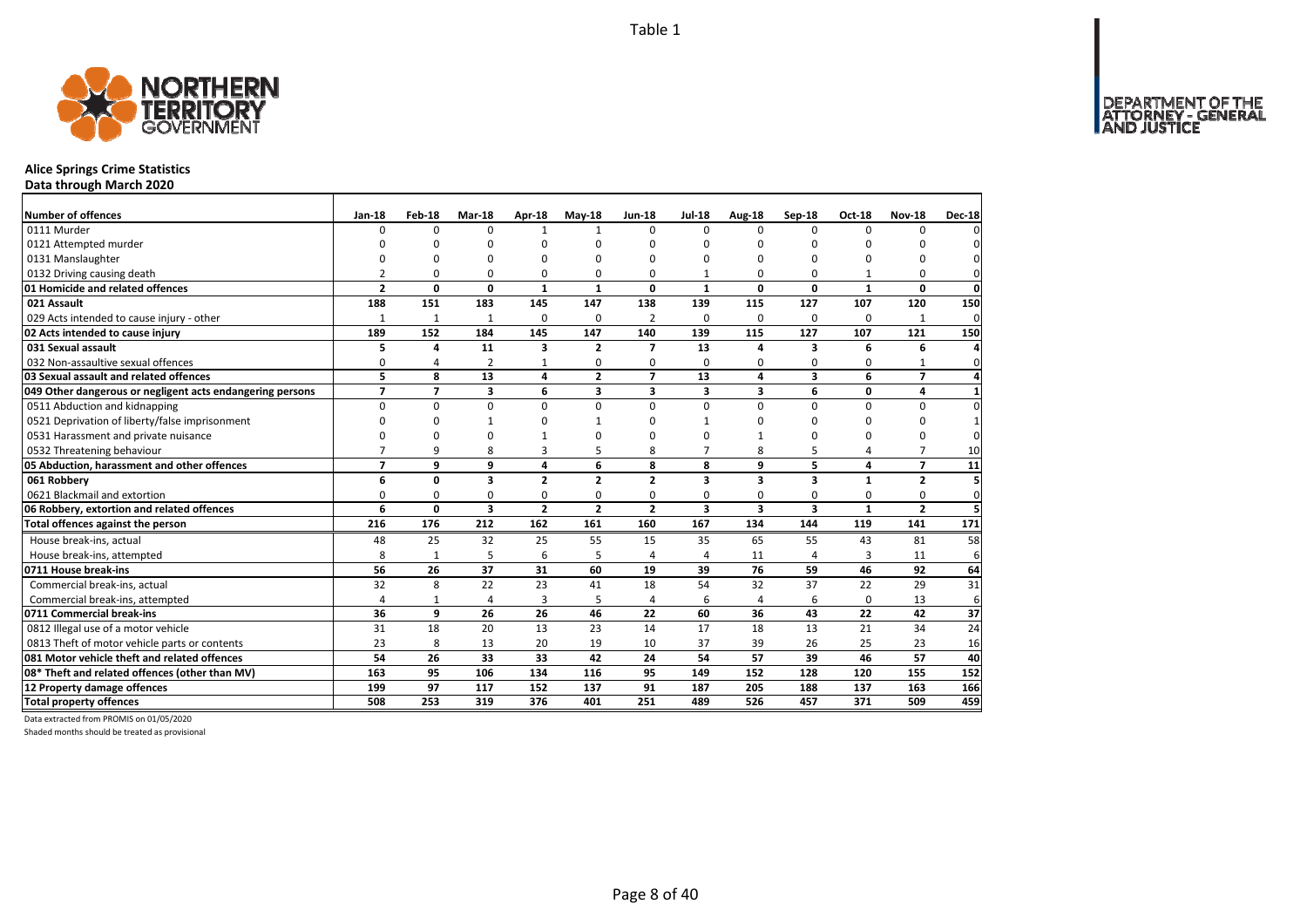Table 1

# Alice Springs Crime Statistics

**Data through March 2020**

| Number of offences | Jan-18 | Feb-18 | Mar-18 | Apr-18 | May-18 | Jun-18 | Jul-18 | Aug-18 | Sep-18 | Oct-18 | Nov-18 | Dec-18 |
|---|---|---|---|---|---|---|---|---|---|---|---|---|
| 0111 Murder | 0 | 0 | 0 | 1 | 1 | 0 | 0 | 0 | 0 | 0 | 0 | 0 |
| 0121 Attempted murder | 0 | 0 | 0 | 0 | 0 | 0 | 0 | 0 | 0 | 0 | 0 | 0 |
| 0131 Manslaughter | 0 | 0 | 0 | 0 | 0 | 0 | 0 | 0 | 0 | 0 | 0 | 0 |
| 0132 Driving causing death | 2 | 0 | 0 | 0 | 0 | 0 | 1 | 0 | 0 | 1 | 0 | 0 |
| **01 Homicide and related offences** | **2** | **0** | **0** | **1** | **1** | **0** | **1** | **0** | **0** | **1** | **0** | **0** |
| **021 Assault** | **188** | **151** | **183** | **145** | **147** | **138** | **139** | **115** | **127** | **107** | **120** | **150** |
| 029 Acts intended to cause injury - other | 1 | 1 | 1 | 0 | 0 | 2 | 0 | 0 | 0 | 0 | 1 | 0 |
| **02 Acts intended to cause injury** | **189** | **152** | **184** | **145** | **147** | **140** | **139** | **115** | **127** | **107** | **121** | **150** |
| **031 Sexual assault** | **5** | **4** | **11** | **3** | **2** | **7** | **13** | **4** | **3** | **6** | **6** | **4** |
| 032 Non-assaultive sexual offences | 0 | 4 | 2 | 1 | 0 | 0 | 0 | 0 | 0 | 0 | 1 | 0 |
| **03 Sexual assault and related offences** | **5** | **8** | **13** | **4** | **2** | **7** | **13** | **4** | **3** | **6** | **7** | **4** |
| **049 Other dangerous or negligent acts endangering persons** | **7** | **7** | **3** | **6** | **3** | **3** | **3** | **3** | **6** | **0** | **4** | **1** |
| 0511 Abduction and kidnapping | 0 | 0 | 0 | 0 | 0 | 0 | 0 | 0 | 0 | 0 | 0 | 0 |
| 0521 Deprivation of liberty/false imprisonment | 0 | 0 | 1 | 0 | 1 | 0 | 1 | 0 | 0 | 0 | 0 | 1 |
| 0531 Harassment and private nuisance | 0 | 0 | 0 | 1 | 0 | 0 | 0 | 1 | 0 | 0 | 0 | 0 |
| 0532 Threatening behaviour | 7 | 9 | 8 | 3 | 5 | 8 | 7 | 8 | 5 | 4 | 7 | 10 |
| **05 Abduction, harassment and other offences** | **7** | **9** | **9** | **4** | **6** | **8** | **8** | **9** | **5** | **4** | **7** | **11** |
| **061 Robbery** | **6** | **0** | **3** | **2** | **2** | **2** | **3** | **3** | **3** | **1** | **2** | **5** |
| 0621 Blackmail and extortion | 0 | 0 | 0 | 0 | 0 | 0 | 0 | 0 | 0 | 0 | 0 | 0 |
| **06 Robbery, extortion and related offences** | **6** | **0** | **3** | **2** | **2** | **2** | **3** | **3** | **3** | **1** | **2** | **5** |
| **Total offences against the person** | **216** | **176** | **212** | **162** | **161** | **160** | **167** | **134** | **144** | **119** | **141** | **171** |
| House break-ins, actual | 48 | 25 | 32 | 25 | 55 | 15 | 35 | 65 | 55 | 43 | 81 | 58 |
| House break-ins, attempted | 8 | 1 | 5 | 6 | 5 | 4 | 4 | 11 | 4 | 3 | 11 | 6 |
| **0711 House break-ins** | **56** | **26** | **37** | **31** | **60** | **19** | **39** | **76** | **59** | **46** | **92** | **64** |
| Commercial break-ins, actual | 32 | 8 | 22 | 23 | 41 | 18 | 54 | 32 | 37 | 22 | 29 | 31 |
| Commercial break-ins, attempted | 4 | 1 | 4 | 3 | 5 | 4 | 6 | 4 | 6 | 0 | 13 | 6 |
| **0711 Commercial break-ins** | **36** | **9** | **26** | **26** | **46** | **22** | **60** | **36** | **43** | **22** | **42** | **37** |
| 0812 Illegal use of a motor vehicle | 31 | 18 | 20 | 13 | 23 | 14 | 17 | 18 | 13 | 21 | 34 | 24 |
| 0813 Theft of motor vehicle parts or contents | 23 | 8 | 13 | 20 | 19 | 10 | 37 | 39 | 26 | 25 | 23 | 16 |
| **081 Motor vehicle theft and related offences** | **54** | **26** | **33** | **33** | **42** | **24** | **54** | **57** | **39** | **46** | **57** | **40** |
| **08* Theft and related offences (other than MV)** | **163** | **95** | **106** | **134** | **116** | **95** | **149** | **152** | **128** | **120** | **155** | **152** |
| **12 Property damage offences** | **199** | **97** | **117** | **152** | **137** | **91** | **187** | **205** | **188** | **137** | **163** | **166** |
| **Total property offences** | **508** | **253** | **319** | **376** | **401** | **251** | **489** | **526** | **457** | **371** | **509** | **459** |

Data extracted from PROMIS on 01/05/2020

Shaded months should be treated as provisional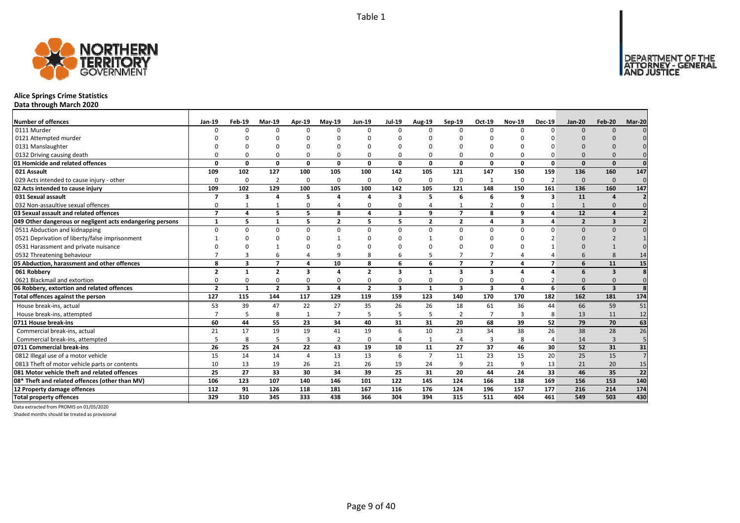Table 1

**Alice Springs Crime Statistics**
**Data through March 2020**

| Number of offences | Jan-19 | Feb-19 | Mar-19 | Apr-19 | May-19 | Jun-19 | Jul-19 | Aug-19 | Sep-19 | Oct-19 | Nov-19 | Dec-19 | Jan-20 | Feb-20 | Mar-20 |
|---|---|---|---|---|---|---|---|---|---|---|---|---|---|---|---|
| 0111 Murder | 0 | 0 | 0 | 0 | 0 | 0 | 0 | 0 | 0 | 0 | 0 | 0 | 0 | 0 | 0 |
| 0121 Attempted murder | 0 | 0 | 0 | 0 | 0 | 0 | 0 | 0 | 0 | 0 | 0 | 0 | 0 | 0 | 0 |
| 0131 Manslaughter | 0 | 0 | 0 | 0 | 0 | 0 | 0 | 0 | 0 | 0 | 0 | 0 | 0 | 0 | 0 |
| 0132 Driving causing death | 0 | 0 | 0 | 0 | 0 | 0 | 0 | 0 | 0 | 0 | 0 | 0 | 0 | 0 | 0 |
| **01 Homicide and related offences** | **0** | **0** | **0** | **0** | **0** | **0** | **0** | **0** | **0** | **0** | **0** | **0** | **0** | **0** | **0** |
| **021 Assault** | **109** | **102** | **127** | **100** | **105** | **100** | **142** | **105** | **121** | **147** | **150** | **159** | **136** | **160** | **147** |
| 029 Acts intended to cause injury - other | 0 | 0 | 2 | 0 | 0 | 0 | 0 | 0 | 0 | 1 | 0 | 2 | 0 | 0 | 0 |
| **02 Acts intended to cause injury** | **109** | **102** | **129** | **100** | **105** | **100** | **142** | **105** | **121** | **148** | **150** | **161** | **136** | **160** | **147** |
| **031 Sexual assault** | **7** | **3** | **4** | **5** | **4** | **4** | **3** | **5** | **6** | **6** | **9** | **3** | **11** | **4** | **2** |
| 032 Non-assaultive sexual offences | 0 | 1 | 1 | 0 | 4 | 0 | 0 | 4 | 1 | 2 | 0 | 1 | 1 | 0 | 0 |
| **03 Sexual assault and related offences** | **7** | **4** | **5** | **5** | **8** | **4** | **3** | **9** | **7** | **8** | **9** | **4** | **12** | **4** | **2** |
| **049 Other dangerous or negligent acts endangering persons** | **1** | **5** | **1** | **5** | **2** | **5** | **5** | **2** | **2** | **4** | **3** | **4** | **2** | **3** | **2** |
| 0511 Abduction and kidnapping | 0 | 0 | 0 | 0 | 0 | 0 | 0 | 0 | 0 | 0 | 0 | 0 | 0 | 0 | 0 |
| 0521 Deprivation of liberty/false imprisonment | 1 | 0 | 0 | 0 | 1 | 0 | 0 | 1 | 0 | 0 | 0 | 2 | 0 | 2 | 1 |
| 0531 Harassment and private nuisance | 0 | 0 | 1 | 0 | 0 | 0 | 0 | 0 | 0 | 0 | 0 | 1 | 0 | 1 | 0 |
| 0532 Threatening behaviour | 7 | 3 | 6 | 4 | 9 | 8 | 6 | 5 | 7 | 7 | 4 | 4 | 6 | 8 | 14 |
| **05 Abduction, harassment and other offences** | **8** | **3** | **7** | **4** | **10** | **8** | **6** | **6** | **7** | **7** | **4** | **7** | **6** | **11** | **15** |
| **061 Robbery** | **2** | **1** | **2** | **3** | **4** | **2** | **3** | **1** | **3** | **3** | **4** | **4** | **6** | **3** | **8** |
| 0621 Blackmail and extortion | 0 | 0 | 0 | 0 | 0 | 0 | 0 | 0 | 0 | 0 | 0 | 2 | 0 | 0 | 0 |
| **06 Robbery, extortion and related offences** | **2** | **1** | **2** | **3** | **4** | **2** | **3** | **1** | **3** | **3** | **4** | **6** | **6** | **3** | **8** |
| **Total offences against the person** | **127** | **115** | **144** | **117** | **129** | **119** | **159** | **123** | **140** | **170** | **170** | **182** | **162** | **181** | **174** |
| House break-ins, actual | 53 | 39 | 47 | 22 | 27 | 35 | 26 | 26 | 18 | 61 | 36 | 44 | 66 | 59 | 51 |
| House break-ins, attempted | 7 | 5 | 8 | 1 | 7 | 5 | 5 | 5 | 2 | 7 | 3 | 8 | 13 | 11 | 12 |
| **0711 House break-ins** | **60** | **44** | **55** | **23** | **34** | **40** | **31** | **31** | **20** | **68** | **39** | **52** | **79** | **70** | **63** |
| Commercial break-ins, actual | 21 | 17 | 19 | 19 | 41 | 19 | 6 | 10 | 23 | 34 | 38 | 26 | 38 | 28 | 26 |
| Commercial break-ins, attempted | 5 | 8 | 5 | 3 | 2 | 0 | 4 | 1 | 4 | 3 | 8 | 4 | 14 | 3 | 5 |
| **0711 Commercial break-ins** | **26** | **25** | **24** | **22** | **43** | **19** | **10** | **11** | **27** | **37** | **46** | **30** | **52** | **31** | **31** |
| 0812 Illegal use of a motor vehicle | 15 | 14 | 14 | 4 | 13 | 13 | 6 | 7 | 11 | 23 | 15 | 20 | 25 | 15 | 7 |
| 0813 Theft of motor vehicle parts or contents | 10 | 13 | 19 | 26 | 21 | 26 | 19 | 24 | 9 | 21 | 9 | 13 | 21 | 20 | 15 |
| **081 Motor vehicle theft and related offences** | **25** | **27** | **33** | **30** | **34** | **39** | **25** | **31** | **20** | **44** | **24** | **33** | **46** | **35** | **22** |
| **08* Theft and related offences (other than MV)** | **106** | **123** | **107** | **140** | **146** | **101** | **122** | **145** | **124** | **166** | **138** | **169** | **156** | **153** | **140** |
| **12 Property damage offences** | **112** | **91** | **126** | **118** | **181** | **167** | **116** | **176** | **124** | **196** | **157** | **177** | **216** | **214** | **174** |
| **Total property offences** | **329** | **310** | **345** | **333** | **438** | **366** | **304** | **394** | **315** | **511** | **404** | **461** | **549** | **503** | **430** |

Data extracted from PROMIS on 01/05/2020

Shaded months should be treated as provisional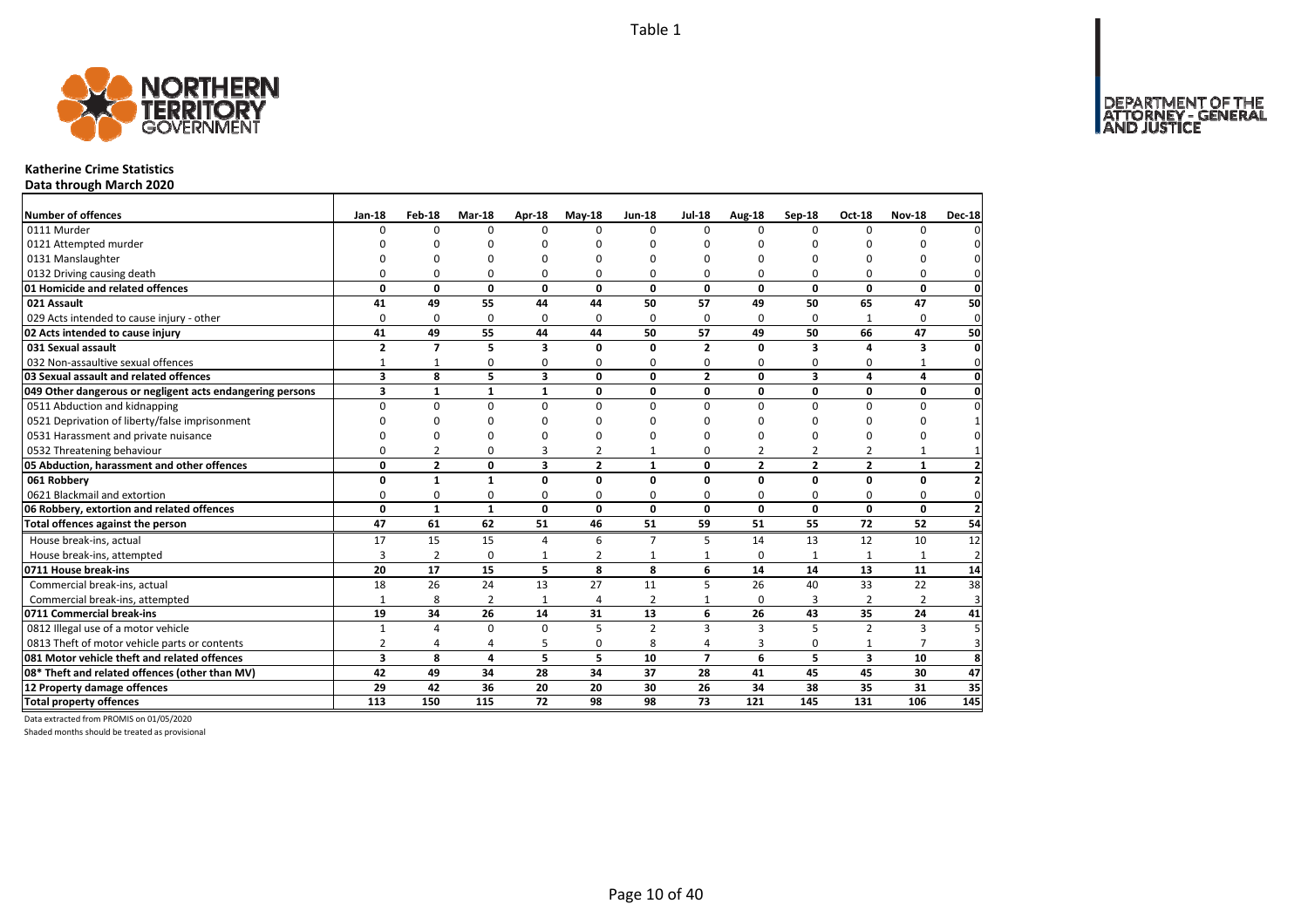Table 1

# Katherine Crime Statistics

**Data through March 2020**

| Number of offences | Jan-18 | Feb-18 | Mar-18 | Apr-18 | May-18 | Jun-18 | Jul-18 | Aug-18 | Sep-18 | Oct-18 | Nov-18 | Dec-18 |
|---|---|---|---|---|---|---|---|---|---|---|---|---|
| 0111 Murder | 0 | 0 | 0 | 0 | 0 | 0 | 0 | 0 | 0 | 0 | 0 | 0 |
| 0121 Attempted murder | 0 | 0 | 0 | 0 | 0 | 0 | 0 | 0 | 0 | 0 | 0 | 0 |
| 0131 Manslaughter | 0 | 0 | 0 | 0 | 0 | 0 | 0 | 0 | 0 | 0 | 0 | 0 |
| 0132 Driving causing death | 0 | 0 | 0 | 0 | 0 | 0 | 0 | 0 | 0 | 0 | 0 | 0 |
| **01 Homicide and related offences** | **0** | **0** | **0** | **0** | **0** | **0** | **0** | **0** | **0** | **0** | **0** | **0** |
| **021 Assault** | **41** | **49** | **55** | **44** | **44** | **50** | **57** | **49** | **50** | **65** | **47** | **50** |
| 029 Acts intended to cause injury - other | 0 | 0 | 0 | 0 | 0 | 0 | 0 | 0 | 0 | 1 | 0 | 0 |
| **02 Acts intended to cause injury** | **41** | **49** | **55** | **44** | **44** | **50** | **57** | **49** | **50** | **66** | **47** | **50** |
| **031 Sexual assault** | **2** | **7** | **5** | **3** | **0** | **0** | **2** | **0** | **3** | **4** | **3** | **0** |
| 032 Non-assaultive sexual offences | 1 | 1 | 0 | 0 | 0 | 0 | 0 | 0 | 0 | 0 | 1 | 0 |
| **03 Sexual assault and related offences** | **3** | **8** | **5** | **3** | **0** | **0** | **2** | **0** | **3** | **4** | **4** | **0** |
| **049 Other dangerous or negligent acts endangering persons** | **3** | **1** | **1** | **1** | **0** | **0** | **0** | **0** | **0** | **0** | **0** | **0** |
| 0511 Abduction and kidnapping | 0 | 0 | 0 | 0 | 0 | 0 | 0 | 0 | 0 | 0 | 0 | 0 |
| 0521 Deprivation of liberty/false imprisonment | 0 | 0 | 0 | 0 | 0 | 0 | 0 | 0 | 0 | 0 | 0 | 1 |
| 0531 Harassment and private nuisance | 0 | 0 | 0 | 0 | 0 | 0 | 0 | 0 | 0 | 0 | 0 | 0 |
| 0532 Threatening behaviour | 0 | 2 | 0 | 3 | 2 | 1 | 0 | 2 | 2 | 2 | 1 | 1 |
| **05 Abduction, harassment and other offences** | **0** | **2** | **0** | **3** | **2** | **1** | **0** | **2** | **2** | **2** | **1** | **2** |
| **061 Robbery** | **0** | **1** | **1** | **0** | **0** | **0** | **0** | **0** | **0** | **0** | **0** | **2** |
| 0621 Blackmail and extortion | 0 | 0 | 0 | 0 | 0 | 0 | 0 | 0 | 0 | 0 | 0 | 0 |
| **06 Robbery, extortion and related offences** | **0** | **1** | **1** | **0** | **0** | **0** | **0** | **0** | **0** | **0** | **0** | **2** |
| **Total offences against the person** | **47** | **61** | **62** | **51** | **46** | **51** | **59** | **51** | **55** | **72** | **52** | **54** |
| House break-ins, actual | 17 | 15 | 15 | 4 | 6 | 7 | 5 | 14 | 13 | 12 | 10 | 12 |
| House break-ins, attempted | 3 | 2 | 0 | 1 | 2 | 1 | 1 | 0 | 1 | 1 | 1 | 2 |
| **0711 House break-ins** | **20** | **17** | **15** | **5** | **8** | **8** | **6** | **14** | **14** | **13** | **11** | **14** |
| Commercial break-ins, actual | 18 | 26 | 24 | 13 | 27 | 11 | 5 | 26 | 40 | 33 | 22 | 38 |
| Commercial break-ins, attempted | 1 | 8 | 2 | 1 | 4 | 2 | 1 | 0 | 3 | 2 | 2 | 3 |
| **0711 Commercial break-ins** | **19** | **34** | **26** | **14** | **31** | **13** | **6** | **26** | **43** | **35** | **24** | **41** |
| 0812 Illegal use of a motor vehicle | 1 | 4 | 0 | 0 | 5 | 2 | 3 | 3 | 5 | 2 | 3 | 5 |
| 0813 Theft of motor vehicle parts or contents | 2 | 4 | 4 | 5 | 0 | 8 | 4 | 3 | 0 | 1 | 7 | 3 |
| **081 Motor vehicle theft and related offences** | **3** | **8** | **4** | **5** | **5** | **10** | **7** | **6** | **5** | **3** | **10** | **8** |
| **08* Theft and related offences (other than MV)** | **42** | **49** | **34** | **28** | **34** | **37** | **28** | **41** | **45** | **45** | **30** | **47** |
| **12 Property damage offences** | **29** | **42** | **36** | **20** | **20** | **30** | **26** | **34** | **38** | **35** | **31** | **35** |
| **Total property offences** | **113** | **150** | **115** | **72** | **98** | **98** | **73** | **121** | **145** | **131** | **106** | **145** |

Data extracted from PROMIS on 01/05/2020

Shaded months should be treated as provisional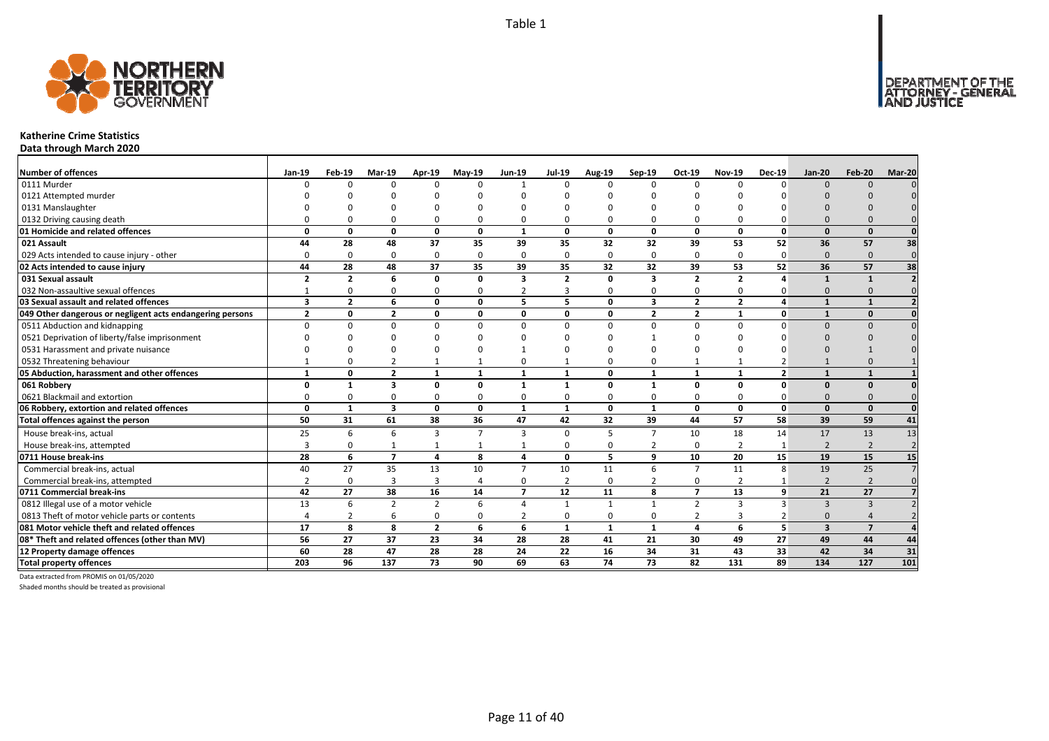Table 1

**Katherine Crime Statistics**
**Data through March 2020**

| Number of offences | Jan-19 | Feb-19 | Mar-19 | Apr-19 | May-19 | Jun-19 | Jul-19 | Aug-19 | Sep-19 | Oct-19 | Nov-19 | Dec-19 | Jan-20 | Feb-20 | Mar-20 |
|---|---|---|---|---|---|---|---|---|---|---|---|---|---|---|---|
| 0111 Murder | 0 | 0 | 0 | 0 | 0 | 1 | 0 | 0 | 0 | 0 | 0 | 0 | 0 | 0 | 0 |
| 0121 Attempted murder | 0 | 0 | 0 | 0 | 0 | 0 | 0 | 0 | 0 | 0 | 0 | 0 | 0 | 0 | 0 |
| 0131 Manslaughter | 0 | 0 | 0 | 0 | 0 | 0 | 0 | 0 | 0 | 0 | 0 | 0 | 0 | 0 | 0 |
| 0132 Driving causing death | 0 | 0 | 0 | 0 | 0 | 0 | 0 | 0 | 0 | 0 | 0 | 0 | 0 | 0 | 0 |
| **01 Homicide and related offences** | **0** | **0** | **0** | **0** | **0** | **1** | **0** | **0** | **0** | **0** | **0** | **0** | **0** | **0** | **0** |
| **021 Assault** | **44** | **28** | **48** | **37** | **35** | **39** | **35** | **32** | **32** | **39** | **53** | **52** | **36** | **57** | **38** |
| 029 Acts intended to cause injury - other | 0 | 0 | 0 | 0 | 0 | 0 | 0 | 0 | 0 | 0 | 0 | 0 | 0 | 0 | 0 |
| **02 Acts intended to cause injury** | **44** | **28** | **48** | **37** | **35** | **39** | **35** | **32** | **32** | **39** | **53** | **52** | **36** | **57** | **38** |
| **031 Sexual assault** | **2** | **2** | **6** | **0** | **0** | **3** | **2** | **0** | **3** | **2** | **2** | **4** | **1** | **1** | **2** |
| 032 Non-assaultive sexual offences | 1 | 0 | 0 | 0 | 0 | 2 | 3 | 0 | 0 | 0 | 0 | 0 | 0 | 0 | 0 |
| **03 Sexual assault and related offences** | **3** | **2** | **6** | **0** | **0** | **5** | **5** | **0** | **3** | **2** | **2** | **4** | **1** | **1** | **2** |
| **049 Other dangerous or negligent acts endangering persons** | **2** | **0** | **2** | **0** | **0** | **0** | **0** | **0** | **2** | **2** | **1** | **0** | **1** | **0** | **0** |
| 0511 Abduction and kidnapping | 0 | 0 | 0 | 0 | 0 | 0 | 0 | 0 | 0 | 0 | 0 | 0 | 0 | 0 | 0 |
| 0521 Deprivation of liberty/false imprisonment | 0 | 0 | 0 | 0 | 0 | 0 | 0 | 0 | 1 | 0 | 0 | 0 | 0 | 0 | 0 |
| 0531 Harassment and private nuisance | 0 | 0 | 0 | 0 | 0 | 1 | 0 | 0 | 0 | 0 | 0 | 0 | 0 | 1 | 0 |
| 0532 Threatening behaviour | 1 | 0 | 2 | 1 | 1 | 0 | 1 | 0 | 0 | 1 | 1 | 2 | 1 | 0 | 1 |
| **05 Abduction, harassment and other offences** | **1** | **0** | **2** | **1** | **1** | **1** | **1** | **0** | **1** | **1** | **1** | **2** | **1** | **1** | **1** |
| **061 Robbery** | **0** | **1** | **3** | **0** | **0** | **1** | **1** | **0** | **1** | **0** | **0** | **0** | **0** | **0** | **0** |
| 0621 Blackmail and extortion | 0 | 0 | 0 | 0 | 0 | 0 | 0 | 0 | 0 | 0 | 0 | 0 | 0 | 0 | 0 |
| **06 Robbery, extortion and related offences** | **0** | **1** | **3** | **0** | **0** | **1** | **1** | **0** | **1** | **0** | **0** | **0** | **0** | **0** | **0** |
| **Total offences against the person** | **50** | **31** | **61** | **38** | **36** | **47** | **42** | **32** | **39** | **44** | **57** | **58** | **39** | **59** | **41** |
| House break-ins, actual | 25 | 6 | 6 | 3 | 7 | 3 | 0 | 5 | 7 | 10 | 18 | 14 | 17 | 13 | 13 |
| House break-ins, attempted | 3 | 0 | 1 | 1 | 1 | 1 | 0 | 0 | 2 | 0 | 2 | 1 | 2 | 2 | 2 |
| **0711 House break-ins** | **28** | **6** | **7** | **4** | **8** | **4** | **0** | **5** | **9** | **10** | **20** | **15** | **19** | **15** | **15** |
| Commercial break-ins, actual | 40 | 27 | 35 | 13 | 10 | 7 | 10 | 11 | 6 | 7 | 11 | 8 | 19 | 25 | 7 |
| Commercial break-ins, attempted | 2 | 0 | 3 | 3 | 4 | 0 | 2 | 0 | 2 | 0 | 2 | 1 | 2 | 2 | 0 |
| **0711 Commercial break-ins** | **42** | **27** | **38** | **16** | **14** | **7** | **12** | **11** | **8** | **7** | **13** | **9** | **21** | **27** | **7** |
| 0812 Illegal use of a motor vehicle | 13 | 6 | 2 | 2 | 6 | 4 | 1 | 1 | 1 | 2 | 3 | 3 | 3 | 3 | 2 |
| 0813 Theft of motor vehicle parts or contents | 4 | 2 | 6 | 0 | 0 | 2 | 0 | 0 | 0 | 2 | 3 | 2 | 0 | 4 | 2 |
| **081 Motor vehicle theft and related offences** | **17** | **8** | **8** | **2** | **6** | **6** | **1** | **1** | **1** | **4** | **6** | **5** | **3** | **7** | **4** |
| **08\* Theft and related offences (other than MV)** | **56** | **27** | **37** | **23** | **34** | **28** | **28** | **41** | **21** | **30** | **49** | **27** | **49** | **44** | **44** |
| **12 Property damage offences** | **60** | **28** | **47** | **28** | **28** | **24** | **22** | **16** | **34** | **31** | **43** | **33** | **42** | **34** | **31** |
| **Total property offences** | **203** | **96** | **137** | **73** | **90** | **69** | **63** | **74** | **73** | **82** | **131** | **89** | **134** | **127** | **101** |

Data extracted from PROMIS on 01/05/2020

Shaded months should be treated as provisional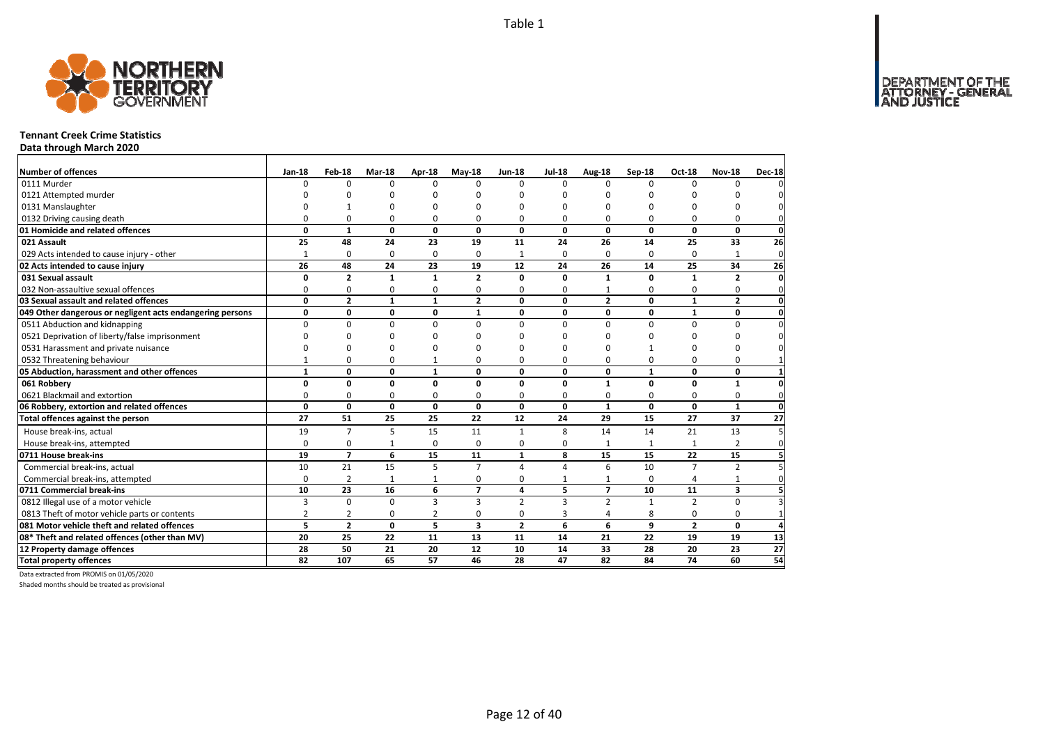Table 1

# Tennant Creek Crime Statistics

**Data through March 2020**

| Number of offences | Jan-18 | Feb-18 | Mar-18 | Apr-18 | May-18 | Jun-18 | Jul-18 | Aug-18 | Sep-18 | Oct-18 | Nov-18 | Dec-18 |
|---|---|---|---|---|---|---|---|---|---|---|---|---|
| 0111 Murder | 0 | 0 | 0 | 0 | 0 | 0 | 0 | 0 | 0 | 0 | 0 | 0 |
| 0121 Attempted murder | 0 | 0 | 0 | 0 | 0 | 0 | 0 | 0 | 0 | 0 | 0 | 0 |
| 0131 Manslaughter | 0 | 1 | 0 | 0 | 0 | 0 | 0 | 0 | 0 | 0 | 0 | 0 |
| 0132 Driving causing death | 0 | 0 | 0 | 0 | 0 | 0 | 0 | 0 | 0 | 0 | 0 | 0 |
| **01 Homicide and related offences** | **0** | **1** | **0** | **0** | **0** | **0** | **0** | **0** | **0** | **0** | **0** | **0** |
| **021 Assault** | **25** | **48** | **24** | **23** | **19** | **11** | **24** | **26** | **14** | **25** | **33** | **26** |
| 029 Acts intended to cause injury - other | 1 | 0 | 0 | 0 | 0 | 1 | 0 | 0 | 0 | 0 | 1 | 0 |
| **02 Acts intended to cause injury** | **26** | **48** | **24** | **23** | **19** | **12** | **24** | **26** | **14** | **25** | **34** | **26** |
| **031 Sexual assault** | **0** | **2** | **1** | **1** | **2** | **0** | **0** | **1** | **0** | **1** | **2** | **0** |
| 032 Non-assaultive sexual offences | 0 | 0 | 0 | 0 | 0 | 0 | 0 | 1 | 0 | 0 | 0 | 0 |
| **03 Sexual assault and related offences** | **0** | **2** | **1** | **1** | **2** | **0** | **0** | **2** | **0** | **1** | **2** | **0** |
| **049 Other dangerous or negligent acts endangering persons** | **0** | **0** | **0** | **0** | **1** | **0** | **0** | **0** | **0** | **1** | **0** | **0** |
| 0511 Abduction and kidnapping | 0 | 0 | 0 | 0 | 0 | 0 | 0 | 0 | 0 | 0 | 0 | 0 |
| 0521 Deprivation of liberty/false imprisonment | 0 | 0 | 0 | 0 | 0 | 0 | 0 | 0 | 0 | 0 | 0 | 0 |
| 0531 Harassment and private nuisance | 0 | 0 | 0 | 0 | 0 | 0 | 0 | 0 | 1 | 0 | 0 | 0 |
| 0532 Threatening behaviour | 1 | 0 | 0 | 1 | 0 | 0 | 0 | 0 | 0 | 0 | 0 | 1 |
| **05 Abduction, harassment and other offences** | **1** | **0** | **0** | **1** | **0** | **0** | **0** | **0** | **1** | **0** | **0** | **1** |
| **061 Robbery** | **0** | **0** | **0** | **0** | **0** | **0** | **0** | **1** | **0** | **0** | **1** | **0** |
| 0621 Blackmail and extortion | 0 | 0 | 0 | 0 | 0 | 0 | 0 | 0 | 0 | 0 | 0 | 0 |
| **06 Robbery, extortion and related offences** | **0** | **0** | **0** | **0** | **0** | **0** | **0** | **1** | **0** | **0** | **1** | **0** |
| **Total offences against the person** | **27** | **51** | **25** | **25** | **22** | **12** | **24** | **29** | **15** | **27** | **37** | **27** |
| House break-ins, actual | 19 | 7 | 5 | 15 | 11 | 1 | 8 | 14 | 14 | 21 | 13 | 5 |
| House break-ins, attempted | 0 | 0 | 1 | 0 | 0 | 0 | 0 | 1 | 1 | 1 | 2 | 0 |
| **0711 House break-ins** | **19** | **7** | **6** | **15** | **11** | **1** | **8** | **15** | **15** | **22** | **15** | **5** |
| Commercial break-ins, actual | 10 | 21 | 15 | 5 | 7 | 4 | 4 | 6 | 10 | 7 | 2 | 5 |
| Commercial break-ins, attempted | 0 | 2 | 1 | 1 | 0 | 0 | 1 | 1 | 0 | 4 | 1 | 0 |
| **0711 Commercial break-ins** | **10** | **23** | **16** | **6** | **7** | **4** | **5** | **7** | **10** | **11** | **3** | **5** |
| 0812 Illegal use of a motor vehicle | 3 | 0 | 0 | 3 | 3 | 2 | 3 | 2 | 1 | 2 | 0 | 3 |
| 0813 Theft of motor vehicle parts or contents | 2 | 2 | 0 | 2 | 0 | 0 | 3 | 4 | 8 | 0 | 0 | 1 |
| **081 Motor vehicle theft and related offences** | **5** | **2** | **0** | **5** | **3** | **2** | **6** | **6** | **9** | **2** | **0** | **4** |
| **08* Theft and related offences (other than MV)** | **20** | **25** | **22** | **11** | **13** | **11** | **14** | **21** | **22** | **19** | **19** | **13** |
| **12 Property damage offences** | **28** | **50** | **21** | **20** | **12** | **10** | **14** | **33** | **28** | **20** | **23** | **27** |
| **Total property offences** | **82** | **107** | **65** | **57** | **46** | **28** | **47** | **82** | **84** | **74** | **60** | **54** |

Data extracted from PROMIS on 01/05/2020

Shaded months should be treated as provisional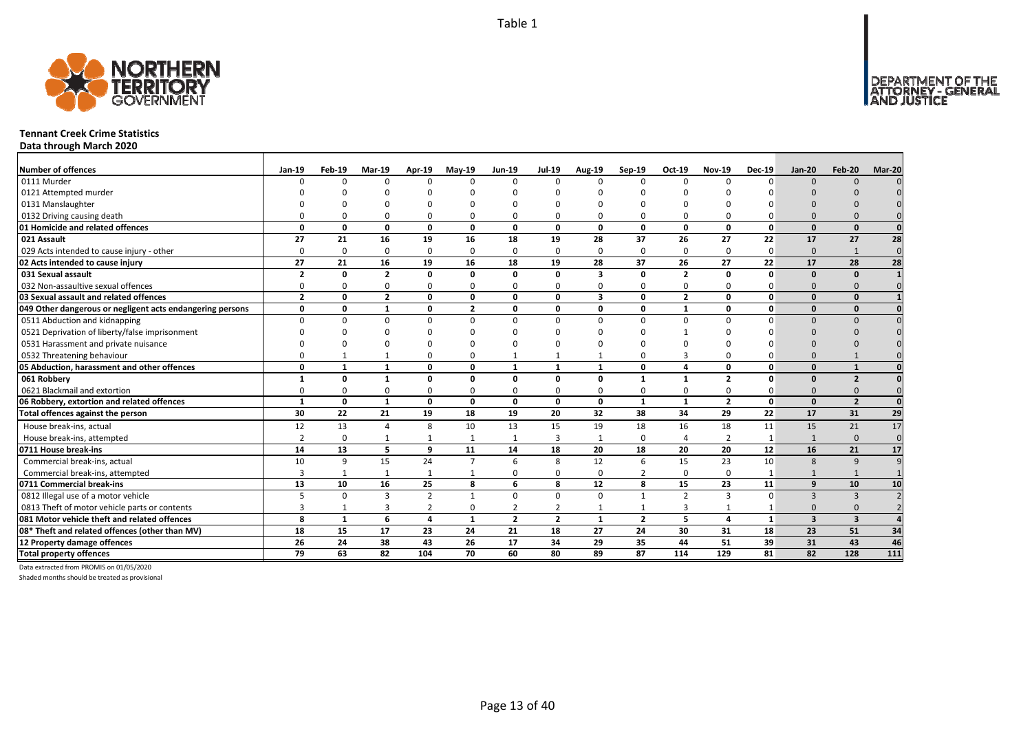Table 1

# Tennant Creek Crime Statistics

**Data through March 2020**

| Number of offences | Jan-19 | Feb-19 | Mar-19 | Apr-19 | May-19 | Jun-19 | Jul-19 | Aug-19 | Sep-19 | Oct-19 | Nov-19 | Dec-19 | Jan-20 | Feb-20 | Mar-20 |
|---|---|---|---|---|---|---|---|---|---|---|---|---|---|---|---|
| 0111 Murder | 0 | 0 | 0 | 0 | 0 | 0 | 0 | 0 | 0 | 0 | 0 | 0 | 0 | 0 | 0 |
| 0121 Attempted murder | 0 | 0 | 0 | 0 | 0 | 0 | 0 | 0 | 0 | 0 | 0 | 0 | 0 | 0 | 0 |
| 0131 Manslaughter | 0 | 0 | 0 | 0 | 0 | 0 | 0 | 0 | 0 | 0 | 0 | 0 | 0 | 0 | 0 |
| 0132 Driving causing death | 0 | 0 | 0 | 0 | 0 | 0 | 0 | 0 | 0 | 0 | 0 | 0 | 0 | 0 | 0 |
| **01 Homicide and related offences** | **0** | **0** | **0** | **0** | **0** | **0** | **0** | **0** | **0** | **0** | **0** | **0** | **0** | **0** | **0** |
| **021 Assault** | **27** | **21** | **16** | **19** | **16** | **18** | **19** | **28** | **37** | **26** | **27** | **22** | **17** | **27** | **28** |
| 029 Acts intended to cause injury - other | 0 | 0 | 0 | 0 | 0 | 0 | 0 | 0 | 0 | 0 | 0 | 0 | 0 | 1 | 0 |
| **02 Acts intended to cause injury** | **27** | **21** | **16** | **19** | **16** | **18** | **19** | **28** | **37** | **26** | **27** | **22** | **17** | **28** | **28** |
| **031 Sexual assault** | **2** | **0** | **2** | **0** | **0** | **0** | **0** | **3** | **0** | **2** | **0** | **0** | **0** | **0** | **1** |
| 032 Non-assaultive sexual offences | 0 | 0 | 0 | 0 | 0 | 0 | 0 | 0 | 0 | 0 | 0 | 0 | 0 | 0 | 0 |
| **03 Sexual assault and related offences** | **2** | **0** | **2** | **0** | **0** | **0** | **0** | **3** | **0** | **2** | **0** | **0** | **0** | **0** | **1** |
| **049 Other dangerous or negligent acts endangering persons** | **0** | **0** | **1** | **0** | **2** | **0** | **0** | **0** | **0** | **1** | **0** | **0** | **0** | **0** | **0** |
| 0511 Abduction and kidnapping | 0 | 0 | 0 | 0 | 0 | 0 | 0 | 0 | 0 | 0 | 0 | 0 | 0 | 0 | 0 |
| 0521 Deprivation of liberty/false imprisonment | 0 | 0 | 0 | 0 | 0 | 0 | 0 | 0 | 0 | 1 | 0 | 0 | 0 | 0 | 0 |
| 0531 Harassment and private nuisance | 0 | 0 | 0 | 0 | 0 | 0 | 0 | 0 | 0 | 0 | 0 | 0 | 0 | 0 | 0 |
| 0532 Threatening behaviour | 0 | 1 | 1 | 0 | 0 | 1 | 1 | 1 | 0 | 3 | 0 | 0 | 0 | 1 | 0 |
| **05 Abduction, harassment and other offences** | **0** | **1** | **1** | **0** | **0** | **1** | **1** | **1** | **0** | **4** | **0** | **0** | **0** | **1** | **0** |
| **061 Robbery** | **1** | **0** | **1** | **0** | **0** | **0** | **0** | **0** | **1** | **1** | **2** | **0** | **0** | **2** | **0** |
| 0621 Blackmail and extortion | 0 | 0 | 0 | 0 | 0 | 0 | 0 | 0 | 0 | 0 | 0 | 0 | 0 | 0 | 0 |
| **06 Robbery, extortion and related offences** | **1** | **0** | **1** | **0** | **0** | **0** | **0** | **0** | **1** | **1** | **2** | **0** | **0** | **2** | **0** |
| **Total offences against the person** | **30** | **22** | **21** | **19** | **18** | **19** | **20** | **32** | **38** | **34** | **29** | **22** | **17** | **31** | **29** |
| House break-ins, actual | 12 | 13 | 4 | 8 | 10 | 13 | 15 | 19 | 18 | 16 | 18 | 11 | 15 | 21 | 17 |
| House break-ins, attempted | 2 | 0 | 1 | 1 | 1 | 1 | 3 | 1 | 0 | 4 | 2 | 1 | 1 | 0 | 0 |
| **0711 House break-ins** | **14** | **13** | **5** | **9** | **11** | **14** | **18** | **20** | **18** | **20** | **20** | **12** | **16** | **21** | **17** |
| Commercial break-ins, actual | 10 | 9 | 15 | 24 | 7 | 6 | 8 | 12 | 6 | 15 | 23 | 10 | 8 | 9 | 9 |
| Commercial break-ins, attempted | 3 | 1 | 1 | 1 | 1 | 0 | 0 | 0 | 2 | 0 | 0 | 1 | 1 | 1 | 1 |
| **0711 Commercial break-ins** | **13** | **10** | **16** | **25** | **8** | **6** | **8** | **12** | **8** | **15** | **23** | **11** | **9** | **10** | **10** |
| 0812 Illegal use of a motor vehicle | 5 | 0 | 3 | 2 | 1 | 0 | 0 | 0 | 1 | 2 | 3 | 0 | 3 | 3 | 2 |
| 0813 Theft of motor vehicle parts or contents | 3 | 1 | 3 | 2 | 0 | 2 | 2 | 1 | 1 | 3 | 1 | 1 | 0 | 0 | 2 |
| **081 Motor vehicle theft and related offences** | **8** | **1** | **6** | **4** | **1** | **2** | **2** | **1** | **2** | **5** | **4** | **1** | **3** | **3** | **4** |
| **08* Theft and related offences (other than MV)** | **18** | **15** | **17** | **23** | **24** | **21** | **18** | **27** | **24** | **30** | **31** | **18** | **23** | **51** | **34** |
| **12 Property damage offences** | **26** | **24** | **38** | **43** | **26** | **17** | **34** | **29** | **35** | **44** | **51** | **39** | **31** | **43** | **46** |
| **Total property offences** | **79** | **63** | **82** | **104** | **70** | **60** | **80** | **89** | **87** | **114** | **129** | **81** | **82** | **128** | **111** |

Data extracted from PROMIS on 01/05/2020

Shaded months should be treated as provisional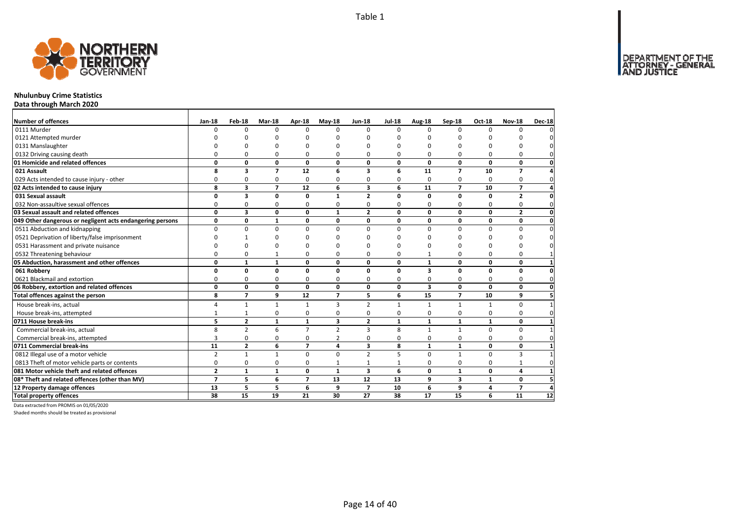Table 1

# Nhulunbuy Crime Statistics

**Data through March 2020**

| Number of offences | Jan-18 | Feb-18 | Mar-18 | Apr-18 | May-18 | Jun-18 | Jul-18 | Aug-18 | Sep-18 | Oct-18 | Nov-18 | Dec-18 |
|---|---|---|---|---|---|---|---|---|---|---|---|---|
| 0111 Murder | 0 | 0 | 0 | 0 | 0 | 0 | 0 | 0 | 0 | 0 | 0 | 0 |
| 0121 Attempted murder | 0 | 0 | 0 | 0 | 0 | 0 | 0 | 0 | 0 | 0 | 0 | 0 |
| 0131 Manslaughter | 0 | 0 | 0 | 0 | 0 | 0 | 0 | 0 | 0 | 0 | 0 | 0 |
| 0132 Driving causing death | 0 | 0 | 0 | 0 | 0 | 0 | 0 | 0 | 0 | 0 | 0 | 0 |
| **01 Homicide and related offences** | **0** | **0** | **0** | **0** | **0** | **0** | **0** | **0** | **0** | **0** | **0** | **0** |
| **021 Assault** | **8** | **3** | **7** | **12** | **6** | **3** | **6** | **11** | **7** | **10** | **7** | **4** |
| 029 Acts intended to cause injury - other | 0 | 0 | 0 | 0 | 0 | 0 | 0 | 0 | 0 | 0 | 0 | 0 |
| **02 Acts intended to cause injury** | **8** | **3** | **7** | **12** | **6** | **3** | **6** | **11** | **7** | **10** | **7** | **4** |
| **031 Sexual assault** | **0** | **3** | **0** | **0** | **1** | **2** | **0** | **0** | **0** | **0** | **2** | **0** |
| 032 Non-assaultive sexual offences | 0 | 0 | 0 | 0 | 0 | 0 | 0 | 0 | 0 | 0 | 0 | 0 |
| **03 Sexual assault and related offences** | **0** | **3** | **0** | **0** | **1** | **2** | **0** | **0** | **0** | **0** | **2** | **0** |
| **049 Other dangerous or negligent acts endangering persons** | **0** | **0** | **1** | **0** | **0** | **0** | **0** | **0** | **0** | **0** | **0** | **0** |
| 0511 Abduction and kidnapping | 0 | 0 | 0 | 0 | 0 | 0 | 0 | 0 | 0 | 0 | 0 | 0 |
| 0521 Deprivation of liberty/false imprisonment | 0 | 1 | 0 | 0 | 0 | 0 | 0 | 0 | 0 | 0 | 0 | 0 |
| 0531 Harassment and private nuisance | 0 | 0 | 0 | 0 | 0 | 0 | 0 | 0 | 0 | 0 | 0 | 0 |
| 0532 Threatening behaviour | 0 | 0 | 1 | 0 | 0 | 0 | 0 | 1 | 0 | 0 | 0 | 1 |
| **05 Abduction, harassment and other offences** | **0** | **1** | **1** | **0** | **0** | **0** | **0** | **1** | **0** | **0** | **0** | **1** |
| **061 Robbery** | **0** | **0** | **0** | **0** | **0** | **0** | **0** | **3** | **0** | **0** | **0** | **0** |
| 0621 Blackmail and extortion | 0 | 0 | 0 | 0 | 0 | 0 | 0 | 0 | 0 | 0 | 0 | 0 |
| **06 Robbery, extortion and related offences** | **0** | **0** | **0** | **0** | **0** | **0** | **0** | **3** | **0** | **0** | **0** | **0** |
| **Total offences against the person** | **8** | **7** | **9** | **12** | **7** | **5** | **6** | **15** | **7** | **10** | **9** | **5** |
| House break-ins, actual | 4 | 1 | 1 | 1 | 3 | 2 | 1 | 1 | 1 | 1 | 0 | 1 |
| House break-ins, attempted | 1 | 1 | 0 | 0 | 0 | 0 | 0 | 0 | 0 | 0 | 0 | 0 |
| **0711 House break-ins** | **5** | **2** | **1** | **1** | **3** | **2** | **1** | **1** | **1** | **1** | **0** | **1** |
| Commercial break-ins, actual | 8 | 2 | 6 | 7 | 2 | 3 | 8 | 1 | 1 | 0 | 0 | 1 |
| Commercial break-ins, attempted | 3 | 0 | 0 | 0 | 2 | 0 | 0 | 0 | 0 | 0 | 0 | 0 |
| **0711 Commercial break-ins** | **11** | **2** | **6** | **7** | **4** | **3** | **8** | **1** | **1** | **0** | **0** | **1** |
| 0812 Illegal use of a motor vehicle | 2 | 1 | 1 | 0 | 0 | 2 | 5 | 0 | 1 | 0 | 3 | 1 |
| 0813 Theft of motor vehicle parts or contents | 0 | 0 | 0 | 0 | 1 | 1 | 1 | 0 | 0 | 0 | 1 | 0 |
| **081 Motor vehicle theft and related offences** | **2** | **1** | **1** | **0** | **1** | **3** | **6** | **0** | **1** | **0** | **4** | **1** |
| **08* Theft and related offences (other than MV)** | **7** | **5** | **6** | **7** | **13** | **12** | **13** | **9** | **3** | **1** | **0** | **5** |
| **12 Property damage offences** | **13** | **5** | **5** | **6** | **9** | **7** | **10** | **6** | **9** | **4** | **7** | **4** |
| **Total property offences** | **38** | **15** | **19** | **21** | **30** | **27** | **38** | **17** | **15** | **6** | **11** | **12** |

Data extracted from PROMIS on 01/05/2020

Shaded months should be treated as provisional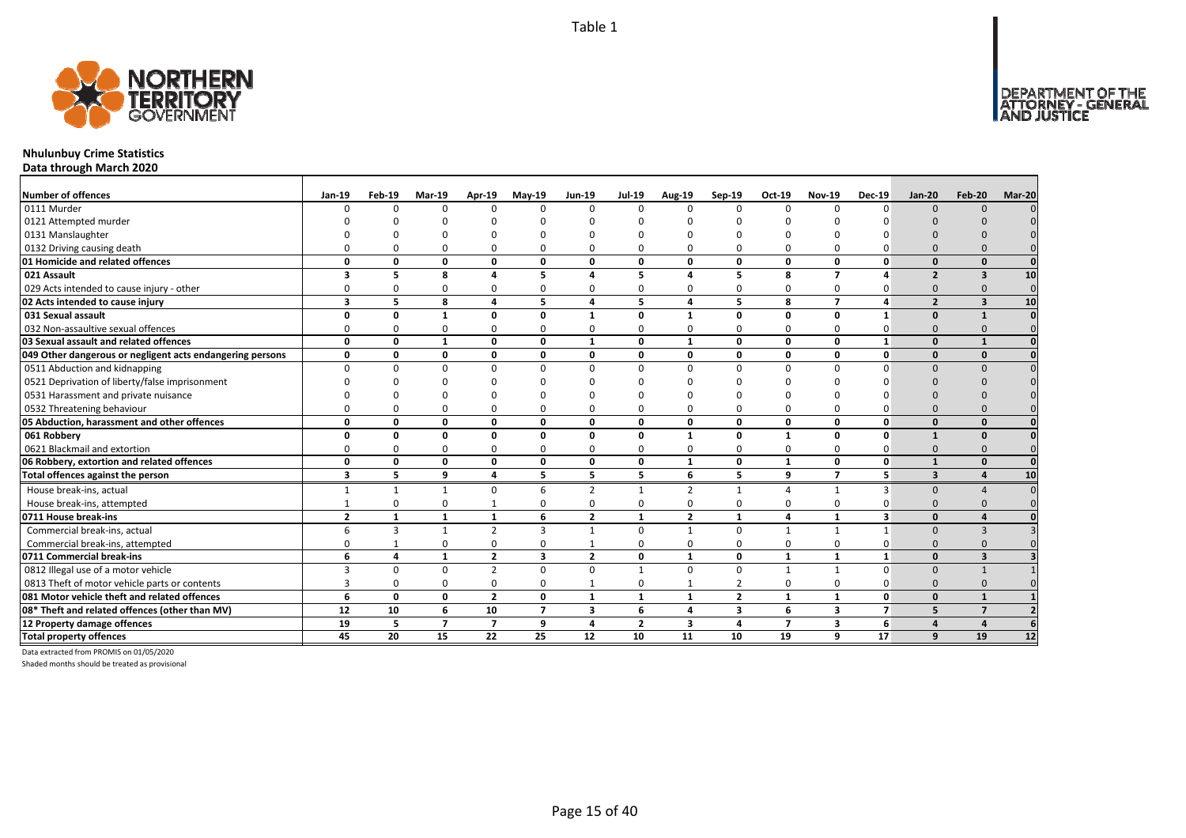# Nhulunbuy Crime Statistics

**Data through March 2020**

| Number of offences | Jan-19 | Feb-19 | Mar-19 | Apr-19 | May-19 | Jun-19 | Jul-19 | Aug-19 | Sep-19 | Oct-19 | Nov-19 | Dec-19 | Jan-20 | Feb-20 | Mar-20 |
|---|---|---|---|---|---|---|---|---|---|---|---|---|---|---|---|
| 0111 Murder | 0 | 0 | 0 | 0 | 0 | 0 | 0 | 0 | 0 | 0 | 0 | 0 | 0 | 0 | 0 |
| 0121 Attempted murder | 0 | 0 | 0 | 0 | 0 | 0 | 0 | 0 | 0 | 0 | 0 | 0 | 0 | 0 | 0 |
| 0131 Manslaughter | 0 | 0 | 0 | 0 | 0 | 0 | 0 | 0 | 0 | 0 | 0 | 0 | 0 | 0 | 0 |
| 0132 Driving causing death | 0 | 0 | 0 | 0 | 0 | 0 | 0 | 0 | 0 | 0 | 0 | 0 | 0 | 0 | 0 |
| **01 Homicide and related offences** | **0** | **0** | **0** | **0** | **0** | **0** | **0** | **0** | **0** | **0** | **0** | **0** | **0** | **0** | **0** |
| **021 Assault** | **3** | **5** | **8** | **4** | **5** | **4** | **5** | **4** | **5** | **8** | **7** | **4** | **2** | **3** | **10** |
| 029 Acts intended to cause injury - other | 0 | 0 | 0 | 0 | 0 | 0 | 0 | 0 | 0 | 0 | 0 | 0 | 0 | 0 | 0 |
| **02 Acts intended to cause injury** | **3** | **5** | **8** | **4** | **5** | **4** | **5** | **4** | **5** | **8** | **7** | **4** | **2** | **3** | **10** |
| **031 Sexual assault** | **0** | **0** | **1** | **0** | **0** | **1** | **0** | **1** | **0** | **0** | **0** | **1** | **0** | **1** | **0** |
| 032 Non-assaultive sexual offences | 0 | 0 | 0 | 0 | 0 | 0 | 0 | 0 | 0 | 0 | 0 | 0 | 0 | 0 | 0 |
| **03 Sexual assault and related offences** | **0** | **0** | **1** | **0** | **0** | **1** | **0** | **1** | **0** | **0** | **0** | **1** | **0** | **1** | **0** |
| **049 Other dangerous or negligent acts endangering persons** | **0** | **0** | **0** | **0** | **0** | **0** | **0** | **0** | **0** | **0** | **0** | **0** | **0** | **0** | **0** |
| 0511 Abduction and kidnapping | 0 | 0 | 0 | 0 | 0 | 0 | 0 | 0 | 0 | 0 | 0 | 0 | 0 | 0 | 0 |
| 0521 Deprivation of liberty/false imprisonment | 0 | 0 | 0 | 0 | 0 | 0 | 0 | 0 | 0 | 0 | 0 | 0 | 0 | 0 | 0 |
| 0531 Harassment and private nuisance | 0 | 0 | 0 | 0 | 0 | 0 | 0 | 0 | 0 | 0 | 0 | 0 | 0 | 0 | 0 |
| 0532 Threatening behaviour | 0 | 0 | 0 | 0 | 0 | 0 | 0 | 0 | 0 | 0 | 0 | 0 | 0 | 0 | 0 |
| **05 Abduction, harassment and other offences** | **0** | **0** | **0** | **0** | **0** | **0** | **0** | **0** | **0** | **0** | **0** | **0** | **0** | **0** | **0** |
| **061 Robbery** | **0** | **0** | **0** | **0** | **0** | **0** | **0** | **1** | **0** | **1** | **0** | **0** | **1** | **0** | **0** |
| 0621 Blackmail and extortion | 0 | 0 | 0 | 0 | 0 | 0 | 0 | 0 | 0 | 0 | 0 | 0 | 0 | 0 | 0 |
| **06 Robbery, extortion and related offences** | **0** | **0** | **0** | **0** | **0** | **0** | **0** | **1** | **0** | **1** | **0** | **0** | **1** | **0** | **0** |
| **Total offences against the person** | **3** | **5** | **9** | **4** | **5** | **5** | **5** | **6** | **5** | **9** | **7** | **5** | **3** | **4** | **10** |
| House break-ins, actual | 1 | 1 | 1 | 0 | 6 | 2 | 1 | 2 | 1 | 4 | 1 | 3 | 0 | 4 | 0 |
| House break-ins, attempted | 1 | 0 | 0 | 1 | 0 | 0 | 0 | 0 | 0 | 0 | 0 | 0 | 0 | 0 | 0 |
| **0711 House break-ins** | **2** | **1** | **1** | **1** | **6** | **2** | **1** | **2** | **1** | **4** | **1** | **3** | **0** | **4** | **0** |
| Commercial break-ins, actual | 6 | 3 | 1 | 2 | 3 | 1 | 0 | 1 | 0 | 1 | 1 | 1 | 0 | 3 | 3 |
| Commercial break-ins, attempted | 0 | 1 | 0 | 0 | 0 | 1 | 0 | 0 | 0 | 0 | 0 | 0 | 0 | 0 | 0 |
| **0711 Commercial break-ins** | **6** | **4** | **1** | **2** | **3** | **2** | **0** | **1** | **0** | **1** | **1** | **1** | **0** | **3** | **3** |
| 0812 Illegal use of a motor vehicle | 3 | 0 | 0 | 2 | 0 | 0 | 1 | 0 | 0 | 1 | 1 | 0 | 0 | 1 | 1 |
| 0813 Theft of motor vehicle parts or contents | 3 | 0 | 0 | 0 | 0 | 1 | 0 | 1 | 2 | 0 | 0 | 0 | 0 | 0 | 0 |
| **081 Motor vehicle theft and related offences** | **6** | **0** | **0** | **2** | **0** | **1** | **1** | **1** | **2** | **1** | **1** | **0** | **0** | **1** | **1** |
| **08* Theft and related offences (other than MV)** | **12** | **10** | **6** | **10** | **7** | **3** | **6** | **4** | **3** | **6** | **3** | **7** | **5** | **7** | **2** |
| **12 Property damage offences** | **19** | **5** | **7** | **7** | **9** | **4** | **2** | **3** | **4** | **7** | **3** | **6** | **4** | **4** | **6** |
| **Total property offences** | **45** | **20** | **15** | **22** | **25** | **12** | **10** | **11** | **10** | **19** | **9** | **17** | **9** | **19** | **12** |

Data extracted from PROMIS on 01/05/2020

Shaded months should be treated as provisional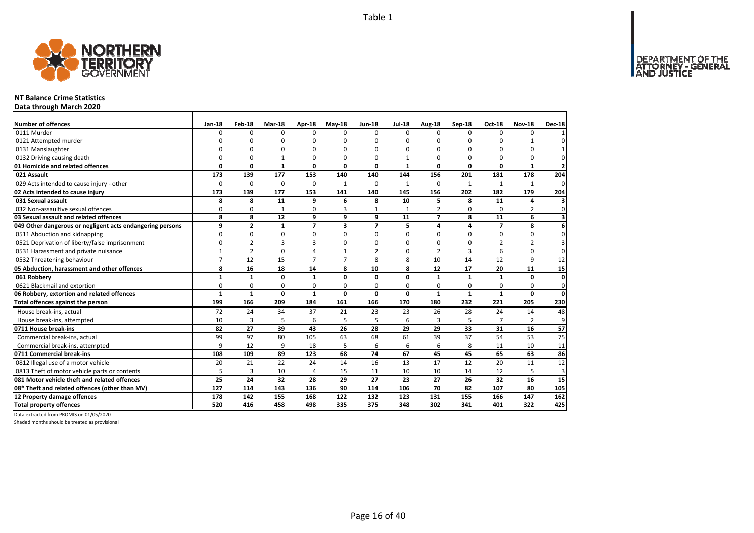Table 1

# NT Balance Crime Statistics

**Data through March 2020**

| Number of offences | Jan-18 | Feb-18 | Mar-18 | Apr-18 | May-18 | Jun-18 | Jul-18 | Aug-18 | Sep-18 | Oct-18 | Nov-18 | Dec-18 |
|---|---|---|---|---|---|---|---|---|---|---|---|---|
| 0111 Murder | 0 | 0 | 0 | 0 | 0 | 0 | 0 | 0 | 0 | 0 | 0 | 1 |
| 0121 Attempted murder | 0 | 0 | 0 | 0 | 0 | 0 | 0 | 0 | 0 | 0 | 1 | 0 |
| 0131 Manslaughter | 0 | 0 | 0 | 0 | 0 | 0 | 0 | 0 | 0 | 0 | 0 | 1 |
| 0132 Driving causing death | 0 | 0 | 1 | 0 | 0 | 0 | 1 | 0 | 0 | 0 | 0 | 0 |
| **01 Homicide and related offences** | **0** | **0** | **1** | **0** | **0** | **0** | **1** | **0** | **0** | **0** | **1** | **2** |
| **021 Assault** | **173** | **139** | **177** | **153** | **140** | **140** | **144** | **156** | **201** | **181** | **178** | **204** |
| 029 Acts intended to cause injury - other | 0 | 0 | 0 | 0 | 1 | 0 | 1 | 0 | 1 | 1 | 1 | 0 |
| **02 Acts intended to cause injury** | **173** | **139** | **177** | **153** | **141** | **140** | **145** | **156** | **202** | **182** | **179** | **204** |
| **031 Sexual assault** | **8** | **8** | **11** | **9** | **6** | **8** | **10** | **5** | **8** | **11** | **4** | **3** |
| 032 Non-assaultive sexual offences | 0 | 0 | 1 | 0 | 3 | 1 | 1 | 2 | 0 | 0 | 2 | 0 |
| **03 Sexual assault and related offences** | **8** | **8** | **12** | **9** | **9** | **9** | **11** | **7** | **8** | **11** | **6** | **3** |
| **049 Other dangerous or negligent acts endangering persons** | **9** | **2** | **1** | **7** | **3** | **7** | **5** | **4** | **4** | **7** | **8** | **6** |
| 0511 Abduction and kidnapping | 0 | 0 | 0 | 0 | 0 | 0 | 0 | 0 | 0 | 0 | 0 | 0 |
| 0521 Deprivation of liberty/false imprisonment | 0 | 2 | 3 | 3 | 0 | 0 | 0 | 0 | 0 | 2 | 2 | 3 |
| 0531 Harassment and private nuisance | 1 | 2 | 0 | 4 | 1 | 2 | 0 | 2 | 3 | 6 | 0 | 0 |
| 0532 Threatening behaviour | 7 | 12 | 15 | 7 | 7 | 8 | 8 | 10 | 14 | 12 | 9 | 12 |
| **05 Abduction, harassment and other offences** | **8** | **16** | **18** | **14** | **8** | **10** | **8** | **12** | **17** | **20** | **11** | **15** |
| **061 Robbery** | **1** | **1** | **0** | **1** | **0** | **0** | **0** | **1** | **1** | **1** | **0** | **0** |
| 0621 Blackmail and extortion | 0 | 0 | 0 | 0 | 0 | 0 | 0 | 0 | 0 | 0 | 0 | 0 |
| **06 Robbery, extortion and related offences** | **1** | **1** | **0** | **1** | **0** | **0** | **0** | **1** | **1** | **1** | **0** | **0** |
| **Total offences against the person** | **199** | **166** | **209** | **184** | **161** | **166** | **170** | **180** | **232** | **221** | **205** | **230** |
| House break-ins, actual | 72 | 24 | 34 | 37 | 21 | 23 | 23 | 26 | 28 | 24 | 14 | 48 |
| House break-ins, attempted | 10 | 3 | 5 | 6 | 5 | 5 | 6 | 3 | 5 | 7 | 2 | 9 |
| **0711 House break-ins** | **82** | **27** | **39** | **43** | **26** | **28** | **29** | **29** | **33** | **31** | **16** | **57** |
| Commercial break-ins, actual | 99 | 97 | 80 | 105 | 63 | 68 | 61 | 39 | 37 | 54 | 53 | 75 |
| Commercial break-ins, attempted | 9 | 12 | 9 | 18 | 5 | 6 | 6 | 6 | 8 | 11 | 10 | 11 |
| **0711 Commercial break-ins** | **108** | **109** | **89** | **123** | **68** | **74** | **67** | **45** | **45** | **65** | **63** | **86** |
| 0812 Illegal use of a motor vehicle | 20 | 21 | 22 | 24 | 14 | 16 | 13 | 17 | 12 | 20 | 11 | 12 |
| 0813 Theft of motor vehicle parts or contents | 5 | 3 | 10 | 4 | 15 | 11 | 10 | 10 | 14 | 12 | 5 | 3 |
| **081 Motor vehicle theft and related offences** | **25** | **24** | **32** | **28** | **29** | **27** | **23** | **27** | **26** | **32** | **16** | **15** |
| **08* Theft and related offences (other than MV)** | **127** | **114** | **143** | **136** | **90** | **114** | **106** | **70** | **82** | **107** | **80** | **105** |
| **12 Property damage offences** | **178** | **142** | **155** | **168** | **122** | **132** | **123** | **131** | **155** | **166** | **147** | **162** |
| **Total property offences** | **520** | **416** | **458** | **498** | **335** | **375** | **348** | **302** | **341** | **401** | **322** | **425** |

Data extracted from PROMIS on 01/05/2020

Shaded months should be treated as provisional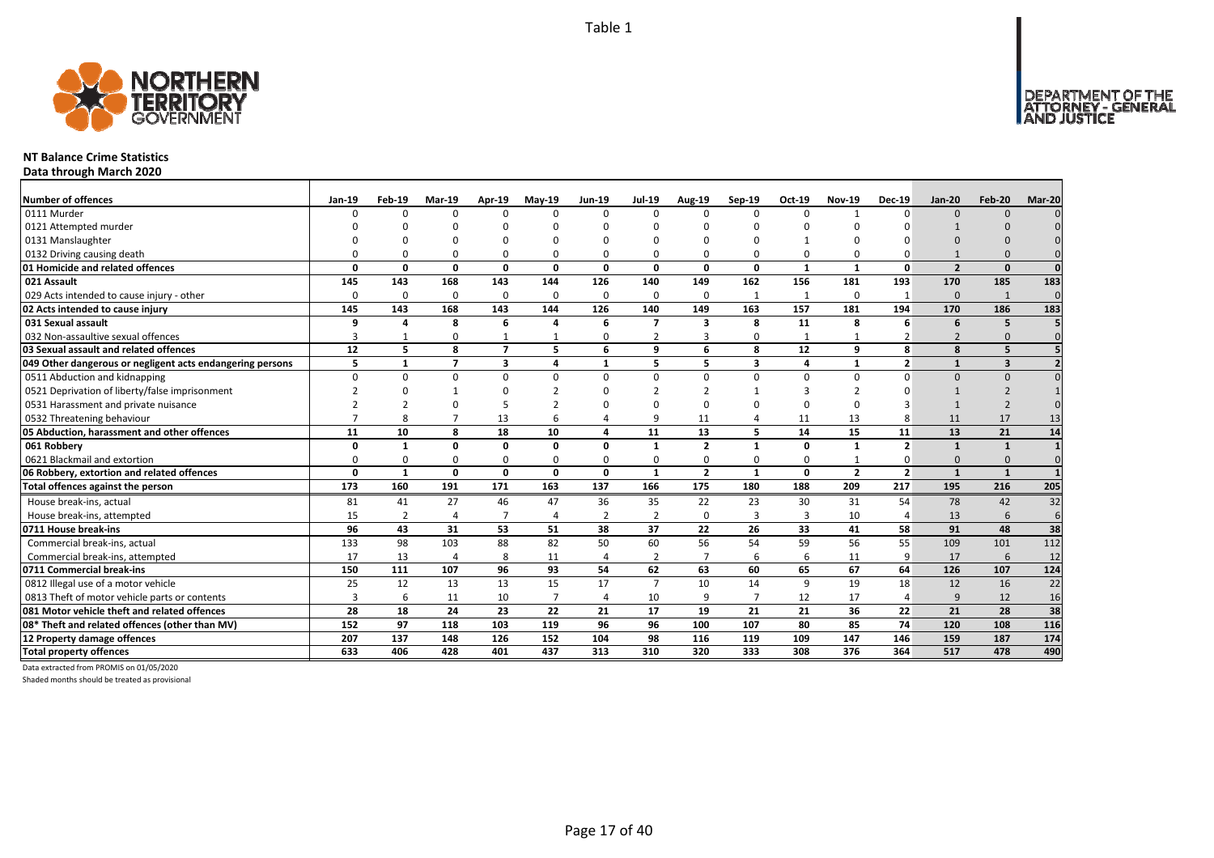Table 1

**NT Balance Crime Statistics**

**Data through March 2020**

| Number of offences | Jan-19 | Feb-19 | Mar-19 | Apr-19 | May-19 | Jun-19 | Jul-19 | Aug-19 | Sep-19 | Oct-19 | Nov-19 | Dec-19 | Jan-20 | Feb-20 | Mar-20 |
|---|---|---|---|---|---|---|---|---|---|---|---|---|---|---|---|
| 0111 Murder | 0 | 0 | 0 | 0 | 0 | 0 | 0 | 0 | 0 | 0 | 1 | 0 | 0 | 0 | 0 |
| 0121 Attempted murder | 0 | 0 | 0 | 0 | 0 | 0 | 0 | 0 | 0 | 0 | 0 | 0 | 1 | 0 | 0 |
| 0131 Manslaughter | 0 | 0 | 0 | 0 | 0 | 0 | 0 | 0 | 0 | 1 | 0 | 0 | 0 | 0 | 0 |
| 0132 Driving causing death | 0 | 0 | 0 | 0 | 0 | 0 | 0 | 0 | 0 | 0 | 0 | 0 | 1 | 0 | 0 |
| **01 Homicide and related offences** | **0** | **0** | **0** | **0** | **0** | **0** | **0** | **0** | **0** | **1** | **1** | **0** | **2** | **0** | **0** |
| **021 Assault** | **145** | **143** | **168** | **143** | **144** | **126** | **140** | **149** | **162** | **156** | **181** | **193** | **170** | **185** | **183** |
| 029 Acts intended to cause injury - other | 0 | 0 | 0 | 0 | 0 | 0 | 0 | 0 | 1 | 1 | 0 | 1 | 0 | 1 | 0 |
| **02 Acts intended to cause injury** | **145** | **143** | **168** | **143** | **144** | **126** | **140** | **149** | **163** | **157** | **181** | **194** | **170** | **186** | **183** |
| **031 Sexual assault** | **9** | **4** | **8** | **6** | **4** | **6** | **7** | **3** | **8** | **11** | **8** | **6** | **6** | **5** | **5** |
| 032 Non-assaultive sexual offences | 3 | 1 | 0 | 1 | 1 | 0 | 2 | 3 | 0 | 1 | 1 | 2 | 2 | 0 | 0 |
| **03 Sexual assault and related offences** | **12** | **5** | **8** | **7** | **5** | **6** | **9** | **6** | **8** | **12** | **9** | **8** | **8** | **5** | **5** |
| **049 Other dangerous or negligent acts endangering persons** | **5** | **1** | **7** | **3** | **4** | **1** | **5** | **5** | **3** | **4** | **1** | **2** | **1** | **3** | **2** |
| 0511 Abduction and kidnapping | 0 | 0 | 0 | 0 | 0 | 0 | 0 | 0 | 0 | 0 | 0 | 0 | 0 | 0 | 0 |
| 0521 Deprivation of liberty/false imprisonment | 2 | 0 | 1 | 0 | 2 | 0 | 2 | 2 | 1 | 3 | 2 | 0 | 1 | 2 | 1 |
| 0531 Harassment and private nuisance | 2 | 2 | 0 | 5 | 2 | 0 | 0 | 0 | 0 | 0 | 0 | 3 | 1 | 2 | 0 |
| 0532 Threatening behaviour | 7 | 8 | 7 | 13 | 6 | 4 | 9 | 11 | 4 | 11 | 13 | 8 | 11 | 17 | 13 |
| **05 Abduction, harassment and other offences** | **11** | **10** | **8** | **18** | **10** | **4** | **11** | **13** | **5** | **14** | **15** | **11** | **13** | **21** | **14** |
| **061 Robbery** | **0** | **1** | **0** | **0** | **0** | **0** | **1** | **2** | **1** | **0** | **1** | **2** | **1** | **1** | **1** |
| 0621 Blackmail and extortion | 0 | 0 | 0 | 0 | 0 | 0 | 0 | 0 | 0 | 0 | 1 | 0 | 0 | 0 | 0 |
| **06 Robbery, extortion and related offences** | **0** | **1** | **0** | **0** | **0** | **0** | **1** | **2** | **1** | **0** | **2** | **2** | **1** | **1** | **1** |
| **Total offences against the person** | **173** | **160** | **191** | **171** | **163** | **137** | **166** | **175** | **180** | **188** | **209** | **217** | **195** | **216** | **205** |
| House break-ins, actual | 81 | 41 | 27 | 46 | 47 | 36 | 35 | 22 | 23 | 30 | 31 | 54 | 78 | 42 | 32 |
| House break-ins, attempted | 15 | 2 | 4 | 7 | 4 | 2 | 2 | 0 | 3 | 3 | 10 | 4 | 13 | 6 | 6 |
| **0711 House break-ins** | **96** | **43** | **31** | **53** | **51** | **38** | **37** | **22** | **26** | **33** | **41** | **58** | **91** | **48** | **38** |
| Commercial break-ins, actual | 133 | 98 | 103 | 88 | 82 | 50 | 60 | 56 | 54 | 59 | 56 | 55 | 109 | 101 | 112 |
| Commercial break-ins, attempted | 17 | 13 | 4 | 8 | 11 | 4 | 2 | 7 | 6 | 6 | 11 | 9 | 17 | 6 | 12 |
| **0711 Commercial break-ins** | **150** | **111** | **107** | **96** | **93** | **54** | **62** | **63** | **60** | **65** | **67** | **64** | **126** | **107** | **124** |
| 0812 Illegal use of a motor vehicle | 25 | 12 | 13 | 13 | 15 | 17 | 7 | 10 | 14 | 9 | 19 | 18 | 12 | 16 | 22 |
| 0813 Theft of motor vehicle parts or contents | 3 | 6 | 11 | 10 | 7 | 4 | 10 | 9 | 7 | 12 | 17 | 4 | 9 | 12 | 16 |
| **081 Motor vehicle theft and related offences** | **28** | **18** | **24** | **23** | **22** | **21** | **17** | **19** | **21** | **21** | **36** | **22** | **21** | **28** | **38** |
| **08* Theft and related offences (other than MV)** | **152** | **97** | **118** | **103** | **119** | **96** | **96** | **100** | **107** | **80** | **85** | **74** | **120** | **108** | **116** |
| **12 Property damage offences** | **207** | **137** | **148** | **126** | **152** | **104** | **98** | **116** | **119** | **109** | **147** | **146** | **159** | **187** | **174** |
| **Total property offences** | **633** | **406** | **428** | **401** | **437** | **313** | **310** | **320** | **333** | **308** | **376** | **364** | **517** | **478** | **490** |

Data extracted from PROMIS on 01/05/2020

Shaded months should be treated as provisional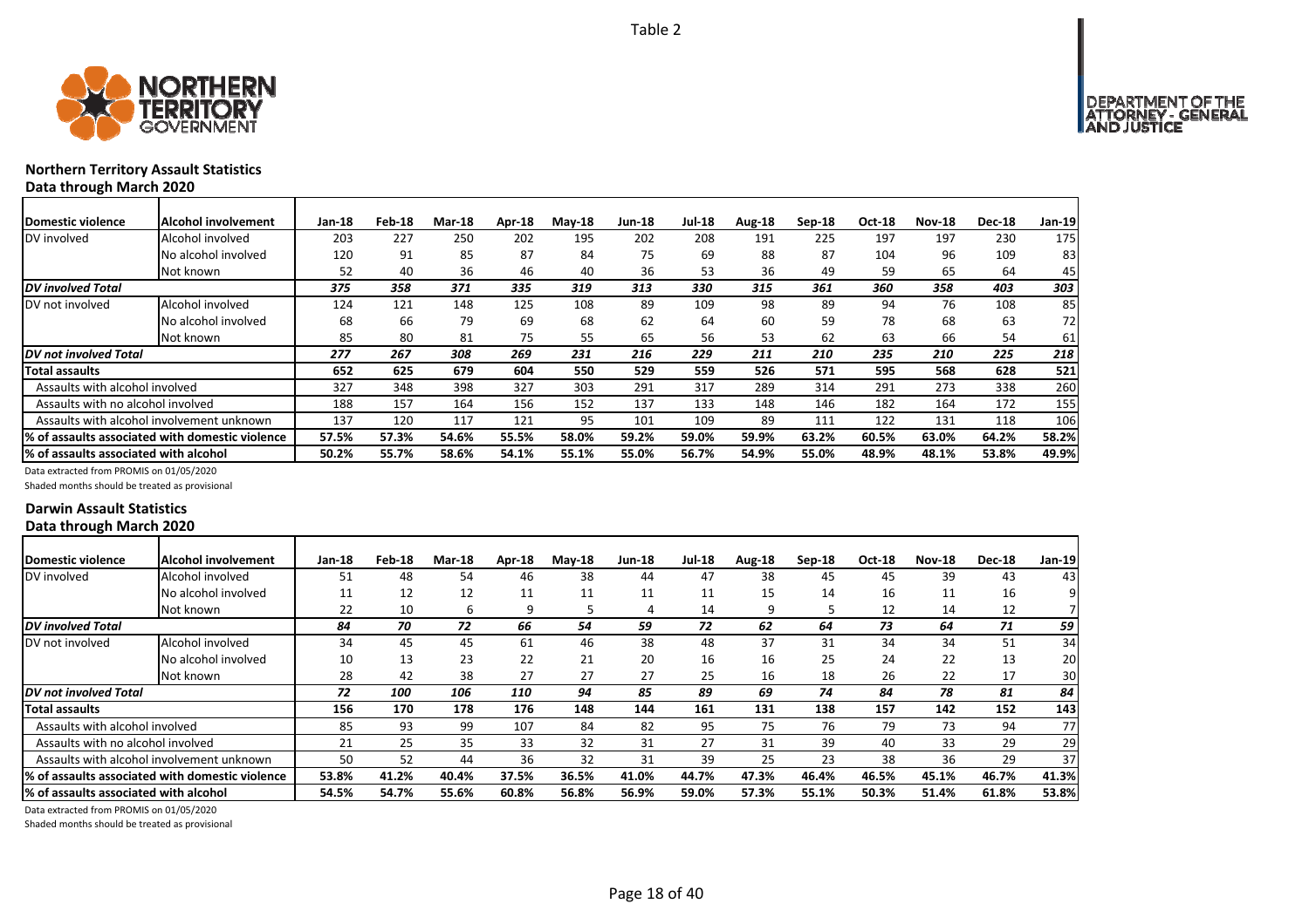Table 2

## Northern Territory Assault Statistics
### Data through March 2020

| Domestic violence | Alcohol involvement | Jan-18 | Feb-18 | Mar-18 | Apr-18 | May-18 | Jun-18 | Jul-18 | Aug-18 | Sep-18 | Oct-18 | Nov-18 | Dec-18 | Jan-19 |
|---|---|---|---|---|---|---|---|---|---|---|---|---|---|---|
| DV involved | Alcohol involved | 203 | 227 | 250 | 202 | 195 | 202 | 208 | 191 | 225 | 197 | 197 | 230 | 175 |
| | No alcohol involved | 120 | 91 | 85 | 87 | 84 | 75 | 69 | 88 | 87 | 104 | 96 | 109 | 83 |
| | Not known | 52 | 40 | 36 | 46 | 40 | 36 | 53 | 36 | 49 | 59 | 65 | 64 | 45 |
| ***DV involved Total*** | | *375* | *358* | *371* | *335* | *319* | *313* | *330* | *315* | *361* | *360* | *358* | *403* | *303* |
| DV not involved | Alcohol involved | 124 | 121 | 148 | 125 | 108 | 89 | 109 | 98 | 89 | 94 | 76 | 108 | 85 |
| | No alcohol involved | 68 | 66 | 79 | 69 | 68 | 62 | 64 | 60 | 59 | 78 | 68 | 63 | 72 |
| | Not known | 85 | 80 | 81 | 75 | 55 | 65 | 56 | 53 | 62 | 63 | 66 | 54 | 61 |
| ***DV not involved Total*** | | *277* | *267* | *308* | *269* | *231* | *216* | *229* | *211* | *210* | *235* | *210* | *225* | *218* |
| **Total assaults** | | **652** | **625** | **679** | **604** | **550** | **529** | **559** | **526** | **571** | **595** | **568** | **628** | **521** |
| Assaults with alcohol involved | | 327 | 348 | 398 | 327 | 303 | 291 | 317 | 289 | 314 | 291 | 273 | 338 | 260 |
| Assaults with no alcohol involved | | 188 | 157 | 164 | 156 | 152 | 137 | 133 | 148 | 146 | 182 | 164 | 172 | 155 |
| Assaults with alcohol involvement unknown | | 137 | 120 | 117 | 121 | 95 | 101 | 109 | 89 | 111 | 122 | 131 | 118 | 106 |
| **% of assaults associated with domestic violence** | | **57.5%** | **57.3%** | **54.6%** | **55.5%** | **58.0%** | **59.2%** | **59.0%** | **59.9%** | **63.2%** | **60.5%** | **63.0%** | **64.2%** | **58.2%** |
| **% of assaults associated with alcohol** | | **50.2%** | **55.7%** | **58.6%** | **54.1%** | **55.1%** | **55.0%** | **56.7%** | **54.9%** | **55.0%** | **48.9%** | **48.1%** | **53.8%** | **49.9%** |

Data extracted from PROMIS on 01/05/2020

Shaded months should be treated as provisional

## Darwin Assault Statistics
### Data through March 2020

| Domestic violence | Alcohol involvement | Jan-18 | Feb-18 | Mar-18 | Apr-18 | May-18 | Jun-18 | Jul-18 | Aug-18 | Sep-18 | Oct-18 | Nov-18 | Dec-18 | Jan-19 |
|---|---|---|---|---|---|---|---|---|---|---|---|---|---|---|
| DV involved | Alcohol involved | 51 | 48 | 54 | 46 | 38 | 44 | 47 | 38 | 45 | 45 | 39 | 43 | 43 |
| | No alcohol involved | 11 | 12 | 12 | 11 | 11 | 11 | 11 | 15 | 14 | 16 | 11 | 16 | 9 |
| | Not known | 22 | 10 | 6 | 9 | 5 | 4 | 14 | 9 | 5 | 12 | 14 | 12 | 7 |
| ***DV involved Total*** | | *84* | *70* | *72* | *66* | *54* | *59* | *72* | *62* | *64* | *73* | *64* | *71* | *59* |
| DV not involved | Alcohol involved | 34 | 45 | 45 | 61 | 46 | 38 | 48 | 37 | 31 | 34 | 34 | 51 | 34 |
| | No alcohol involved | 10 | 13 | 23 | 22 | 21 | 20 | 16 | 16 | 25 | 24 | 22 | 13 | 20 |
| | Not known | 28 | 42 | 38 | 27 | 27 | 27 | 25 | 16 | 18 | 26 | 22 | 17 | 30 |
| ***DV not involved Total*** | | *72* | *100* | *106* | *110* | *94* | *85* | *89* | *69* | *74* | *84* | *78* | *81* | *84* |
| **Total assaults** | | **156** | **170** | **178** | **176** | **148** | **144** | **161** | **131** | **138** | **157** | **142** | **152** | **143** |
| Assaults with alcohol involved | | 85 | 93 | 99 | 107 | 84 | 82 | 95 | 75 | 76 | 79 | 73 | 94 | 77 |
| Assaults with no alcohol involved | | 21 | 25 | 35 | 33 | 32 | 31 | 27 | 31 | 39 | 40 | 33 | 29 | 29 |
| Assaults with alcohol involvement unknown | | 50 | 52 | 44 | 36 | 32 | 31 | 39 | 25 | 23 | 38 | 36 | 29 | 37 |
| **% of assaults associated with domestic violence** | | **53.8%** | **41.2%** | **40.4%** | **37.5%** | **36.5%** | **41.0%** | **44.7%** | **47.3%** | **46.4%** | **46.5%** | **45.1%** | **46.7%** | **41.3%** |
| **% of assaults associated with alcohol** | | **54.5%** | **54.7%** | **55.6%** | **60.8%** | **56.8%** | **56.9%** | **59.0%** | **57.3%** | **55.1%** | **50.3%** | **51.4%** | **61.8%** | **53.8%** |

Data extracted from PROMIS on 01/05/2020

Shaded months should be treated as provisional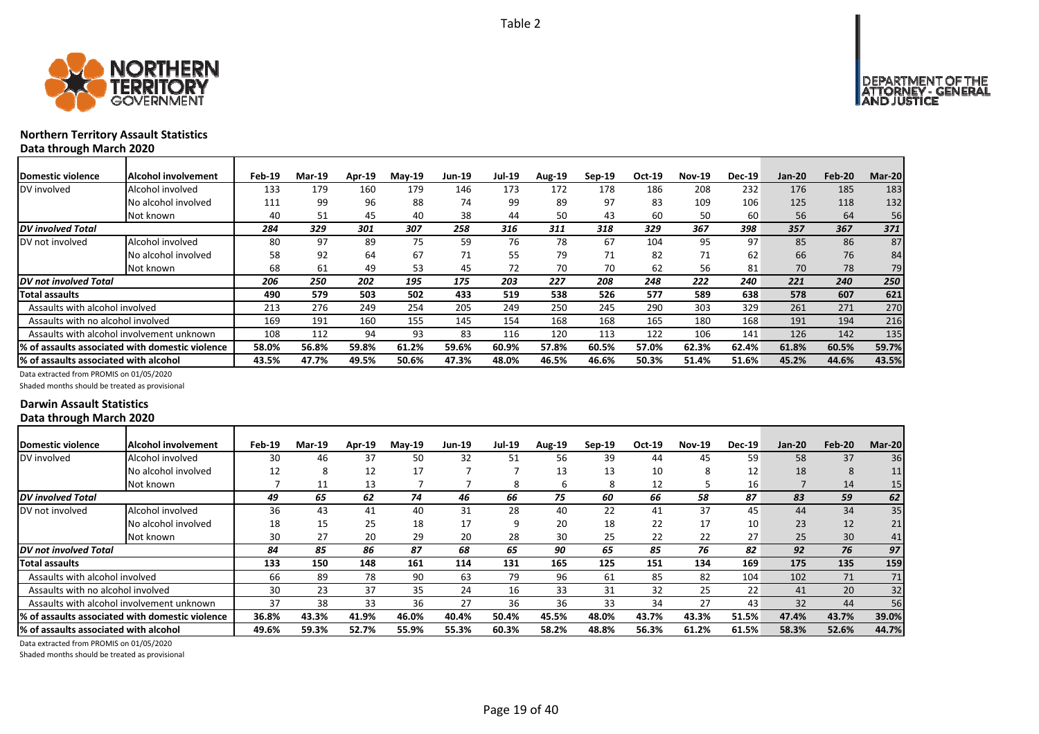Table 2

### Northern Territory Assault Statistics
Data through March 2020

| Domestic violence | Alcohol involvement | Feb-19 | Mar-19 | Apr-19 | May-19 | Jun-19 | Jul-19 | Aug-19 | Sep-19 | Oct-19 | Nov-19 | Dec-19 | Jan-20 | Feb-20 | Mar-20 |
|---|---|---|---|---|---|---|---|---|---|---|---|---|---|---|---|
| DV involved | Alcohol involved | 133 | 179 | 160 | 179 | 146 | 173 | 172 | 178 | 186 | 208 | 232 | 176 | 185 | 183 |
| | No alcohol involved | 111 | 99 | 96 | 88 | 74 | 99 | 89 | 97 | 83 | 109 | 106 | 125 | 118 | 132 |
| | Not known | 40 | 51 | 45 | 40 | 38 | 44 | 50 | 43 | 60 | 50 | 60 | 56 | 64 | 56 |
| *DV involved Total* | | *284* | *329* | *301* | *307* | *258* | *316* | *311* | *318* | *329* | *367* | *398* | *357* | *367* | *371* |
| DV not involved | Alcohol involved | 80 | 97 | 89 | 75 | 59 | 76 | 78 | 67 | 104 | 95 | 97 | 85 | 86 | 87 |
| | No alcohol involved | 58 | 92 | 64 | 67 | 71 | 55 | 79 | 71 | 82 | 71 | 62 | 66 | 76 | 84 |
| | Not known | 68 | 61 | 49 | 53 | 45 | 72 | 70 | 70 | 62 | 56 | 81 | 70 | 78 | 79 |
| *DV not involved Total* | | *206* | *250* | *202* | *195* | *175* | *203* | *227* | *208* | *248* | *222* | *240* | *221* | *240* | *250* |
| **Total assaults** | | **490** | **579** | **503** | **502** | **433** | **519** | **538** | **526** | **577** | **589** | **638** | **578** | **607** | **621** |
| Assaults with alcohol involved | | 213 | 276 | 249 | 254 | 205 | 249 | 250 | 245 | 290 | 303 | 329 | 261 | 271 | 270 |
| Assaults with no alcohol involved | | 169 | 191 | 160 | 155 | 145 | 154 | 168 | 168 | 165 | 180 | 168 | 191 | 194 | 216 |
| Assaults with alcohol involvement unknown | | 108 | 112 | 94 | 93 | 83 | 116 | 120 | 113 | 122 | 106 | 141 | 126 | 142 | 135 |
| **% of assaults associated with domestic violence** | | **58.0%** | **56.8%** | **59.8%** | **61.2%** | **59.6%** | **60.9%** | **57.8%** | **60.5%** | **57.0%** | **62.3%** | **62.4%** | **61.8%** | **60.5%** | **59.7%** |
| **% of assaults associated with alcohol** | | **43.5%** | **47.7%** | **49.5%** | **50.6%** | **47.3%** | **48.0%** | **46.5%** | **46.6%** | **50.3%** | **51.4%** | **51.6%** | **45.2%** | **44.6%** | **43.5%** |

Data extracted from PROMIS on 01/05/2020

Shaded months should be treated as provisional

### Darwin Assault Statistics
Data through March 2020

| Domestic violence | Alcohol involvement | Feb-19 | Mar-19 | Apr-19 | May-19 | Jun-19 | Jul-19 | Aug-19 | Sep-19 | Oct-19 | Nov-19 | Dec-19 | Jan-20 | Feb-20 | Mar-20 |
|---|---|---|---|---|---|---|---|---|---|---|---|---|---|---|---|
| DV involved | Alcohol involved | 30 | 46 | 37 | 50 | 32 | 51 | 56 | 39 | 44 | 45 | 59 | 58 | 37 | 36 |
| | No alcohol involved | 12 | 8 | 12 | 17 | 7 | 7 | 13 | 13 | 10 | 8 | 12 | 18 | 8 | 11 |
| | Not known | 7 | 11 | 13 | 7 | 7 | 8 | 6 | 8 | 12 | 5 | 16 | 7 | 14 | 15 |
| *DV involved Total* | | *49* | *65* | *62* | *74* | *46* | *66* | *75* | *60* | *66* | *58* | *87* | *83* | *59* | *62* |
| DV not involved | Alcohol involved | 36 | 43 | 41 | 40 | 31 | 28 | 40 | 22 | 41 | 37 | 45 | 44 | 34 | 35 |
| | No alcohol involved | 18 | 15 | 25 | 18 | 17 | 9 | 20 | 18 | 22 | 17 | 10 | 23 | 12 | 21 |
| | Not known | 30 | 27 | 20 | 29 | 20 | 28 | 30 | 25 | 22 | 22 | 27 | 25 | 30 | 41 |
| *DV not involved Total* | | *84* | *85* | *86* | *87* | *68* | *65* | *90* | *65* | *85* | *76* | *82* | *92* | *76* | *97* |
| **Total assaults** | | **133** | **150** | **148** | **161** | **114** | **131** | **165** | **125** | **151** | **134** | **169** | **175** | **135** | **159** |
| Assaults with alcohol involved | | 66 | 89 | 78 | 90 | 63 | 79 | 96 | 61 | 85 | 82 | 104 | 102 | 71 | 71 |
| Assaults with no alcohol involved | | 30 | 23 | 37 | 35 | 24 | 16 | 33 | 31 | 32 | 25 | 22 | 41 | 20 | 32 |
| Assaults with alcohol involvement unknown | | 37 | 38 | 33 | 36 | 27 | 36 | 36 | 33 | 34 | 27 | 43 | 32 | 44 | 56 |
| **% of assaults associated with domestic violence** | | **36.8%** | **43.3%** | **41.9%** | **46.0%** | **40.4%** | **50.4%** | **45.5%** | **48.0%** | **43.7%** | **43.3%** | **51.5%** | **47.4%** | **43.7%** | **39.0%** |
| **% of assaults associated with alcohol** | | **49.6%** | **59.3%** | **52.7%** | **55.9%** | **55.3%** | **60.3%** | **58.2%** | **48.8%** | **56.3%** | **61.2%** | **61.5%** | **58.3%** | **52.6%** | **44.7%** |

Data extracted from PROMIS on 01/05/2020

Shaded months should be treated as provisional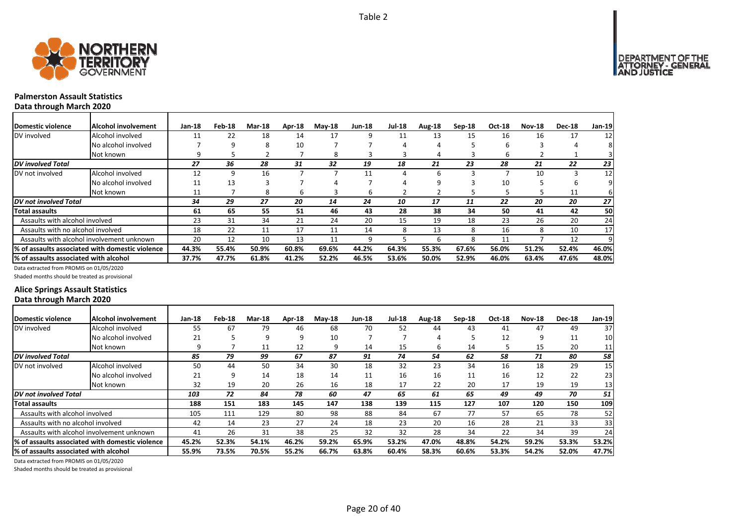Table 2

### Palmerston Assault Statistics
**Data through March 2020**

| Domestic violence | Alcohol involvement | Jan-18 | Feb-18 | Mar-18 | Apr-18 | May-18 | Jun-18 | Jul-18 | Aug-18 | Sep-18 | Oct-18 | Nov-18 | Dec-18 | Jan-19 |
|---|---|---|---|---|---|---|---|---|---|---|---|---|---|---|
| DV involved | Alcohol involved | 11 | 22 | 18 | 14 | 17 | 9 | 11 | 13 | 15 | 16 | 16 | 17 | 12 |
| | No alcohol involved | 7 | 9 | 8 | 10 | 7 | 7 | 4 | 4 | 5 | 6 | 3 | 4 | 8 |
| | Not known | 9 | 5 | 2 | 7 | 8 | 3 | 3 | 4 | 3 | 6 | 2 | 1 | 3 |
| ***DV involved Total*** | | *27* | *36* | *28* | *31* | *32* | *19* | *18* | *21* | *23* | *28* | *21* | *22* | *23* |
| DV not involved | Alcohol involved | 12 | 9 | 16 | 7 | 7 | 11 | 4 | 6 | 3 | 7 | 10 | 3 | 12 |
| | No alcohol involved | 11 | 13 | 3 | 7 | 4 | 7 | 4 | 9 | 3 | 10 | 5 | 6 | 9 |
| | Not known | 11 | 7 | 8 | 6 | 3 | 6 | 2 | 2 | 5 | 5 | 5 | 11 | 6 |
| ***DV not involved Total*** | | *34* | *29* | *27* | *20* | *14* | *24* | *10* | *17* | *11* | *22* | *20* | *20* | *27* |
| **Total assaults** | | **61** | **65** | **55** | **51** | **46** | **43** | **28** | **38** | **34** | **50** | **41** | **42** | **50** |
| Assaults with alcohol involved | | 23 | 31 | 34 | 21 | 24 | 20 | 15 | 19 | 18 | 23 | 26 | 20 | 24 |
| Assaults with no alcohol involved | | 18 | 22 | 11 | 17 | 11 | 14 | 8 | 13 | 8 | 16 | 8 | 10 | 17 |
| Assaults with alcohol involvement unknown | | 20 | 12 | 10 | 13 | 11 | 9 | 5 | 6 | 8 | 11 | 7 | 12 | 9 |
| **% of assaults associated with domestic violence** | | **44.3%** | **55.4%** | **50.9%** | **60.8%** | **69.6%** | **44.2%** | **64.3%** | **55.3%** | **67.6%** | **56.0%** | **51.2%** | **52.4%** | **46.0%** |
| **% of assaults associated with alcohol** | | **37.7%** | **47.7%** | **61.8%** | **41.2%** | **52.2%** | **46.5%** | **53.6%** | **50.0%** | **52.9%** | **46.0%** | **63.4%** | **47.6%** | **48.0%** |

Data extracted from PROMIS on 01/05/2020

Shaded months should be treated as provisional

### Alice Springs Assault Statistics
**Data through March 2020**

| Domestic violence | Alcohol involvement | Jan-18 | Feb-18 | Mar-18 | Apr-18 | May-18 | Jun-18 | Jul-18 | Aug-18 | Sep-18 | Oct-18 | Nov-18 | Dec-18 | Jan-19 |
|---|---|---|---|---|---|---|---|---|---|---|---|---|---|---|
| DV involved | Alcohol involved | 55 | 67 | 79 | 46 | 68 | 70 | 52 | 44 | 43 | 41 | 47 | 49 | 37 |
| | No alcohol involved | 21 | 5 | 9 | 9 | 10 | 7 | 7 | 4 | 5 | 12 | 9 | 11 | 10 |
| | Not known | 9 | 7 | 11 | 12 | 9 | 14 | 15 | 6 | 14 | 5 | 15 | 20 | 11 |
| ***DV involved Total*** | | *85* | *79* | *99* | *67* | *87* | *91* | *74* | *54* | *62* | *58* | *71* | *80* | *58* |
| DV not involved | Alcohol involved | 50 | 44 | 50 | 34 | 30 | 18 | 32 | 23 | 34 | 16 | 18 | 29 | 15 |
| | No alcohol involved | 21 | 9 | 14 | 18 | 14 | 11 | 16 | 16 | 11 | 16 | 12 | 22 | 23 |
| | Not known | 32 | 19 | 20 | 26 | 16 | 18 | 17 | 22 | 20 | 17 | 19 | 19 | 13 |
| ***DV not involved Total*** | | *103* | *72* | *84* | *78* | *60* | *47* | *65* | *61* | *65* | *49* | *49* | *70* | *51* |
| **Total assaults** | | **188** | **151** | **183** | **145** | **147** | **138** | **139** | **115** | **127** | **107** | **120** | **150** | **109** |
| Assaults with alcohol involved | | 105 | 111 | 129 | 80 | 98 | 88 | 84 | 67 | 77 | 57 | 65 | 78 | 52 |
| Assaults with no alcohol involved | | 42 | 14 | 23 | 27 | 24 | 18 | 23 | 20 | 16 | 28 | 21 | 33 | 33 |
| Assaults with alcohol involvement unknown | | 41 | 26 | 31 | 38 | 25 | 32 | 32 | 28 | 34 | 22 | 34 | 39 | 24 |
| **% of assaults associated with domestic violence** | | **45.2%** | **52.3%** | **54.1%** | **46.2%** | **59.2%** | **65.9%** | **53.2%** | **47.0%** | **48.8%** | **54.2%** | **59.2%** | **53.3%** | **53.2%** |
| **% of assaults associated with alcohol** | | **55.9%** | **73.5%** | **70.5%** | **55.2%** | **66.7%** | **63.8%** | **60.4%** | **58.3%** | **60.6%** | **53.3%** | **54.2%** | **52.0%** | **47.7%** |

Data extracted from PROMIS on 01/05/2020

Shaded months should be treated as provisional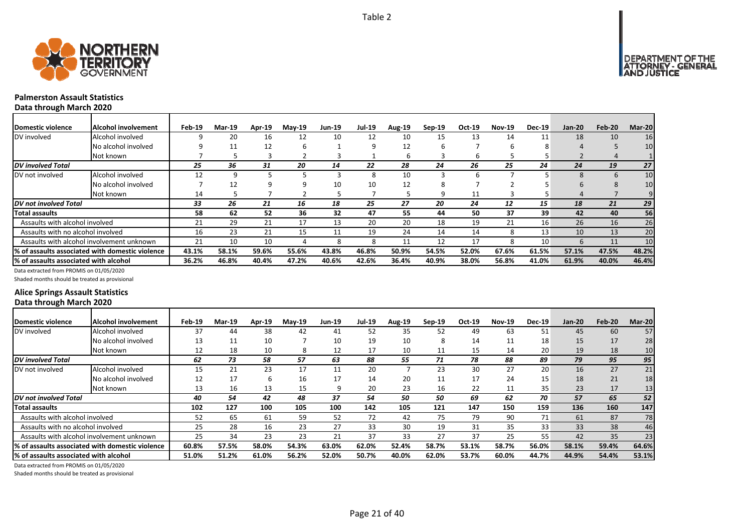Table 2

## Palmerston Assault Statistics

### Data through March 2020

| Domestic violence | Alcohol involvement | Feb-19 | Mar-19 | Apr-19 | May-19 | Jun-19 | Jul-19 | Aug-19 | Sep-19 | Oct-19 | Nov-19 | Dec-19 | Jan-20 | Feb-20 | Mar-20 |
|---|---|---|---|---|---|---|---|---|---|---|---|---|---|---|---|
| DV involved | Alcohol involved | 9 | 20 | 16 | 12 | 10 | 12 | 10 | 15 | 13 | 14 | 11 | 18 | 10 | 16 |
| | No alcohol involved | 9 | 11 | 12 | 6 | 1 | 9 | 12 | 6 | 7 | 6 | 8 | 4 | 5 | 10 |
| | Not known | 7 | 5 | 3 | 2 | 3 | 1 | 6 | 3 | 6 | 5 | 5 | 2 | 4 | 1 |
| ***DV involved Total*** | | *25* | *36* | *31* | *20* | *14* | *22* | *28* | *24* | *26* | *25* | *24* | *24* | *19* | *27* |
| DV not involved | Alcohol involved | 12 | 9 | 5 | 5 | 3 | 8 | 10 | 3 | 6 | 7 | 5 | 8 | 6 | 10 |
| | No alcohol involved | 7 | 12 | 9 | 9 | 10 | 10 | 12 | 8 | 7 | 2 | 5 | 6 | 8 | 10 |
| | Not known | 14 | 5 | 7 | 2 | 5 | 7 | 5 | 9 | 11 | 3 | 5 | 4 | 7 | 9 |
| ***DV not involved Total*** | | *33* | *26* | *21* | *16* | *18* | *25* | *27* | *20* | *24* | *12* | *15* | *18* | *21* | *29* |
| **Total assaults** | | **58** | **62** | **52** | **36** | **32** | **47** | **55** | **44** | **50** | **37** | **39** | **42** | **40** | **56** |
| Assaults with alcohol involved | | 21 | 29 | 21 | 17 | 13 | 20 | 20 | 18 | 19 | 21 | 16 | 26 | 16 | 26 |
| Assaults with no alcohol involved | | 16 | 23 | 21 | 15 | 11 | 19 | 24 | 14 | 14 | 8 | 13 | 10 | 13 | 20 |
| Assaults with alcohol involvement unknown | | 21 | 10 | 10 | 4 | 8 | 8 | 11 | 12 | 17 | 8 | 10 | 6 | 11 | 10 |
| **% of assaults associated with domestic violence** | | **43.1%** | **58.1%** | **59.6%** | **55.6%** | **43.8%** | **46.8%** | **50.9%** | **54.5%** | **52.0%** | **67.6%** | **61.5%** | **57.1%** | **47.5%** | **48.2%** |
| **% of assaults associated with alcohol** | | **36.2%** | **46.8%** | **40.4%** | **47.2%** | **40.6%** | **42.6%** | **36.4%** | **40.9%** | **38.0%** | **56.8%** | **41.0%** | **61.9%** | **40.0%** | **46.4%** |

Data extracted from PROMIS on 01/05/2020

Shaded months should be treated as provisional

## Alice Springs Assault Statistics

### Data through March 2020

| Domestic violence | Alcohol involvement | Feb-19 | Mar-19 | Apr-19 | May-19 | Jun-19 | Jul-19 | Aug-19 | Sep-19 | Oct-19 | Nov-19 | Dec-19 | Jan-20 | Feb-20 | Mar-20 |
|---|---|---|---|---|---|---|---|---|---|---|---|---|---|---|---|
| DV involved | Alcohol involved | 37 | 44 | 38 | 42 | 41 | 52 | 35 | 52 | 49 | 63 | 51 | 45 | 60 | 57 |
| | No alcohol involved | 13 | 11 | 10 | 7 | 10 | 19 | 10 | 8 | 14 | 11 | 18 | 15 | 17 | 28 |
| | Not known | 12 | 18 | 10 | 8 | 12 | 17 | 10 | 11 | 15 | 14 | 20 | 19 | 18 | 10 |
| ***DV involved Total*** | | *62* | *73* | *58* | *57* | *63* | *88* | *55* | *71* | *78* | *88* | *89* | *79* | *95* | *95* |
| DV not involved | Alcohol involved | 15 | 21 | 23 | 17 | 11 | 20 | 7 | 23 | 30 | 27 | 20 | 16 | 27 | 21 |
| | No alcohol involved | 12 | 17 | 6 | 16 | 17 | 14 | 20 | 11 | 17 | 24 | 15 | 18 | 21 | 18 |
| | Not known | 13 | 16 | 13 | 15 | 9 | 20 | 23 | 16 | 22 | 11 | 35 | 23 | 17 | 13 |
| ***DV not involved Total*** | | *40* | *54* | *42* | *48* | *37* | *54* | *50* | *50* | *69* | *62* | *70* | *57* | *65* | *52* |
| **Total assaults** | | **102** | **127** | **100** | **105** | **100** | **142** | **105** | **121** | **147** | **150** | **159** | **136** | **160** | **147** |
| Assaults with alcohol involved | | 52 | 65 | 61 | 59 | 52 | 72 | 42 | 75 | 79 | 90 | 71 | 61 | 87 | 78 |
| Assaults with no alcohol involved | | 25 | 28 | 16 | 23 | 27 | 33 | 30 | 19 | 31 | 35 | 33 | 33 | 38 | 46 |
| Assaults with alcohol involvement unknown | | 25 | 34 | 23 | 23 | 21 | 37 | 33 | 27 | 37 | 25 | 55 | 42 | 35 | 23 |
| **% of assaults associated with domestic violence** | | **60.8%** | **57.5%** | **58.0%** | **54.3%** | **63.0%** | **62.0%** | **52.4%** | **58.7%** | **53.1%** | **58.7%** | **56.0%** | **58.1%** | **59.4%** | **64.6%** |
| **% of assaults associated with alcohol** | | **51.0%** | **51.2%** | **61.0%** | **56.2%** | **52.0%** | **50.7%** | **40.0%** | **62.0%** | **53.7%** | **60.0%** | **44.7%** | **44.9%** | **54.4%** | **53.1%** |

Data extracted from PROMIS on 01/05/2020

Shaded months should be treated as provisional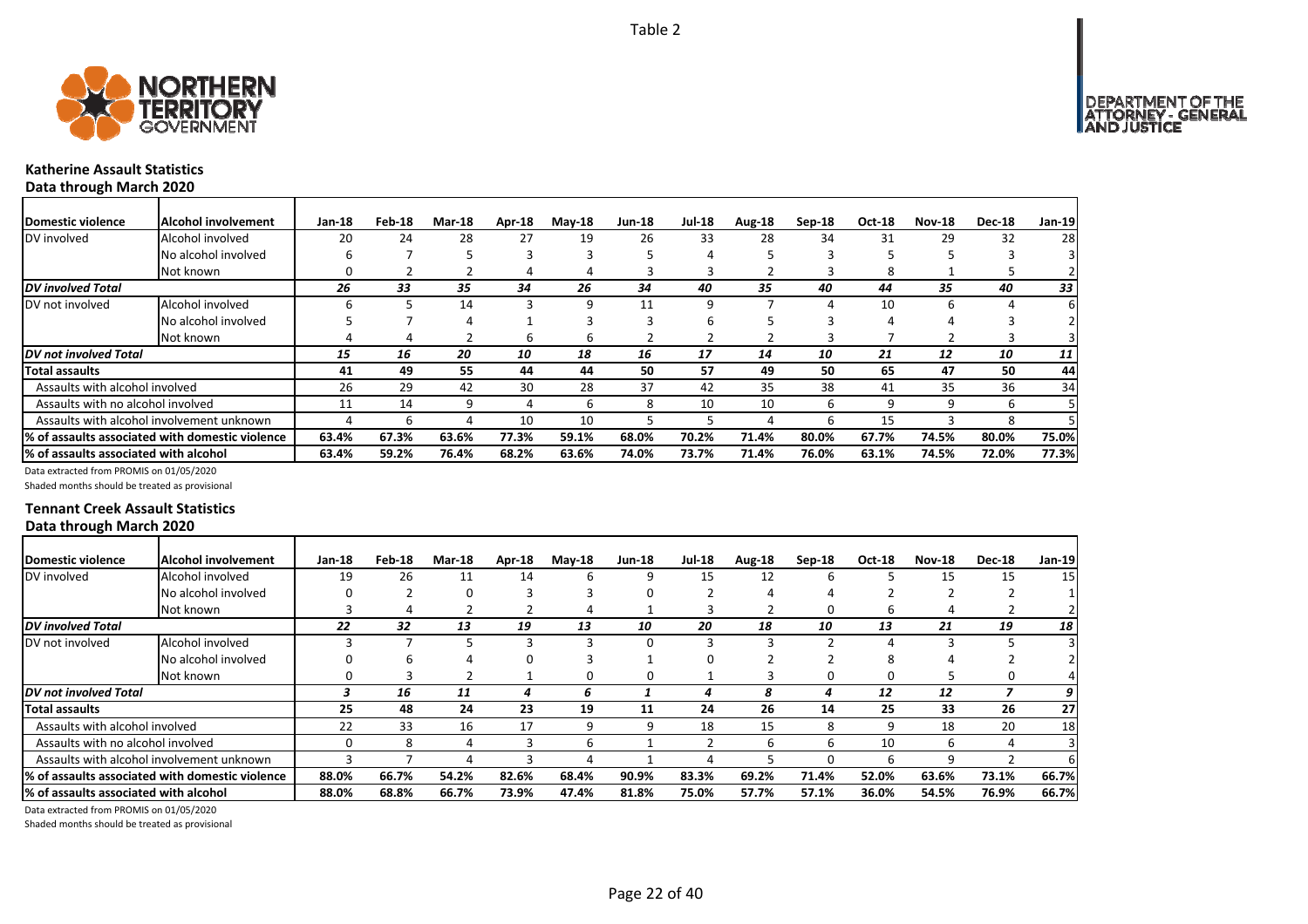Table 2

## Katherine Assault Statistics
### Data through March 2020

| Domestic violence | Alcohol involvement | Jan-18 | Feb-18 | Mar-18 | Apr-18 | May-18 | Jun-18 | Jul-18 | Aug-18 | Sep-18 | Oct-18 | Nov-18 | Dec-18 | Jan-19 |
|---|---|---|---|---|---|---|---|---|---|---|---|---|---|---|
| DV involved | Alcohol involved | 20 | 24 | 28 | 27 | 19 | 26 | 33 | 28 | 34 | 31 | 29 | 32 | 28 |
| | No alcohol involved | 6 | 7 | 5 | 3 | 3 | 5 | 4 | 5 | 3 | 5 | 5 | 3 | 3 |
| | Not known | 0 | 2 | 2 | 4 | 4 | 3 | 3 | 2 | 3 | 8 | 1 | 5 | 2 |
| ***DV involved Total*** | | *26* | *33* | *35* | *34* | *26* | *34* | *40* | *35* | *40* | *44* | *35* | *40* | *33* |
| DV not involved | Alcohol involved | 6 | 5 | 14 | 3 | 9 | 11 | 9 | 7 | 4 | 10 | 6 | 4 | 6 |
| | No alcohol involved | 5 | 7 | 4 | 1 | 3 | 3 | 6 | 5 | 3 | 4 | 4 | 3 | 2 |
| | Not known | 4 | 4 | 2 | 6 | 6 | 2 | 2 | 2 | 3 | 7 | 2 | 3 | 3 |
| ***DV not involved Total*** | | *15* | *16* | *20* | *10* | *18* | *16* | *17* | *14* | *10* | *21* | *12* | *10* | *11* |
| **Total assaults** | | **41** | **49** | **55** | **44** | **44** | **50** | **57** | **49** | **50** | **65** | **47** | **50** | **44** |
| Assaults with alcohol involved | | 26 | 29 | 42 | 30 | 28 | 37 | 42 | 35 | 38 | 41 | 35 | 36 | 34 |
| Assaults with no alcohol involved | | 11 | 14 | 9 | 4 | 6 | 8 | 10 | 10 | 6 | 9 | 9 | 6 | 5 |
| Assaults with alcohol involvement unknown | | 4 | 6 | 4 | 10 | 10 | 5 | 5 | 4 | 6 | 15 | 3 | 8 | 5 |
| **% of assaults associated with domestic violence** | | **63.4%** | **67.3%** | **63.6%** | **77.3%** | **59.1%** | **68.0%** | **70.2%** | **71.4%** | **80.0%** | **67.7%** | **74.5%** | **80.0%** | **75.0%** |
| **% of assaults associated with alcohol** | | **63.4%** | **59.2%** | **76.4%** | **68.2%** | **63.6%** | **74.0%** | **73.7%** | **71.4%** | **76.0%** | **63.1%** | **74.5%** | **72.0%** | **77.3%** |

Data extracted from PROMIS on 01/05/2020

Shaded months should be treated as provisional

## Tennant Creek Assault Statistics
### Data through March 2020

| Domestic violence | Alcohol involvement | Jan-18 | Feb-18 | Mar-18 | Apr-18 | May-18 | Jun-18 | Jul-18 | Aug-18 | Sep-18 | Oct-18 | Nov-18 | Dec-18 | Jan-19 |
|---|---|---|---|---|---|---|---|---|---|---|---|---|---|---|
| DV involved | Alcohol involved | 19 | 26 | 11 | 14 | 6 | 9 | 15 | 12 | 6 | 5 | 15 | 15 | 15 |
| | No alcohol involved | 0 | 2 | 0 | 3 | 3 | 0 | 2 | 4 | 4 | 2 | 2 | 2 | 1 |
| | Not known | 3 | 4 | 2 | 2 | 4 | 1 | 3 | 2 | 0 | 6 | 4 | 2 | 2 |
| ***DV involved Total*** | | *22* | *32* | *13* | *19* | *13* | *10* | *20* | *18* | *10* | *13* | *21* | *19* | *18* |
| DV not involved | Alcohol involved | 3 | 7 | 5 | 3 | 3 | 0 | 3 | 3 | 2 | 4 | 3 | 5 | 3 |
| | No alcohol involved | 0 | 6 | 4 | 0 | 3 | 1 | 0 | 2 | 2 | 8 | 4 | 2 | 2 |
| | Not known | 0 | 3 | 2 | 1 | 0 | 0 | 1 | 3 | 0 | 0 | 5 | 0 | 4 |
| ***DV not involved Total*** | | *3* | *16* | *11* | *4* | *6* | *1* | *4* | *8* | *4* | *12* | *12* | *7* | *9* |
| **Total assaults** | | **25** | **48** | **24** | **23** | **19** | **11** | **24** | **26** | **14** | **25** | **33** | **26** | **27** |
| Assaults with alcohol involved | | 22 | 33 | 16 | 17 | 9 | 9 | 18 | 15 | 8 | 9 | 18 | 20 | 18 |
| Assaults with no alcohol involved | | 0 | 8 | 4 | 3 | 6 | 1 | 2 | 6 | 6 | 10 | 6 | 4 | 3 |
| Assaults with alcohol involvement unknown | | 3 | 7 | 4 | 3 | 4 | 1 | 4 | 5 | 0 | 6 | 9 | 2 | 6 |
| **% of assaults associated with domestic violence** | | **88.0%** | **66.7%** | **54.2%** | **82.6%** | **68.4%** | **90.9%** | **83.3%** | **69.2%** | **71.4%** | **52.0%** | **63.6%** | **73.1%** | **66.7%** |
| **% of assaults associated with alcohol** | | **88.0%** | **68.8%** | **66.7%** | **73.9%** | **47.4%** | **81.8%** | **75.0%** | **57.7%** | **57.1%** | **36.0%** | **54.5%** | **76.9%** | **66.7%** |

Data extracted from PROMIS on 01/05/2020

Shaded months should be treated as provisional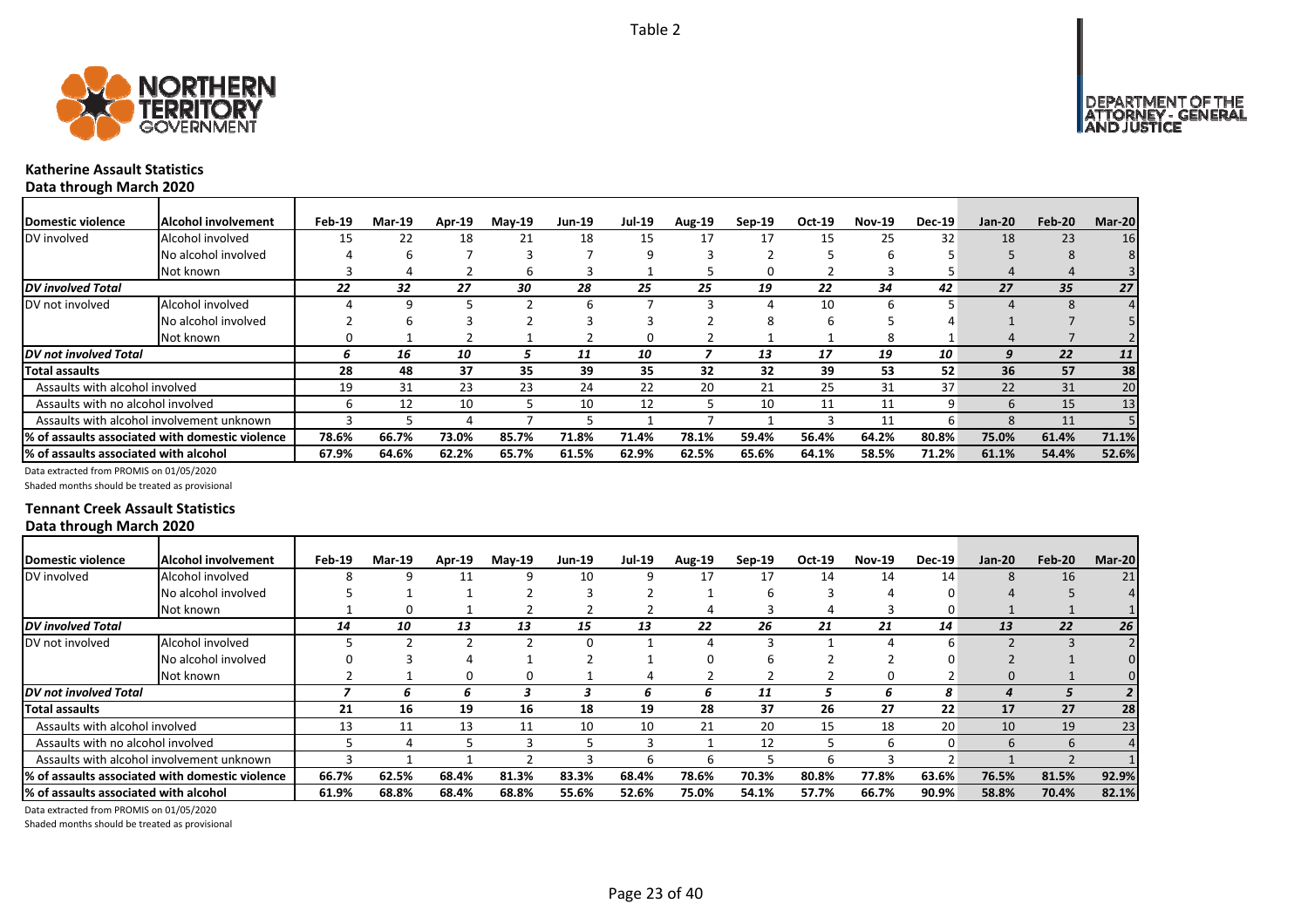Table 2

### Katherine Assault Statistics
**Data through March 2020**

| Domestic violence | Alcohol involvement | Feb-19 | Mar-19 | Apr-19 | May-19 | Jun-19 | Jul-19 | Aug-19 | Sep-19 | Oct-19 | Nov-19 | Dec-19 | Jan-20 | Feb-20 | Mar-20 |
|---|---|---|---|---|---|---|---|---|---|---|---|---|---|---|---|
| DV involved | Alcohol involved | 15 | 22 | 18 | 21 | 18 | 15 | 17 | 17 | 15 | 25 | 32 | 18 | 23 | 16 |
| | No alcohol involved | 4 | 6 | 7 | 3 | 7 | 9 | 3 | 2 | 5 | 6 | 5 | 5 | 8 | 8 |
| | Not known | 3 | 4 | 2 | 6 | 3 | 1 | 5 | 0 | 2 | 3 | 5 | 4 | 4 | 3 |
| ***DV involved Total*** | | ***22*** | ***32*** | ***27*** | ***30*** | ***28*** | ***25*** | ***25*** | ***19*** | ***22*** | ***34*** | ***42*** | ***27*** | ***35*** | ***27*** |
| DV not involved | Alcohol involved | 4 | 9 | 5 | 2 | 6 | 7 | 3 | 4 | 10 | 6 | 5 | 4 | 8 | 4 |
| | No alcohol involved | 2 | 6 | 3 | 2 | 3 | 3 | 2 | 8 | 6 | 5 | 4 | 1 | 7 | 5 |
| | Not known | 0 | 1 | 2 | 1 | 2 | 0 | 2 | 1 | 1 | 8 | 1 | 4 | 7 | 2 |
| ***DV not involved Total*** | | ***6*** | ***16*** | ***10*** | ***5*** | ***11*** | ***10*** | ***7*** | ***13*** | ***17*** | ***19*** | ***10*** | ***9*** | ***22*** | ***11*** |
| **Total assaults** | | **28** | **48** | **37** | **35** | **39** | **35** | **32** | **32** | **39** | **53** | **52** | **36** | **57** | **38** |
| Assaults with alcohol involved | | 19 | 31 | 23 | 23 | 24 | 22 | 20 | 21 | 25 | 31 | 37 | 22 | 31 | 20 |
| Assaults with no alcohol involved | | 6 | 12 | 10 | 5 | 10 | 12 | 5 | 10 | 11 | 11 | 9 | 6 | 15 | 13 |
| Assaults with alcohol involvement unknown | | 3 | 5 | 4 | 7 | 5 | 1 | 7 | 1 | 3 | 11 | 6 | 8 | 11 | 5 |
| **% of assaults associated with domestic violence** | | **78.6%** | **66.7%** | **73.0%** | **85.7%** | **71.8%** | **71.4%** | **78.1%** | **59.4%** | **56.4%** | **64.2%** | **80.8%** | **75.0%** | **61.4%** | **71.1%** |
| **% of assaults associated with alcohol** | | **67.9%** | **64.6%** | **62.2%** | **65.7%** | **61.5%** | **62.9%** | **62.5%** | **65.6%** | **64.1%** | **58.5%** | **71.2%** | **61.1%** | **54.4%** | **52.6%** |

Data extracted from PROMIS on 01/05/2020
Shaded months should be treated as provisional

### Tennant Creek Assault Statistics
**Data through March 2020**

| Domestic violence | Alcohol involvement | Feb-19 | Mar-19 | Apr-19 | May-19 | Jun-19 | Jul-19 | Aug-19 | Sep-19 | Oct-19 | Nov-19 | Dec-19 | Jan-20 | Feb-20 | Mar-20 |
|---|---|---|---|---|---|---|---|---|---|---|---|---|---|---|---|
| DV involved | Alcohol involved | 8 | 9 | 11 | 9 | 10 | 9 | 17 | 17 | 14 | 14 | 14 | 8 | 16 | 21 |
| | No alcohol involved | 5 | 1 | 1 | 2 | 3 | 2 | 1 | 6 | 3 | 4 | 0 | 4 | 5 | 4 |
| | Not known | 1 | 0 | 1 | 2 | 2 | 2 | 4 | 3 | 4 | 3 | 0 | 1 | 1 | 1 |
| ***DV involved Total*** | | ***14*** | ***10*** | ***13*** | ***13*** | ***15*** | ***13*** | ***22*** | ***26*** | ***21*** | ***21*** | ***14*** | ***13*** | ***22*** | ***26*** |
| DV not involved | Alcohol involved | 5 | 2 | 2 | 2 | 0 | 1 | 4 | 3 | 1 | 4 | 6 | 2 | 3 | 2 |
| | No alcohol involved | 0 | 3 | 4 | 1 | 2 | 1 | 0 | 6 | 2 | 2 | 0 | 2 | 1 | 0 |
| | Not known | 2 | 1 | 0 | 0 | 1 | 4 | 2 | 2 | 2 | 0 | 2 | 0 | 1 | 0 |
| ***DV not involved Total*** | | ***7*** | ***6*** | ***6*** | ***3*** | ***3*** | ***6*** | ***6*** | ***11*** | ***5*** | ***6*** | ***8*** | ***4*** | ***5*** | ***2*** |
| **Total assaults** | | **21** | **16** | **19** | **16** | **18** | **19** | **28** | **37** | **26** | **27** | **22** | **17** | **27** | **28** |
| Assaults with alcohol involved | | 13 | 11 | 13 | 11 | 10 | 10 | 21 | 20 | 15 | 18 | 20 | 10 | 19 | 23 |
| Assaults with no alcohol involved | | 5 | 4 | 5 | 3 | 5 | 3 | 1 | 12 | 5 | 6 | 0 | 6 | 6 | 4 |
| Assaults with alcohol involvement unknown | | 3 | 1 | 1 | 2 | 3 | 6 | 6 | 5 | 6 | 3 | 2 | 1 | 2 | 1 |
| **% of assaults associated with domestic violence** | | **66.7%** | **62.5%** | **68.4%** | **81.3%** | **83.3%** | **68.4%** | **78.6%** | **70.3%** | **80.8%** | **77.8%** | **63.6%** | **76.5%** | **81.5%** | **92.9%** |
| **% of assaults associated with alcohol** | | **61.9%** | **68.8%** | **68.4%** | **68.8%** | **55.6%** | **52.6%** | **75.0%** | **54.1%** | **57.7%** | **66.7%** | **90.9%** | **58.8%** | **70.4%** | **82.1%** |

Data extracted from PROMIS on 01/05/2020
Shaded months should be treated as provisional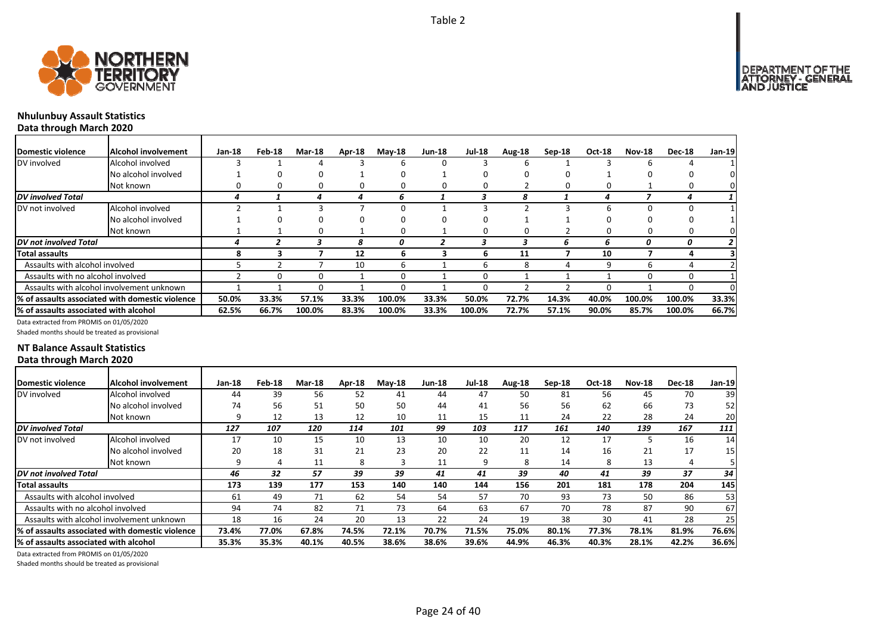Table 2

## Nhulunbuy Assault Statistics

**Data through March 2020**

| Domestic violence | Alcohol involvement | Jan-18 | Feb-18 | Mar-18 | Apr-18 | May-18 | Jun-18 | Jul-18 | Aug-18 | Sep-18 | Oct-18 | Nov-18 | Dec-18 | Jan-19 |
|---|---|---|---|---|---|---|---|---|---|---|---|---|---|---|
| DV involved | Alcohol involved | 3 | 1 | 4 | 3 | 6 | 0 | 3 | 6 | 1 | 3 | 6 | 4 | 1 |
| | No alcohol involved | 1 | 0 | 0 | 1 | 0 | 1 | 0 | 0 | 0 | 1 | 0 | 0 | 0 |
| | Not known | 0 | 0 | 0 | 0 | 0 | 0 | 0 | 2 | 0 | 0 | 1 | 0 | 0 |
| *DV involved Total* | | *4* | *1* | *4* | *4* | *6* | *1* | *3* | *8* | *1* | *4* | *7* | *4* | *1* |
| DV not involved | Alcohol involved | 2 | 1 | 3 | 7 | 0 | 1 | 3 | 2 | 3 | 6 | 0 | 0 | 1 |
| | No alcohol involved | 1 | 0 | 0 | 0 | 0 | 0 | 0 | 1 | 1 | 0 | 0 | 0 | 1 |
| | Not known | 1 | 1 | 0 | 1 | 0 | 1 | 0 | 0 | 2 | 0 | 0 | 0 | 0 |
| *DV not involved Total* | | *4* | *2* | *3* | *8* | *0* | *2* | *3* | *3* | *6* | *6* | *0* | *0* | *2* |
| **Total assaults** | | **8** | **3** | **7** | **12** | **6** | **3** | **6** | **11** | **7** | **10** | **7** | **4** | **3** |
| Assaults with alcohol involved | | 5 | 2 | 7 | 10 | 6 | 1 | 6 | 8 | 4 | 9 | 6 | 4 | 2 |
| Assaults with no alcohol involved | | 2 | 0 | 0 | 1 | 0 | 1 | 0 | 1 | 1 | 1 | 0 | 0 | 1 |
| Assaults with alcohol involvement unknown | | 1 | 1 | 0 | 1 | 0 | 1 | 0 | 2 | 2 | 0 | 1 | 0 | 0 |
| **% of assaults associated with domestic violence** | | **50.0%** | **33.3%** | **57.1%** | **33.3%** | **100.0%** | **33.3%** | **50.0%** | **72.7%** | **14.3%** | **40.0%** | **100.0%** | **100.0%** | **33.3%** |
| **% of assaults associated with alcohol** | | **62.5%** | **66.7%** | **100.0%** | **83.3%** | **100.0%** | **33.3%** | **100.0%** | **72.7%** | **57.1%** | **90.0%** | **85.7%** | **100.0%** | **66.7%** |

Data extracted from PROMIS on 01/05/2020

Shaded months should be treated as provisional

## NT Balance Assault Statistics

**Data through March 2020**

| Domestic violence | Alcohol involvement | Jan-18 | Feb-18 | Mar-18 | Apr-18 | May-18 | Jun-18 | Jul-18 | Aug-18 | Sep-18 | Oct-18 | Nov-18 | Dec-18 | Jan-19 |
|---|---|---|---|---|---|---|---|---|---|---|---|---|---|---|
| DV involved | Alcohol involved | 44 | 39 | 56 | 52 | 41 | 44 | 47 | 50 | 81 | 56 | 45 | 70 | 39 |
| | No alcohol involved | 74 | 56 | 51 | 50 | 50 | 44 | 41 | 56 | 56 | 62 | 66 | 73 | 52 |
| | Not known | 9 | 12 | 13 | 12 | 10 | 11 | 15 | 11 | 24 | 22 | 28 | 24 | 20 |
| *DV involved Total* | | *127* | *107* | *120* | *114* | *101* | *99* | *103* | *117* | *161* | *140* | *139* | *167* | *111* |
| DV not involved | Alcohol involved | 17 | 10 | 15 | 10 | 13 | 10 | 10 | 20 | 12 | 17 | 5 | 16 | 14 |
| | No alcohol involved | 20 | 18 | 31 | 21 | 23 | 20 | 22 | 11 | 14 | 16 | 21 | 17 | 15 |
| | Not known | 9 | 4 | 11 | 8 | 3 | 11 | 9 | 8 | 14 | 8 | 13 | 4 | 5 |
| *DV not involved Total* | | *46* | *32* | *57* | *39* | *39* | *41* | *41* | *39* | *40* | *41* | *39* | *37* | *34* |
| **Total assaults** | | **173** | **139** | **177** | **153** | **140** | **140** | **144** | **156** | **201** | **181** | **178** | **204** | **145** |
| Assaults with alcohol involved | | 61 | 49 | 71 | 62 | 54 | 54 | 57 | 70 | 93 | 73 | 50 | 86 | 53 |
| Assaults with no alcohol involved | | 94 | 74 | 82 | 71 | 73 | 64 | 63 | 67 | 70 | 78 | 87 | 90 | 67 |
| Assaults with alcohol involvement unknown | | 18 | 16 | 24 | 20 | 13 | 22 | 24 | 19 | 38 | 30 | 41 | 28 | 25 |
| **% of assaults associated with domestic violence** | | **73.4%** | **77.0%** | **67.8%** | **74.5%** | **72.1%** | **70.7%** | **71.5%** | **75.0%** | **80.1%** | **77.3%** | **78.1%** | **81.9%** | **76.6%** |
| **% of assaults associated with alcohol** | | **35.3%** | **35.3%** | **40.1%** | **40.5%** | **38.6%** | **38.6%** | **39.6%** | **44.9%** | **46.3%** | **40.3%** | **28.1%** | **42.2%** | **36.6%** |

Data extracted from PROMIS on 01/05/2020

Shaded months should be treated as provisional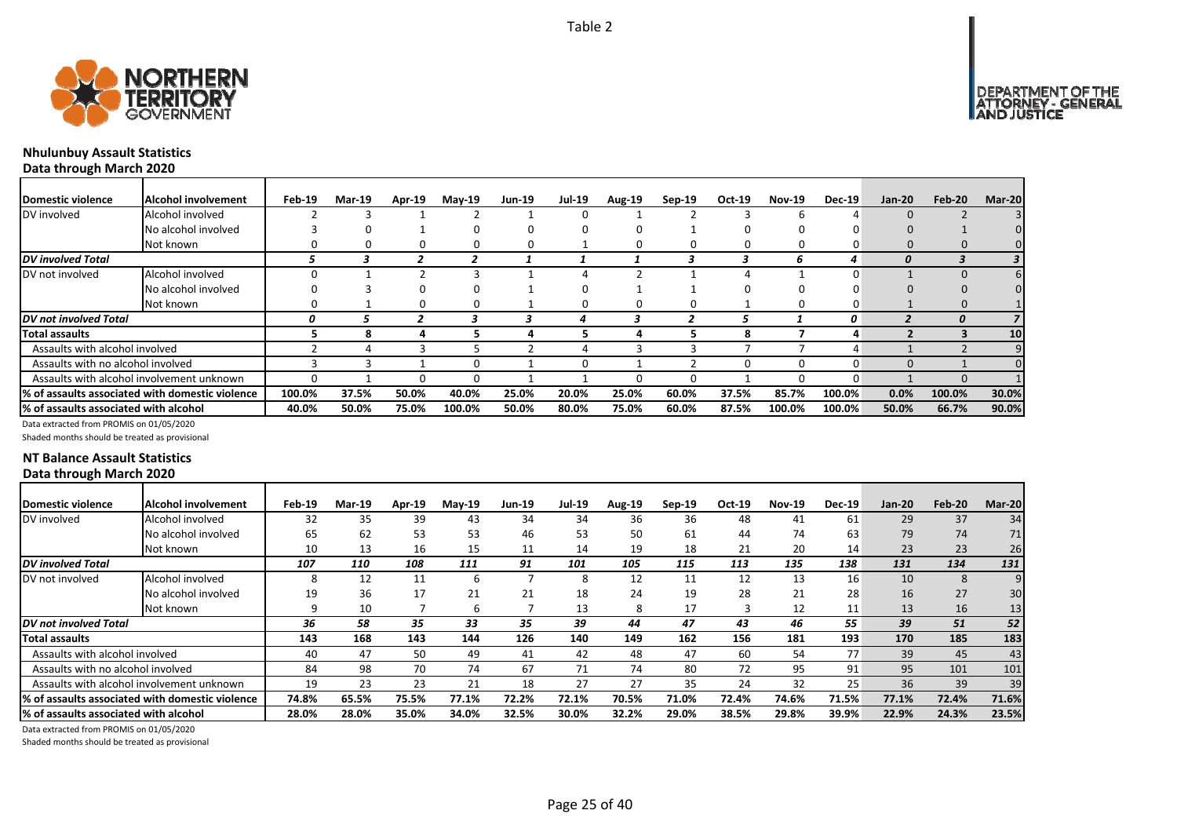Table 2

## Nhulunbuy Assault Statistics

### Data through March 2020

| Domestic violence | Alcohol involvement | Feb-19 | Mar-19 | Apr-19 | May-19 | Jun-19 | Jul-19 | Aug-19 | Sep-19 | Oct-19 | Nov-19 | Dec-19 | Jan-20 | Feb-20 | Mar-20 |
|---|---|---|---|---|---|---|---|---|---|---|---|---|---|---|---|
| DV involved | Alcohol involved | 2 | 3 | 1 | 2 | 1 | 0 | 1 | 2 | 3 | 6 | 4 | 0 | 2 | 3 |
| | No alcohol involved | 3 | 0 | 1 | 0 | 0 | 0 | 0 | 1 | 0 | 0 | 0 | 0 | 1 | 0 |
| | Not known | 0 | 0 | 0 | 0 | 0 | 1 | 0 | 0 | 0 | 0 | 0 | 0 | 0 | 0 |
| *DV involved Total* | | *5* | *3* | *2* | *2* | *1* | *1* | *1* | *3* | *3* | *6* | *4* | *0* | *3* | *3* |
| DV not involved | Alcohol involved | 0 | 1 | 2 | 3 | 1 | 4 | 2 | 1 | 4 | 1 | 0 | 1 | 0 | 6 |
| | No alcohol involved | 0 | 3 | 0 | 0 | 1 | 0 | 1 | 1 | 0 | 0 | 0 | 0 | 0 | 0 |
| | Not known | 0 | 1 | 0 | 0 | 1 | 0 | 0 | 0 | 1 | 0 | 0 | 1 | 0 | 1 |
| *DV not involved Total* | | *0* | *5* | *2* | *3* | *3* | *4* | *3* | *2* | *5* | *1* | *0* | *2* | *0* | *7* |
| **Total assaults** | | **5** | **8** | **4** | **5** | **4** | **5** | **4** | **5** | **8** | **7** | **4** | **2** | **3** | **10** |
| Assaults with alcohol involved | | 2 | 4 | 3 | 5 | 2 | 4 | 3 | 3 | 7 | 7 | 4 | 1 | 2 | 9 |
| Assaults with no alcohol involved | | 3 | 3 | 1 | 0 | 1 | 0 | 1 | 2 | 0 | 0 | 0 | 0 | 1 | 0 |
| Assaults with alcohol involvement unknown | | 0 | 1 | 0 | 0 | 1 | 1 | 0 | 0 | 1 | 0 | 0 | 1 | 0 | 1 |
| **% of assaults associated with domestic violence** | | **100.0%** | **37.5%** | **50.0%** | **40.0%** | **25.0%** | **20.0%** | **25.0%** | **60.0%** | **37.5%** | **85.7%** | **100.0%** | **0.0%** | **100.0%** | **30.0%** |
| **% of assaults associated with alcohol** | | **40.0%** | **50.0%** | **75.0%** | **100.0%** | **50.0%** | **80.0%** | **75.0%** | **60.0%** | **87.5%** | **100.0%** | **100.0%** | **50.0%** | **66.7%** | **90.0%** |

Data extracted from PROMIS on 01/05/2020

Shaded months should be treated as provisional

## NT Balance Assault Statistics

### Data through March 2020

| Domestic violence | Alcohol involvement | Feb-19 | Mar-19 | Apr-19 | May-19 | Jun-19 | Jul-19 | Aug-19 | Sep-19 | Oct-19 | Nov-19 | Dec-19 | Jan-20 | Feb-20 | Mar-20 |
|---|---|---|---|---|---|---|---|---|---|---|---|---|---|---|---|
| DV involved | Alcohol involved | 32 | 35 | 39 | 43 | 34 | 34 | 36 | 36 | 48 | 41 | 61 | 29 | 37 | 34 |
| | No alcohol involved | 65 | 62 | 53 | 53 | 46 | 53 | 50 | 61 | 44 | 74 | 63 | 79 | 74 | 71 |
| | Not known | 10 | 13 | 16 | 15 | 11 | 14 | 19 | 18 | 21 | 20 | 14 | 23 | 23 | 26 |
| *DV involved Total* | | *107* | *110* | *108* | *111* | *91* | *101* | *105* | *115* | *113* | *135* | *138* | *131* | *134* | *131* |
| DV not involved | Alcohol involved | 8 | 12 | 11 | 6 | 7 | 8 | 12 | 11 | 12 | 13 | 16 | 10 | 8 | 9 |
| | No alcohol involved | 19 | 36 | 17 | 21 | 21 | 18 | 24 | 19 | 28 | 21 | 28 | 16 | 27 | 30 |
| | Not known | 9 | 10 | 7 | 6 | 7 | 13 | 8 | 17 | 3 | 12 | 11 | 13 | 16 | 13 |
| *DV not involved Total* | | *36* | *58* | *35* | *33* | *35* | *39* | *44* | *47* | *43* | *46* | *55* | *39* | *51* | *52* |
| **Total assaults** | | **143** | **168** | **143** | **144** | **126** | **140** | **149** | **162** | **156** | **181** | **193** | **170** | **185** | **183** |
| Assaults with alcohol involved | | 40 | 47 | 50 | 49 | 41 | 42 | 48 | 47 | 60 | 54 | 77 | 39 | 45 | 43 |
| Assaults with no alcohol involved | | 84 | 98 | 70 | 74 | 67 | 71 | 74 | 80 | 72 | 95 | 91 | 95 | 101 | 101 |
| Assaults with alcohol involvement unknown | | 19 | 23 | 23 | 21 | 18 | 27 | 27 | 35 | 24 | 32 | 25 | 36 | 39 | 39 |
| **% of assaults associated with domestic violence** | | **74.8%** | **65.5%** | **75.5%** | **77.1%** | **72.2%** | **72.1%** | **70.5%** | **71.0%** | **72.4%** | **74.6%** | **71.5%** | **77.1%** | **72.4%** | **71.6%** |
| **% of assaults associated with alcohol** | | **28.0%** | **28.0%** | **35.0%** | **34.0%** | **32.5%** | **30.0%** | **32.2%** | **29.0%** | **38.5%** | **29.8%** | **39.9%** | **22.9%** | **24.3%** | **23.5%** |

Data extracted from PROMIS on 01/05/2020

Shaded months should be treated as provisional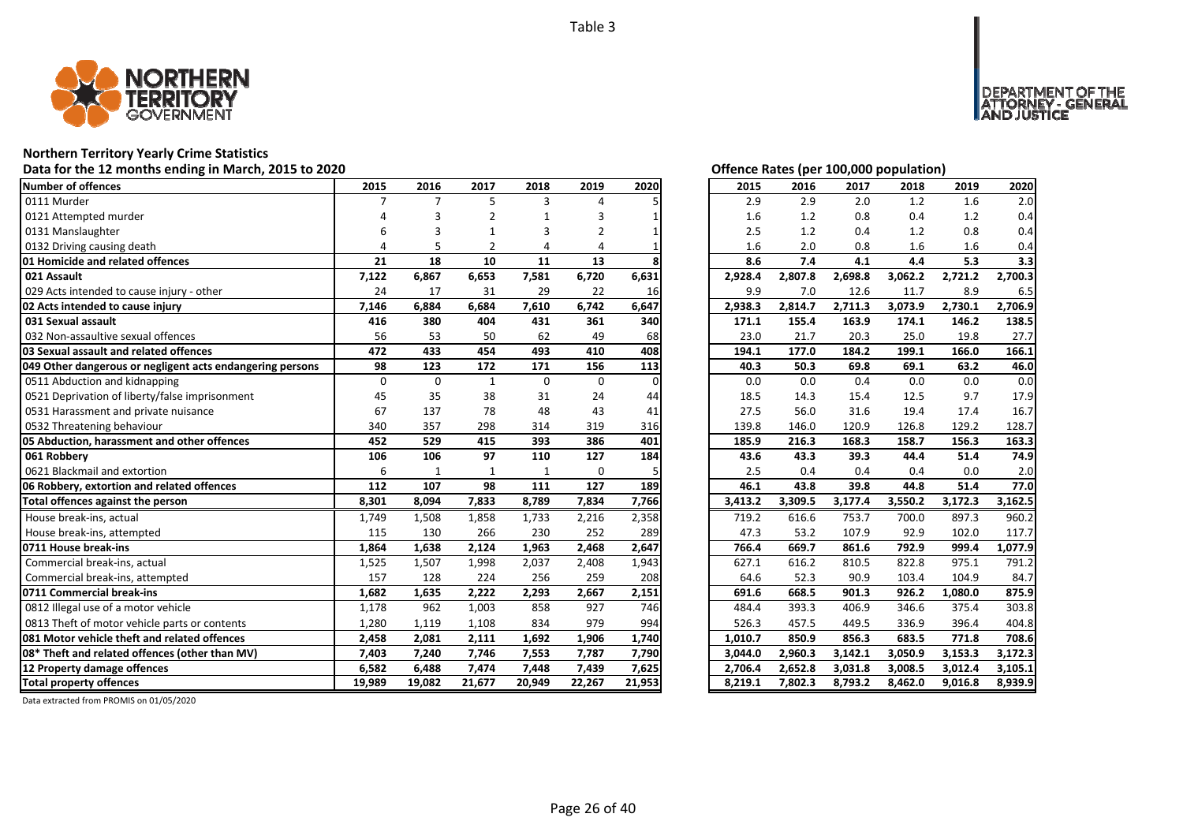Table 3

# Northern Territory Yearly Crime Statistics

## Data for the 12 months ending in March, 2015 to 2020

| Number of offences | 2015 | 2016 | 2017 | 2018 | 2019 | 2020 |
|---|---|---|---|---|---|---|
| 0111 Murder | 7 | 7 | 5 | 3 | 4 | 5 |
| 0121 Attempted murder | 4 | 3 | 2 | 1 | 3 | 1 |
| 0131 Manslaughter | 6 | 3 | 1 | 3 | 2 | 1 |
| 0132 Driving causing death | 4 | 5 | 2 | 4 | 4 | 1 |
| **01 Homicide and related offences** | **21** | **18** | **10** | **11** | **13** | **8** |
| **021 Assault** | **7,122** | **6,867** | **6,653** | **7,581** | **6,720** | **6,631** |
| 029 Acts intended to cause injury - other | 24 | 17 | 31 | 29 | 22 | 16 |
| **02 Acts intended to cause injury** | **7,146** | **6,884** | **6,684** | **7,610** | **6,742** | **6,647** |
| **031 Sexual assault** | **416** | **380** | **404** | **431** | **361** | **340** |
| 032 Non-assaultive sexual offences | 56 | 53 | 50 | 62 | 49 | 68 |
| **03 Sexual assault and related offences** | **472** | **433** | **454** | **493** | **410** | **408** |
| **049 Other dangerous or negligent acts endangering persons** | **98** | **123** | **172** | **171** | **156** | **113** |
| 0511 Abduction and kidnapping | 0 | 0 | 1 | 0 | 0 | 0 |
| 0521 Deprivation of liberty/false imprisonment | 45 | 35 | 38 | 31 | 24 | 44 |
| 0531 Harassment and private nuisance | 67 | 137 | 78 | 48 | 43 | 41 |
| 0532 Threatening behaviour | 340 | 357 | 298 | 314 | 319 | 316 |
| **05 Abduction, harassment and other offences** | **452** | **529** | **415** | **393** | **386** | **401** |
| **061 Robbery** | **106** | **106** | **97** | **110** | **127** | **184** |
| 0621 Blackmail and extortion | 6 | 1 | 1 | 1 | 0 | 5 |
| **06 Robbery, extortion and related offences** | **112** | **107** | **98** | **111** | **127** | **189** |
| **Total offences against the person** | **8,301** | **8,094** | **7,833** | **8,789** | **7,834** | **7,766** |
| House break-ins, actual | 1,749 | 1,508 | 1,858 | 1,733 | 2,216 | 2,358 |
| House break-ins, attempted | 115 | 130 | 266 | 230 | 252 | 289 |
| **0711 House break-ins** | **1,864** | **1,638** | **2,124** | **1,963** | **2,468** | **2,647** |
| Commercial break-ins, actual | 1,525 | 1,507 | 1,998 | 2,037 | 2,408 | 1,943 |
| Commercial break-ins, attempted | 157 | 128 | 224 | 256 | 259 | 208 |
| **0711 Commercial break-ins** | **1,682** | **1,635** | **2,222** | **2,293** | **2,667** | **2,151** |
| 0812 Illegal use of a motor vehicle | 1,178 | 962 | 1,003 | 858 | 927 | 746 |
| 0813 Theft of motor vehicle parts or contents | 1,280 | 1,119 | 1,108 | 834 | 979 | 994 |
| **081 Motor vehicle theft and related offences** | **2,458** | **2,081** | **2,111** | **1,692** | **1,906** | **1,740** |
| **08* Theft and related offences (other than MV)** | **7,403** | **7,240** | **7,746** | **7,553** | **7,787** | **7,790** |
| **12 Property damage offences** | **6,582** | **6,488** | **7,474** | **7,448** | **7,439** | **7,625** |
| **Total property offences** | **19,989** | **19,082** | **21,677** | **20,949** | **22,267** | **21,953** |

## Offence Rates (per 100,000 population)

| Number of offences | 2015 | 2016 | 2017 | 2018 | 2019 | 2020 |
|---|---|---|---|---|---|---|
| 0111 Murder | 2.9 | 2.9 | 2.0 | 1.2 | 1.6 | 2.0 |
| 0121 Attempted murder | 1.6 | 1.2 | 0.8 | 0.4 | 1.2 | 0.4 |
| 0131 Manslaughter | 2.5 | 1.2 | 0.4 | 1.2 | 0.8 | 0.4 |
| 0132 Driving causing death | 1.6 | 2.0 | 0.8 | 1.6 | 1.6 | 0.4 |
| **01 Homicide and related offences** | **8.6** | **7.4** | **4.1** | **4.4** | **5.3** | **3.3** |
| **021 Assault** | **2,928.4** | **2,807.8** | **2,698.8** | **3,062.2** | **2,721.2** | **2,700.3** |
| 029 Acts intended to cause injury - other | 9.9 | 7.0 | 12.6 | 11.7 | 8.9 | 6.5 |
| **02 Acts intended to cause injury** | **2,938.3** | **2,814.7** | **2,711.3** | **3,073.9** | **2,730.1** | **2,706.9** |
| **031 Sexual assault** | **171.1** | **155.4** | **163.9** | **174.1** | **146.2** | **138.5** |
| 032 Non-assaultive sexual offences | 23.0 | 21.7 | 20.3 | 25.0 | 19.8 | 27.7 |
| **03 Sexual assault and related offences** | **194.1** | **177.0** | **184.2** | **199.1** | **166.0** | **166.1** |
| **049 Other dangerous or negligent acts endangering persons** | **40.3** | **50.3** | **69.8** | **69.1** | **63.2** | **46.0** |
| 0511 Abduction and kidnapping | 0.0 | 0.0 | 0.4 | 0.0 | 0.0 | 0.0 |
| 0521 Deprivation of liberty/false imprisonment | 18.5 | 14.3 | 15.4 | 12.5 | 9.7 | 17.9 |
| 0531 Harassment and private nuisance | 27.5 | 56.0 | 31.6 | 19.4 | 17.4 | 16.7 |
| 0532 Threatening behaviour | 139.8 | 146.0 | 120.9 | 126.8 | 129.2 | 128.7 |
| **05 Abduction, harassment and other offences** | **185.9** | **216.3** | **168.3** | **158.7** | **156.3** | **163.3** |
| **061 Robbery** | **43.6** | **43.3** | **39.3** | **44.4** | **51.4** | **74.9** |
| 0621 Blackmail and extortion | 2.5 | 0.4 | 0.4 | 0.4 | 0.0 | 2.0 |
| **06 Robbery, extortion and related offences** | **46.1** | **43.8** | **39.8** | **44.8** | **51.4** | **77.0** |
| **Total offences against the person** | **3,413.2** | **3,309.5** | **3,177.4** | **3,550.2** | **3,172.3** | **3,162.5** |
| House break-ins, actual | 719.2 | 616.6 | 753.7 | 700.0 | 897.3 | 960.2 |
| House break-ins, attempted | 47.3 | 53.2 | 107.9 | 92.9 | 102.0 | 117.7 |
| **0711 House break-ins** | **766.4** | **669.7** | **861.6** | **792.9** | **999.4** | **1,077.9** |
| Commercial break-ins, actual | 627.1 | 616.2 | 810.5 | 822.8 | 975.1 | 791.2 |
| Commercial break-ins, attempted | 64.6 | 52.3 | 90.9 | 103.4 | 104.9 | 84.7 |
| **0711 Commercial break-ins** | **691.6** | **668.5** | **901.3** | **926.2** | **1,080.0** | **875.9** |
| 0812 Illegal use of a motor vehicle | 484.4 | 393.3 | 406.9 | 346.6 | 375.4 | 303.8 |
| 0813 Theft of motor vehicle parts or contents | 526.3 | 457.5 | 449.5 | 336.9 | 396.4 | 404.8 |
| **081 Motor vehicle theft and related offences** | **1,010.7** | **850.9** | **856.3** | **683.5** | **771.8** | **708.6** |
| **08* Theft and related offences (other than MV)** | **3,044.0** | **2,960.3** | **3,142.1** | **3,050.9** | **3,153.3** | **3,172.3** |
| **12 Property damage offences** | **2,706.4** | **2,652.8** | **3,031.8** | **3,008.5** | **3,012.4** | **3,105.1** |
| **Total property offences** | **8,219.1** | **7,802.3** | **8,793.2** | **8,462.0** | **9,016.8** | **8,939.9** |

Data extracted from PROMIS on 01/05/2020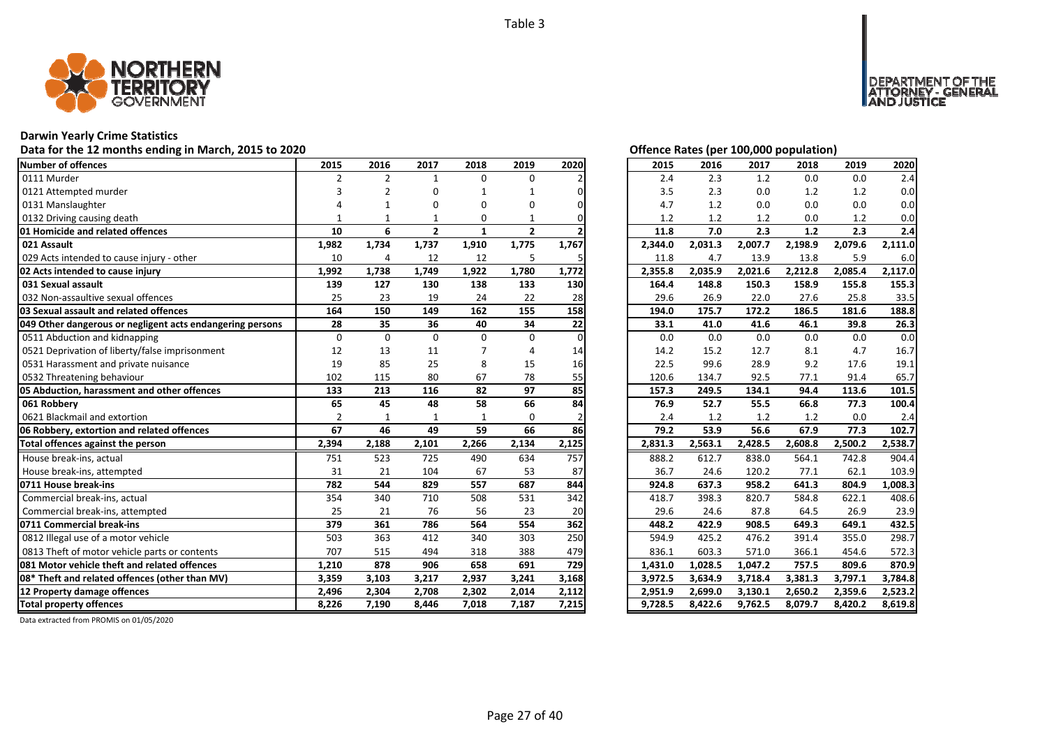Table 3

NORTHERN TERRITORY GOVERNMENT

DEPARTMENT OF THE ATTORNEY - GENERAL AND JUSTICE

## Darwin Yearly Crime Statistics

**Data for the 12 months ending in March, 2015 to 2020**

**Offence Rates (per 100,000 population)**

| Number of offences | 2015 | 2016 | 2017 | 2018 | 2019 | 2020 | 2015 | 2016 | 2017 | 2018 | 2019 | 2020 |
|---|---|---|---|---|---|---|---|---|---|---|---|---|
| 0111 Murder | 2 | 2 | 1 | 0 | 0 | 2 | 2.4 | 2.3 | 1.2 | 0.0 | 0.0 | 2.4 |
| 0121 Attempted murder | 3 | 2 | 0 | 1 | 1 | 0 | 3.5 | 2.3 | 0.0 | 1.2 | 1.2 | 0.0 |
| 0131 Manslaughter | 4 | 1 | 0 | 0 | 0 | 0 | 4.7 | 1.2 | 0.0 | 0.0 | 0.0 | 0.0 |
| 0132 Driving causing death | 1 | 1 | 1 | 0 | 1 | 0 | 1.2 | 1.2 | 1.2 | 0.0 | 1.2 | 0.0 |
| **01 Homicide and related offences** | **10** | **6** | **2** | **1** | **2** | **2** | **11.8** | **7.0** | **2.3** | **1.2** | **2.3** | **2.4** |
| **021 Assault** | **1,982** | **1,734** | **1,737** | **1,910** | **1,775** | **1,767** | **2,344.0** | **2,031.3** | **2,007.7** | **2,198.9** | **2,079.6** | **2,111.0** |
| 029 Acts intended to cause injury - other | 10 | 4 | 12 | 12 | 5 | 5 | 11.8 | 4.7 | 13.9 | 13.8 | 5.9 | 6.0 |
| **02 Acts intended to cause injury** | **1,992** | **1,738** | **1,749** | **1,922** | **1,780** | **1,772** | **2,355.8** | **2,035.9** | **2,021.6** | **2,212.8** | **2,085.4** | **2,117.0** |
| **031 Sexual assault** | **139** | **127** | **130** | **138** | **133** | **130** | **164.4** | **148.8** | **150.3** | **158.9** | **155.8** | **155.3** |
| 032 Non-assaultive sexual offences | 25 | 23 | 19 | 24 | 22 | 28 | 29.6 | 26.9 | 22.0 | 27.6 | 25.8 | 33.5 |
| **03 Sexual assault and related offences** | **164** | **150** | **149** | **162** | **155** | **158** | **194.0** | **175.7** | **172.2** | **186.5** | **181.6** | **188.8** |
| **049 Other dangerous or negligent acts endangering persons** | **28** | **35** | **36** | **40** | **34** | **22** | **33.1** | **41.0** | **41.6** | **46.1** | **39.8** | **26.3** |
| 0511 Abduction and kidnapping | 0 | 0 | 0 | 0 | 0 | 0 | 0.0 | 0.0 | 0.0 | 0.0 | 0.0 | 0.0 |
| 0521 Deprivation of liberty/false imprisonment | 12 | 13 | 11 | 7 | 4 | 14 | 14.2 | 15.2 | 12.7 | 8.1 | 4.7 | 16.7 |
| 0531 Harassment and private nuisance | 19 | 85 | 25 | 8 | 15 | 16 | 22.5 | 99.6 | 28.9 | 9.2 | 17.6 | 19.1 |
| 0532 Threatening behaviour | 102 | 115 | 80 | 67 | 78 | 55 | 120.6 | 134.7 | 92.5 | 77.1 | 91.4 | 65.7 |
| **05 Abduction, harassment and other offences** | **133** | **213** | **116** | **82** | **97** | **85** | **157.3** | **249.5** | **134.1** | **94.4** | **113.6** | **101.5** |
| **061 Robbery** | **65** | **45** | **48** | **58** | **66** | **84** | **76.9** | **52.7** | **55.5** | **66.8** | **77.3** | **100.4** |
| 0621 Blackmail and extortion | 2 | 1 | 1 | 1 | 0 | 2 | 2.4 | 1.2 | 1.2 | 1.2 | 0.0 | 2.4 |
| **06 Robbery, extortion and related offences** | **67** | **46** | **49** | **59** | **66** | **86** | **79.2** | **53.9** | **56.6** | **67.9** | **77.3** | **102.7** |
| **Total offences against the person** | **2,394** | **2,188** | **2,101** | **2,266** | **2,134** | **2,125** | **2,831.3** | **2,563.1** | **2,428.5** | **2,608.8** | **2,500.2** | **2,538.7** |
| House break-ins, actual | 751 | 523 | 725 | 490 | 634 | 757 | 888.2 | 612.7 | 838.0 | 564.1 | 742.8 | 904.4 |
| House break-ins, attempted | 31 | 21 | 104 | 67 | 53 | 87 | 36.7 | 24.6 | 120.2 | 77.1 | 62.1 | 103.9 |
| **0711 House break-ins** | **782** | **544** | **829** | **557** | **687** | **844** | **924.8** | **637.3** | **958.2** | **641.3** | **804.9** | **1,008.3** |
| Commercial break-ins, actual | 354 | 340 | 710 | 508 | 531 | 342 | 418.7 | 398.3 | 820.7 | 584.8 | 622.1 | 408.6 |
| Commercial break-ins, attempted | 25 | 21 | 76 | 56 | 23 | 20 | 29.6 | 24.6 | 87.8 | 64.5 | 26.9 | 23.9 |
| **0711 Commercial break-ins** | **379** | **361** | **786** | **564** | **554** | **362** | **448.2** | **422.9** | **908.5** | **649.3** | **649.1** | **432.5** |
| 0812 Illegal use of a motor vehicle | 503 | 363 | 412 | 340 | 303 | 250 | 594.9 | 425.2 | 476.2 | 391.4 | 355.0 | 298.7 |
| 0813 Theft of motor vehicle parts or contents | 707 | 515 | 494 | 318 | 388 | 479 | 836.1 | 603.3 | 571.0 | 366.1 | 454.6 | 572.3 |
| **081 Motor vehicle theft and related offences** | **1,210** | **878** | **906** | **658** | **691** | **729** | **1,431.0** | **1,028.5** | **1,047.2** | **757.5** | **809.6** | **870.9** |
| **08* Theft and related offences (other than MV)** | **3,359** | **3,103** | **3,217** | **2,937** | **3,241** | **3,168** | **3,972.5** | **3,634.9** | **3,718.4** | **3,381.3** | **3,797.1** | **3,784.8** |
| **12 Property damage offences** | **2,496** | **2,304** | **2,708** | **2,302** | **2,014** | **2,112** | **2,951.9** | **2,699.0** | **3,130.1** | **2,650.2** | **2,359.6** | **2,523.2** |
| **Total property offences** | **8,226** | **7,190** | **8,446** | **7,018** | **7,187** | **7,215** | **9,728.5** | **8,422.6** | **9,762.5** | **8,079.7** | **8,420.2** | **8,619.8** |

Data extracted from PROMIS on 01/05/2020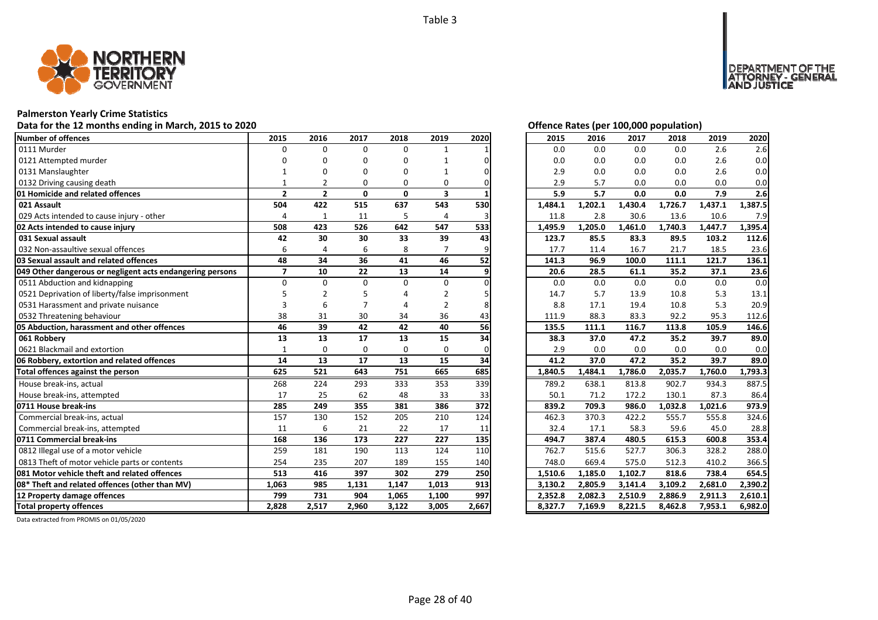Table 3

# Palmerston Yearly Crime Statistics

**Data for the 12 months ending in March, 2015 to 2020**

**Offence Rates (per 100,000 population)**

| Number of offences | 2015 | 2016 | 2017 | 2018 | 2019 | 2020 | 2015 | 2016 | 2017 | 2018 | 2019 | 2020 |
|---|---|---|---|---|---|---|---|---|---|---|---|---|
| 0111 Murder | 0 | 0 | 0 | 0 | 1 | 1 | 0.0 | 0.0 | 0.0 | 0.0 | 2.6 | 2.6 |
| 0121 Attempted murder | 0 | 0 | 0 | 0 | 1 | 0 | 0.0 | 0.0 | 0.0 | 0.0 | 2.6 | 0.0 |
| 0131 Manslaughter | 1 | 0 | 0 | 0 | 1 | 0 | 2.9 | 0.0 | 0.0 | 0.0 | 2.6 | 0.0 |
| 0132 Driving causing death | 1 | 2 | 0 | 0 | 0 | 0 | 2.9 | 5.7 | 0.0 | 0.0 | 0.0 | 0.0 |
| **01 Homicide and related offences** | **2** | **2** | **0** | **0** | **3** | **1** | **5.9** | **5.7** | **0.0** | **0.0** | **7.9** | **2.6** |
| **021 Assault** | **504** | **422** | **515** | **637** | **543** | **530** | **1,484.1** | **1,202.1** | **1,430.4** | **1,726.7** | **1,437.1** | **1,387.5** |
| 029 Acts intended to cause injury - other | 4 | 1 | 11 | 5 | 4 | 3 | 11.8 | 2.8 | 30.6 | 13.6 | 10.6 | 7.9 |
| **02 Acts intended to cause injury** | **508** | **423** | **526** | **642** | **547** | **533** | **1,495.9** | **1,205.0** | **1,461.0** | **1,740.3** | **1,447.7** | **1,395.4** |
| **031 Sexual assault** | **42** | **30** | **30** | **33** | **39** | **43** | **123.7** | **85.5** | **83.3** | **89.5** | **103.2** | **112.6** |
| 032 Non-assaultive sexual offences | 6 | 4 | 6 | 8 | 7 | 9 | 17.7 | 11.4 | 16.7 | 21.7 | 18.5 | 23.6 |
| **03 Sexual assault and related offences** | **48** | **34** | **36** | **41** | **46** | **52** | **141.3** | **96.9** | **100.0** | **111.1** | **121.7** | **136.1** |
| **049 Other dangerous or negligent acts endangering persons** | **7** | **10** | **22** | **13** | **14** | **9** | **20.6** | **28.5** | **61.1** | **35.2** | **37.1** | **23.6** |
| 0511 Abduction and kidnapping | 0 | 0 | 0 | 0 | 0 | 0 | 0.0 | 0.0 | 0.0 | 0.0 | 0.0 | 0.0 |
| 0521 Deprivation of liberty/false imprisonment | 5 | 2 | 5 | 4 | 2 | 5 | 14.7 | 5.7 | 13.9 | 10.8 | 5.3 | 13.1 |
| 0531 Harassment and private nuisance | 3 | 6 | 7 | 4 | 2 | 8 | 8.8 | 17.1 | 19.4 | 10.8 | 5.3 | 20.9 |
| 0532 Threatening behaviour | 38 | 31 | 30 | 34 | 36 | 43 | 111.9 | 88.3 | 83.3 | 92.2 | 95.3 | 112.6 |
| **05 Abduction, harassment and other offences** | **46** | **39** | **42** | **42** | **40** | **56** | **135.5** | **111.1** | **116.7** | **113.8** | **105.9** | **146.6** |
| **061 Robbery** | **13** | **13** | **17** | **13** | **15** | **34** | **38.3** | **37.0** | **47.2** | **35.2** | **39.7** | **89.0** |
| 0621 Blackmail and extortion | 1 | 0 | 0 | 0 | 0 | 0 | 2.9 | 0.0 | 0.0 | 0.0 | 0.0 | 0.0 |
| **06 Robbery, extortion and related offences** | **14** | **13** | **17** | **13** | **15** | **34** | **41.2** | **37.0** | **47.2** | **35.2** | **39.7** | **89.0** |
| **Total offences against the person** | **625** | **521** | **643** | **751** | **665** | **685** | **1,840.5** | **1,484.1** | **1,786.0** | **2,035.7** | **1,760.0** | **1,793.3** |
| House break-ins, actual | 268 | 224 | 293 | 333 | 353 | 339 | 789.2 | 638.1 | 813.8 | 902.7 | 934.3 | 887.5 |
| House break-ins, attempted | 17 | 25 | 62 | 48 | 33 | 33 | 50.1 | 71.2 | 172.2 | 130.1 | 87.3 | 86.4 |
| **0711 House break-ins** | **285** | **249** | **355** | **381** | **386** | **372** | **839.2** | **709.3** | **986.0** | **1,032.8** | **1,021.6** | **973.9** |
| Commercial break-ins, actual | 157 | 130 | 152 | 205 | 210 | 124 | 462.3 | 370.3 | 422.2 | 555.7 | 555.8 | 324.6 |
| Commercial break-ins, attempted | 11 | 6 | 21 | 22 | 17 | 11 | 32.4 | 17.1 | 58.3 | 59.6 | 45.0 | 28.8 |
| **0711 Commercial break-ins** | **168** | **136** | **173** | **227** | **227** | **135** | **494.7** | **387.4** | **480.5** | **615.3** | **600.8** | **353.4** |
| 0812 Illegal use of a motor vehicle | 259 | 181 | 190 | 113 | 124 | 110 | 762.7 | 515.6 | 527.7 | 306.3 | 328.2 | 288.0 |
| 0813 Theft of motor vehicle parts or contents | 254 | 235 | 207 | 189 | 155 | 140 | 748.0 | 669.4 | 575.0 | 512.3 | 410.2 | 366.5 |
| **081 Motor vehicle theft and related offences** | **513** | **416** | **397** | **302** | **279** | **250** | **1,510.6** | **1,185.0** | **1,102.7** | **818.6** | **738.4** | **654.5** |
| **08* Theft and related offences (other than MV)** | **1,063** | **985** | **1,131** | **1,147** | **1,013** | **913** | **3,130.2** | **2,805.9** | **3,141.4** | **3,109.2** | **2,681.0** | **2,390.2** |
| **12 Property damage offences** | **799** | **731** | **904** | **1,065** | **1,100** | **997** | **2,352.8** | **2,082.3** | **2,510.9** | **2,886.9** | **2,911.3** | **2,610.1** |
| **Total property offences** | **2,828** | **2,517** | **2,960** | **3,122** | **3,005** | **2,667** | **8,327.7** | **7,169.9** | **8,221.5** | **8,462.8** | **7,953.1** | **6,982.0** |

Data extracted from PROMIS on 01/05/2020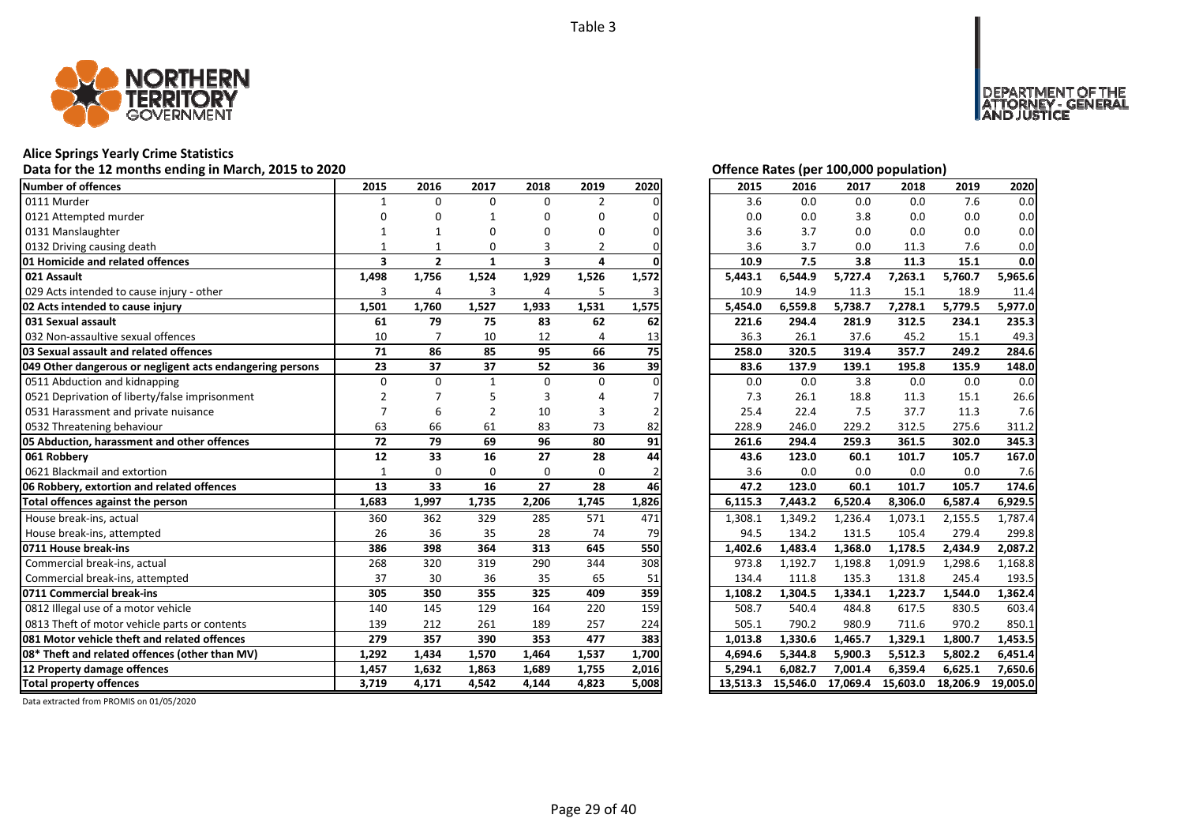Table 3

# Alice Springs Yearly Crime Statistics

## Data for the 12 months ending in March, 2015 to 2020

Offence Rates (per 100,000 population)

| Number of offences | 2015 | 2016 | 2017 | 2018 | 2019 | 2020 | 2015 | 2016 | 2017 | 2018 | 2019 | 2020 |
|---|---|---|---|---|---|---|---|---|---|---|---|---|
| 0111 Murder | 1 | 0 | 0 | 0 | 2 | 0 | 3.6 | 0.0 | 0.0 | 0.0 | 7.6 | 0.0 |
| 0121 Attempted murder | 0 | 0 | 1 | 0 | 0 | 0 | 0.0 | 0.0 | 3.8 | 0.0 | 0.0 | 0.0 |
| 0131 Manslaughter | 1 | 1 | 0 | 0 | 0 | 0 | 3.6 | 3.7 | 0.0 | 0.0 | 0.0 | 0.0 |
| 0132 Driving causing death | 1 | 1 | 0 | 3 | 2 | 0 | 3.6 | 3.7 | 0.0 | 11.3 | 7.6 | 0.0 |
| **01 Homicide and related offences** | **3** | **2** | **1** | **3** | **4** | **0** | **10.9** | **7.5** | **3.8** | **11.3** | **15.1** | **0.0** |
| **021 Assault** | **1,498** | **1,756** | **1,524** | **1,929** | **1,526** | **1,572** | **5,443.1** | **6,544.9** | **5,727.4** | **7,263.1** | **5,760.7** | **5,965.6** |
| 029 Acts intended to cause injury - other | 3 | 4 | 3 | 4 | 5 | 3 | 10.9 | 14.9 | 11.3 | 15.1 | 18.9 | 11.4 |
| **02 Acts intended to cause injury** | **1,501** | **1,760** | **1,527** | **1,933** | **1,531** | **1,575** | **5,454.0** | **6,559.8** | **5,738.7** | **7,278.1** | **5,779.5** | **5,977.0** |
| **031 Sexual assault** | **61** | **79** | **75** | **83** | **62** | **62** | **221.6** | **294.4** | **281.9** | **312.5** | **234.1** | **235.3** |
| 032 Non-assaultive sexual offences | 10 | 7 | 10 | 12 | 4 | 13 | 36.3 | 26.1 | 37.6 | 45.2 | 15.1 | 49.3 |
| **03 Sexual assault and related offences** | **71** | **86** | **85** | **95** | **66** | **75** | **258.0** | **320.5** | **319.4** | **357.7** | **249.2** | **284.6** |
| **049 Other dangerous or negligent acts endangering persons** | **23** | **37** | **37** | **52** | **36** | **39** | **83.6** | **137.9** | **139.1** | **195.8** | **135.9** | **148.0** |
| 0511 Abduction and kidnapping | 0 | 0 | 1 | 0 | 0 | 0 | 0.0 | 0.0 | 3.8 | 0.0 | 0.0 | 0.0 |
| 0521 Deprivation of liberty/false imprisonment | 2 | 7 | 5 | 3 | 4 | 7 | 7.3 | 26.1 | 18.8 | 11.3 | 15.1 | 26.6 |
| 0531 Harassment and private nuisance | 7 | 6 | 2 | 10 | 3 | 2 | 25.4 | 22.4 | 7.5 | 37.7 | 11.3 | 7.6 |
| 0532 Threatening behaviour | 63 | 66 | 61 | 83 | 73 | 82 | 228.9 | 246.0 | 229.2 | 312.5 | 275.6 | 311.2 |
| **05 Abduction, harassment and other offences** | **72** | **79** | **69** | **96** | **80** | **91** | **261.6** | **294.4** | **259.3** | **361.5** | **302.0** | **345.3** |
| **061 Robbery** | **12** | **33** | **16** | **27** | **28** | **44** | **43.6** | **123.0** | **60.1** | **101.7** | **105.7** | **167.0** |
| 0621 Blackmail and extortion | 1 | 0 | 0 | 0 | 0 | 2 | 3.6 | 0.0 | 0.0 | 0.0 | 0.0 | 7.6 |
| **06 Robbery, extortion and related offences** | **13** | **33** | **16** | **27** | **28** | **46** | **47.2** | **123.0** | **60.1** | **101.7** | **105.7** | **174.6** |
| **Total offences against the person** | **1,683** | **1,997** | **1,735** | **2,206** | **1,745** | **1,826** | **6,115.3** | **7,443.2** | **6,520.4** | **8,306.0** | **6,587.4** | **6,929.5** |
| House break-ins, actual | 360 | 362 | 329 | 285 | 571 | 471 | 1,308.1 | 1,349.2 | 1,236.4 | 1,073.1 | 2,155.5 | 1,787.4 |
| House break-ins, attempted | 26 | 36 | 35 | 28 | 74 | 79 | 94.5 | 134.2 | 131.5 | 105.4 | 279.4 | 299.8 |
| **0711 House break-ins** | **386** | **398** | **364** | **313** | **645** | **550** | **1,402.6** | **1,483.4** | **1,368.0** | **1,178.5** | **2,434.9** | **2,087.2** |
| Commercial break-ins, actual | 268 | 320 | 319 | 290 | 344 | 308 | 973.8 | 1,192.7 | 1,198.8 | 1,091.9 | 1,298.6 | 1,168.8 |
| Commercial break-ins, attempted | 37 | 30 | 36 | 35 | 65 | 51 | 134.4 | 111.8 | 135.3 | 131.8 | 245.4 | 193.5 |
| **0711 Commercial break-ins** | **305** | **350** | **355** | **325** | **409** | **359** | **1,108.2** | **1,304.5** | **1,334.1** | **1,223.7** | **1,544.0** | **1,362.4** |
| 0812 Illegal use of a motor vehicle | 140 | 145 | 129 | 164 | 220 | 159 | 508.7 | 540.4 | 484.8 | 617.5 | 830.5 | 603.4 |
| 0813 Theft of motor vehicle parts or contents | 139 | 212 | 261 | 189 | 257 | 224 | 505.1 | 790.2 | 980.9 | 711.6 | 970.2 | 850.1 |
| **081 Motor vehicle theft and related offences** | **279** | **357** | **390** | **353** | **477** | **383** | **1,013.8** | **1,330.6** | **1,465.7** | **1,329.1** | **1,800.7** | **1,453.5** |
| **08* Theft and related offences (other than MV)** | **1,292** | **1,434** | **1,570** | **1,464** | **1,537** | **1,700** | **4,694.6** | **5,344.8** | **5,900.3** | **5,512.3** | **5,802.2** | **6,451.4** |
| **12 Property damage offences** | **1,457** | **1,632** | **1,863** | **1,689** | **1,755** | **2,016** | **5,294.1** | **6,082.7** | **7,001.4** | **6,359.4** | **6,625.1** | **7,650.6** |
| **Total property offences** | **3,719** | **4,171** | **4,542** | **4,144** | **4,823** | **5,008** | **13,513.3** | **15,546.0** | **17,069.4** | **15,603.0** | **18,206.9** | **19,005.0** |

Data extracted from PROMIS on 01/05/2020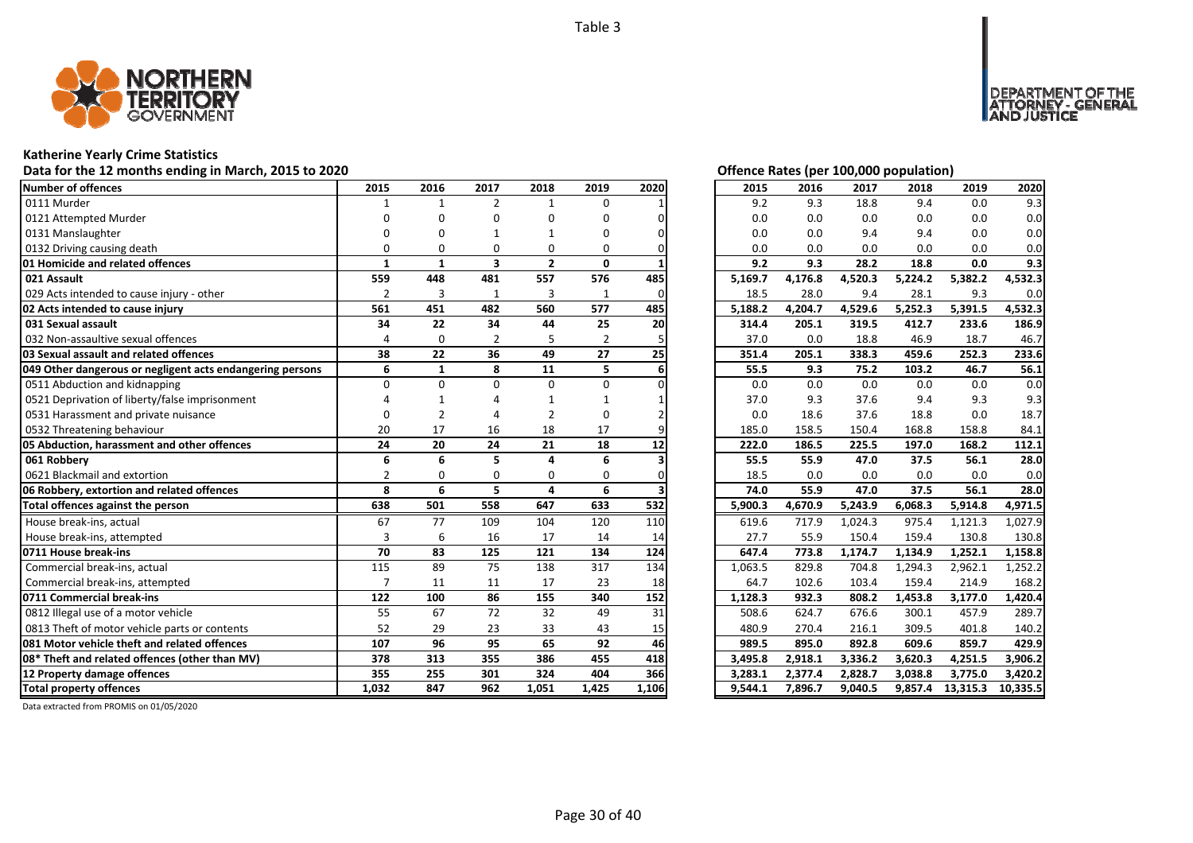Table 3

# Katherine Yearly Crime Statistics

Data for the 12 months ending in March, 2015 to 2020

| Number of offences | 2015 | 2016 | 2017 | 2018 | 2019 | 2020 |
|---|---|---|---|---|---|---|
| 0111 Murder | 1 | 1 | 2 | 1 | 0 | 1 |
| 0121 Attempted Murder | 0 | 0 | 0 | 0 | 0 | 0 |
| 0131 Manslaughter | 0 | 0 | 1 | 1 | 0 | 0 |
| 0132 Driving causing death | 0 | 0 | 0 | 0 | 0 | 0 |
| **01 Homicide and related offences** | **1** | **1** | **3** | **2** | **0** | **1** |
| **021 Assault** | **559** | **448** | **481** | **557** | **576** | **485** |
| 029 Acts intended to cause injury - other | 2 | 3 | 1 | 3 | 1 | 0 |
| **02 Acts intended to cause injury** | **561** | **451** | **482** | **560** | **577** | **485** |
| **031 Sexual assault** | **34** | **22** | **34** | **44** | **25** | **20** |
| 032 Non-assaultive sexual offences | 4 | 0 | 2 | 5 | 2 | 5 |
| **03 Sexual assault and related offences** | **38** | **22** | **36** | **49** | **27** | **25** |
| **049 Other dangerous or negligent acts endangering persons** | **6** | **1** | **8** | **11** | **5** | **6** |
| 0511 Abduction and kidnapping | 0 | 0 | 0 | 0 | 0 | 0 |
| 0521 Deprivation of liberty/false imprisonment | 4 | 1 | 4 | 1 | 1 | 1 |
| 0531 Harassment and private nuisance | 0 | 2 | 4 | 2 | 0 | 2 |
| 0532 Threatening behaviour | 20 | 17 | 16 | 18 | 17 | 9 |
| **05 Abduction, harassment and other offences** | **24** | **20** | **24** | **21** | **18** | **12** |
| **061 Robbery** | **6** | **6** | **5** | **4** | **6** | **3** |
| 0621 Blackmail and extortion | 2 | 0 | 0 | 0 | 0 | 0 |
| **06 Robbery, extortion and related offences** | **8** | **6** | **5** | **4** | **6** | **3** |
| **Total offences against the person** | **638** | **501** | **558** | **647** | **633** | **532** |
| House break-ins, actual | 67 | 77 | 109 | 104 | 120 | 110 |
| House break-ins, attempted | 3 | 6 | 16 | 17 | 14 | 14 |
| **0711 House break-ins** | **70** | **83** | **125** | **121** | **134** | **124** |
| Commercial break-ins, actual | 115 | 89 | 75 | 138 | 317 | 134 |
| Commercial break-ins, attempted | 7 | 11 | 11 | 17 | 23 | 18 |
| **0711 Commercial break-ins** | **122** | **100** | **86** | **155** | **340** | **152** |
| 0812 Illegal use of a motor vehicle | 55 | 67 | 72 | 32 | 49 | 31 |
| 0813 Theft of motor vehicle parts or contents | 52 | 29 | 23 | 33 | 43 | 15 |
| **081 Motor vehicle theft and related offences** | **107** | **96** | **95** | **65** | **92** | **46** |
| **08* Theft and related offences (other than MV)** | **378** | **313** | **355** | **386** | **455** | **418** |
| **12 Property damage offences** | **355** | **255** | **301** | **324** | **404** | **366** |
| **Total property offences** | **1,032** | **847** | **962** | **1,051** | **1,425** | **1,106** |

Offence Rates (per 100,000 population)

| 2015 | 2016 | 2017 | 2018 | 2019 | 2020 |
|---|---|---|---|---|---|
| 9.2 | 9.3 | 18.8 | 9.4 | 0.0 | 9.3 |
| 0.0 | 0.0 | 0.0 | 0.0 | 0.0 | 0.0 |
| 0.0 | 0.0 | 9.4 | 9.4 | 0.0 | 0.0 |
| 0.0 | 0.0 | 0.0 | 0.0 | 0.0 | 0.0 |
| **9.2** | **9.3** | **28.2** | **18.8** | **0.0** | **9.3** |
| **5,169.7** | **4,176.8** | **4,520.3** | **5,224.2** | **5,382.2** | **4,532.3** |
| 18.5 | 28.0 | 9.4 | 28.1 | 9.3 | 0.0 |
| **5,188.2** | **4,204.7** | **4,529.6** | **5,252.3** | **5,391.5** | **4,532.3** |
| **314.4** | **205.1** | **319.5** | **412.7** | **233.6** | **186.9** |
| 37.0 | 0.0 | 18.8 | 46.9 | 18.7 | 46.7 |
| **351.4** | **205.1** | **338.3** | **459.6** | **252.3** | **233.6** |
| **55.5** | **9.3** | **75.2** | **103.2** | **46.7** | **56.1** |
| 0.0 | 0.0 | 0.0 | 0.0 | 0.0 | 0.0 |
| 37.0 | 9.3 | 37.6 | 9.4 | 9.3 | 9.3 |
| 0.0 | 18.6 | 37.6 | 18.8 | 0.0 | 18.7 |
| 185.0 | 158.5 | 150.4 | 168.8 | 158.8 | 84.1 |
| **222.0** | **186.5** | **225.5** | **197.0** | **168.2** | **112.1** |
| **55.5** | **55.9** | **47.0** | **37.5** | **56.1** | **28.0** |
| 18.5 | 0.0 | 0.0 | 0.0 | 0.0 | 0.0 |
| **74.0** | **55.9** | **47.0** | **37.5** | **56.1** | **28.0** |
| **5,900.3** | **4,670.9** | **5,243.9** | **6,068.3** | **5,914.8** | **4,971.5** |
| 619.6 | 717.9 | 1,024.3 | 975.4 | 1,121.3 | 1,027.9 |
| 27.7 | 55.9 | 150.4 | 159.4 | 130.8 | 130.8 |
| **647.4** | **773.8** | **1,174.7** | **1,134.9** | **1,252.1** | **1,158.8** |
| 1,063.5 | 829.8 | 704.8 | 1,294.3 | 2,962.1 | 1,252.2 |
| 64.7 | 102.6 | 103.4 | 159.4 | 214.9 | 168.2 |
| **1,128.3** | **932.3** | **808.2** | **1,453.8** | **3,177.0** | **1,420.4** |
| 508.6 | 624.7 | 676.6 | 300.1 | 457.9 | 289.7 |
| 480.9 | 270.4 | 216.1 | 309.5 | 401.8 | 140.2 |
| **989.5** | **895.0** | **892.8** | **609.6** | **859.7** | **429.9** |
| **3,495.8** | **2,918.1** | **3,336.2** | **3,620.3** | **4,251.5** | **3,906.2** |
| **3,283.1** | **2,377.4** | **2,828.7** | **3,038.8** | **3,775.0** | **3,420.2** |
| **9,544.1** | **7,896.7** | **9,040.5** | **9,857.4** | **13,315.3** | **10,335.5** |

Data extracted from PROMIS on 01/05/2020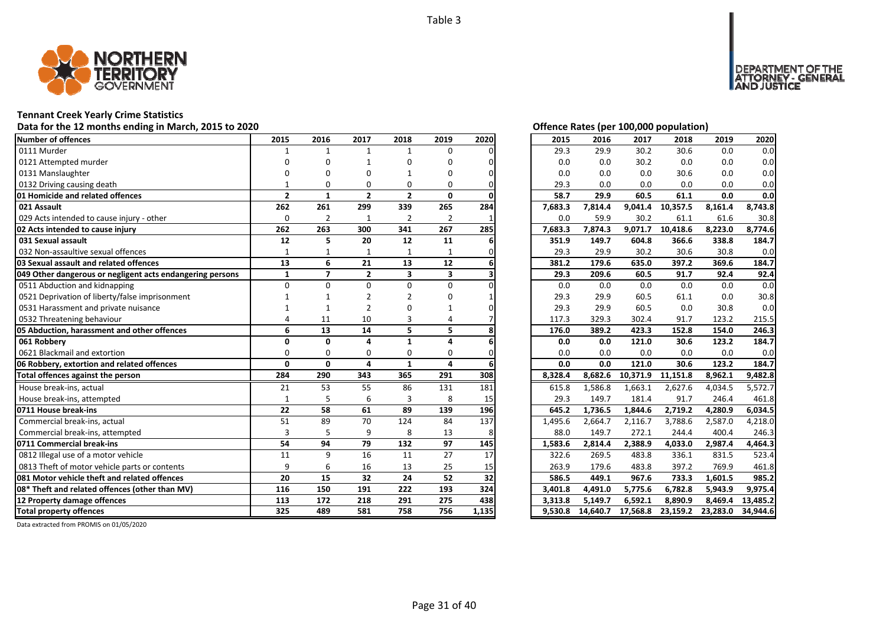Table 3

# Tennant Creek Yearly Crime Statistics

## Data for the 12 months ending in March, 2015 to 2020

| Number of offences | 2015 | 2016 | 2017 | 2018 | 2019 | 2020 |
|---|---|---|---|---|---|---|
| 0111 Murder | 1 | 1 | 1 | 1 | 0 | 0 |
| 0121 Attempted murder | 0 | 0 | 1 | 0 | 0 | 0 |
| 0131 Manslaughter | 0 | 0 | 0 | 1 | 0 | 0 |
| 0132 Driving causing death | 1 | 0 | 0 | 0 | 0 | 0 |
| **01 Homicide and related offences** | **2** | **1** | **2** | **2** | **0** | **0** |
| **021 Assault** | **262** | **261** | **299** | **339** | **265** | **284** |
| 029 Acts intended to cause injury - other | 0 | 2 | 1 | 2 | 2 | 1 |
| **02 Acts intended to cause injury** | **262** | **263** | **300** | **341** | **267** | **285** |
| **031 Sexual assault** | **12** | **5** | **20** | **12** | **11** | **6** |
| 032 Non-assaultive sexual offences | 1 | 1 | 1 | 1 | 1 | 0 |
| **03 Sexual assault and related offences** | **13** | **6** | **21** | **13** | **12** | **6** |
| **049 Other dangerous or negligent acts endangering persons** | **1** | **7** | **2** | **3** | **3** | **3** |
| 0511 Abduction and kidnapping | 0 | 0 | 0 | 0 | 0 | 0 |
| 0521 Deprivation of liberty/false imprisonment | 1 | 1 | 2 | 2 | 0 | 1 |
| 0531 Harassment and private nuisance | 1 | 1 | 2 | 0 | 1 | 0 |
| 0532 Threatening behaviour | 4 | 11 | 10 | 3 | 4 | 7 |
| **05 Abduction, harassment and other offences** | **6** | **13** | **14** | **5** | **5** | **8** |
| **061 Robbery** | **0** | **0** | **4** | **1** | **4** | **6** |
| 0621 Blackmail and extortion | 0 | 0 | 0 | 0 | 0 | 0 |
| **06 Robbery, extortion and related offences** | **0** | **0** | **4** | **1** | **4** | **6** |
| **Total offences against the person** | **284** | **290** | **343** | **365** | **291** | **308** |
| House break-ins, actual | 21 | 53 | 55 | 86 | 131 | 181 |
| House break-ins, attempted | 1 | 5 | 6 | 3 | 8 | 15 |
| **0711 House break-ins** | **22** | **58** | **61** | **89** | **139** | **196** |
| Commercial break-ins, actual | 51 | 89 | 70 | 124 | 84 | 137 |
| Commercial break-ins, attempted | 3 | 5 | 9 | 8 | 13 | 8 |
| **0711 Commercial break-ins** | **54** | **94** | **79** | **132** | **97** | **145** |
| 0812 Illegal use of a motor vehicle | 11 | 9 | 16 | 11 | 27 | 17 |
| 0813 Theft of motor vehicle parts or contents | 9 | 6 | 16 | 13 | 25 | 15 |
| **081 Motor vehicle theft and related offences** | **20** | **15** | **32** | **24** | **52** | **32** |
| **08* Theft and related offences (other than MV)** | **116** | **150** | **191** | **222** | **193** | **324** |
| **12 Property damage offences** | **113** | **172** | **218** | **291** | **275** | **438** |
| **Total property offences** | **325** | **489** | **581** | **758** | **756** | **1,135** |

## Offence Rates (per 100,000 population)

| Number of offences | 2015 | 2016 | 2017 | 2018 | 2019 | 2020 |
|---|---|---|---|---|---|---|
| 0111 Murder | 29.3 | 29.9 | 30.2 | 30.6 | 0.0 | 0.0 |
| 0121 Attempted murder | 0.0 | 0.0 | 30.2 | 0.0 | 0.0 | 0.0 |
| 0131 Manslaughter | 0.0 | 0.0 | 0.0 | 30.6 | 0.0 | 0.0 |
| 0132 Driving causing death | 29.3 | 0.0 | 0.0 | 0.0 | 0.0 | 0.0 |
| **01 Homicide and related offences** | **58.7** | **29.9** | **60.5** | **61.1** | **0.0** | **0.0** |
| **021 Assault** | **7,683.3** | **7,814.4** | **9,041.4** | **10,357.5** | **8,161.4** | **8,743.8** |
| 029 Acts intended to cause injury - other | 0.0 | 59.9 | 30.2 | 61.1 | 61.6 | 30.8 |
| **02 Acts intended to cause injury** | **7,683.3** | **7,874.3** | **9,071.7** | **10,418.6** | **8,223.0** | **8,774.6** |
| **031 Sexual assault** | **351.9** | **149.7** | **604.8** | **366.6** | **338.8** | **184.7** |
| 032 Non-assaultive sexual offences | 29.3 | 29.9 | 30.2 | 30.6 | 30.8 | 0.0 |
| **03 Sexual assault and related offences** | **381.2** | **179.6** | **635.0** | **397.2** | **369.6** | **184.7** |
| **049 Other dangerous or negligent acts endangering persons** | **29.3** | **209.6** | **60.5** | **91.7** | **92.4** | **92.4** |
| 0511 Abduction and kidnapping | 0.0 | 0.0 | 0.0 | 0.0 | 0.0 | 0.0 |
| 0521 Deprivation of liberty/false imprisonment | 29.3 | 29.9 | 60.5 | 61.1 | 0.0 | 30.8 |
| 0531 Harassment and private nuisance | 29.3 | 29.9 | 60.5 | 0.0 | 30.8 | 0.0 |
| 0532 Threatening behaviour | 117.3 | 329.3 | 302.4 | 91.7 | 123.2 | 215.5 |
| **05 Abduction, harassment and other offences** | **176.0** | **389.2** | **423.3** | **152.8** | **154.0** | **246.3** |
| **061 Robbery** | **0.0** | **0.0** | **121.0** | **30.6** | **123.2** | **184.7** |
| 0621 Blackmail and extortion | 0.0 | 0.0 | 0.0 | 0.0 | 0.0 | 0.0 |
| **06 Robbery, extortion and related offences** | **0.0** | **0.0** | **121.0** | **30.6** | **123.2** | **184.7** |
| **Total offences against the person** | **8,328.4** | **8,682.6** | **10,371.9** | **11,151.8** | **8,962.1** | **9,482.8** |
| House break-ins, actual | 615.8 | 1,586.8 | 1,663.1 | 2,627.6 | 4,034.5 | 5,572.7 |
| House break-ins, attempted | 29.3 | 149.7 | 181.4 | 91.7 | 246.4 | 461.8 |
| **0711 House break-ins** | **645.2** | **1,736.5** | **1,844.6** | **2,719.2** | **4,280.9** | **6,034.5** |
| Commercial break-ins, actual | 1,495.6 | 2,664.7 | 2,116.7 | 3,788.6 | 2,587.0 | 4,218.0 |
| Commercial break-ins, attempted | 88.0 | 149.7 | 272.1 | 244.4 | 400.4 | 246.3 |
| **0711 Commercial break-ins** | **1,583.6** | **2,814.4** | **2,388.9** | **4,033.0** | **2,987.4** | **4,464.3** |
| 0812 Illegal use of a motor vehicle | 322.6 | 269.5 | 483.8 | 336.1 | 831.5 | 523.4 |
| 0813 Theft of motor vehicle parts or contents | 263.9 | 179.6 | 483.8 | 397.2 | 769.9 | 461.8 |
| **081 Motor vehicle theft and related offences** | **586.5** | **449.1** | **967.6** | **733.3** | **1,601.5** | **985.2** |
| **08* Theft and related offences (other than MV)** | **3,401.8** | **4,491.0** | **5,775.6** | **6,782.8** | **5,943.9** | **9,975.4** |
| **12 Property damage offences** | **3,313.8** | **5,149.7** | **6,592.1** | **8,890.9** | **8,469.4** | **13,485.2** |
| **Total property offences** | **9,530.8** | **14,640.7** | **17,568.8** | **23,159.2** | **23,283.0** | **34,944.6** |

Data extracted from PROMIS on 01/05/2020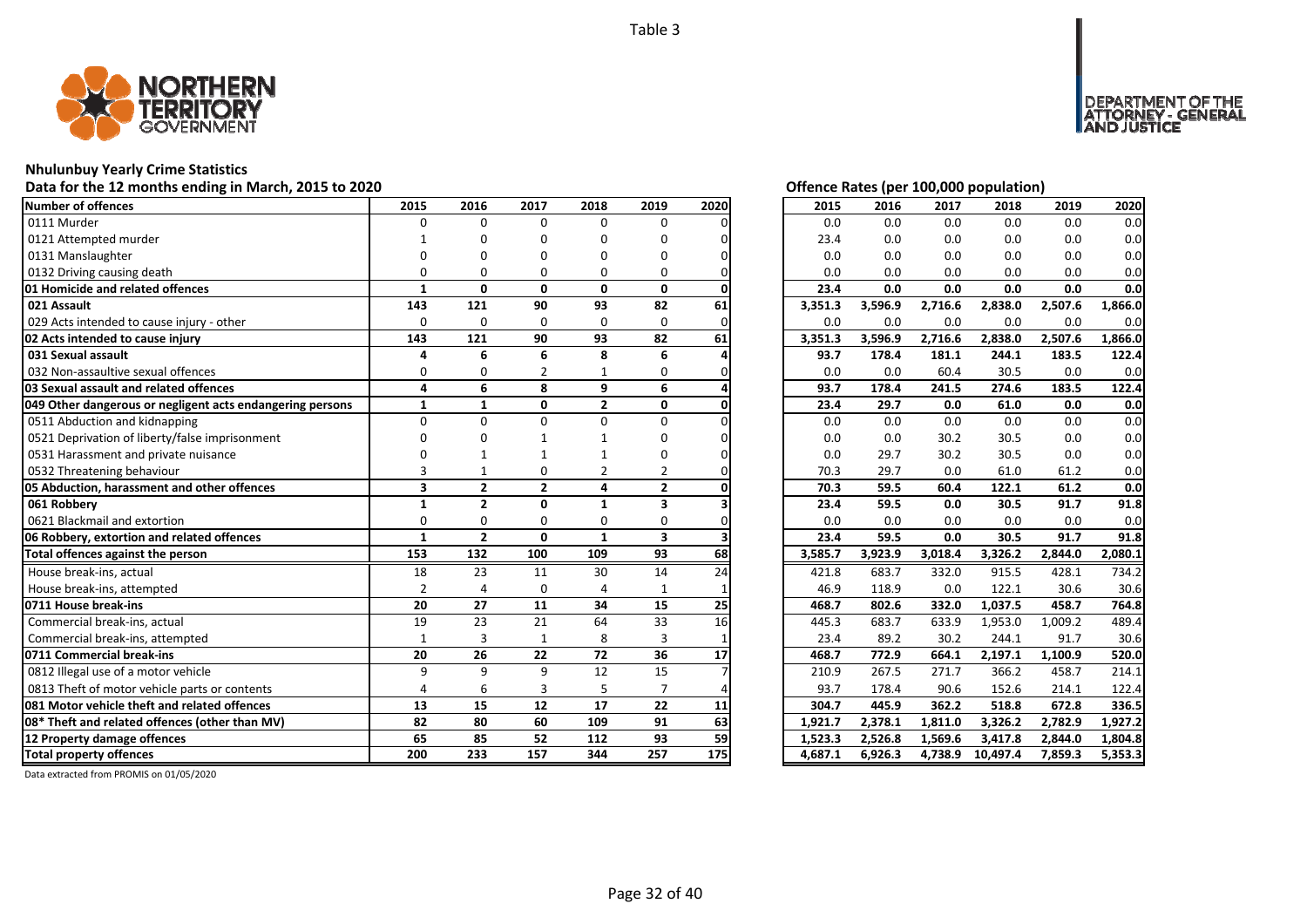Table 3

## Nhulunbuy Yearly Crime Statistics

Data for the 12 months ending in March, 2015 to 2020

| Number of offences | 2015 | 2016 | 2017 | 2018 | 2019 | 2020 |
|---|---|---|---|---|---|---|
| 0111 Murder | 0 | 0 | 0 | 0 | 0 | 0 |
| 0121 Attempted murder | 1 | 0 | 0 | 0 | 0 | 0 |
| 0131 Manslaughter | 0 | 0 | 0 | 0 | 0 | 0 |
| 0132 Driving causing death | 0 | 0 | 0 | 0 | 0 | 0 |
| **01 Homicide and related offences** | **1** | **0** | **0** | **0** | **0** | **0** |
| **021 Assault** | **143** | **121** | **90** | **93** | **82** | **61** |
| 029 Acts intended to cause injury - other | 0 | 0 | 0 | 0 | 0 | 0 |
| **02 Acts intended to cause injury** | **143** | **121** | **90** | **93** | **82** | **61** |
| **031 Sexual assault** | **4** | **6** | **6** | **8** | **6** | **4** |
| 032 Non-assaultive sexual offences | 0 | 0 | 2 | 1 | 0 | 0 |
| **03 Sexual assault and related offences** | **4** | **6** | **8** | **9** | **6** | **4** |
| **049 Other dangerous or negligent acts endangering persons** | **1** | **1** | **0** | **2** | **0** | **0** |
| 0511 Abduction and kidnapping | 0 | 0 | 0 | 0 | 0 | 0 |
| 0521 Deprivation of liberty/false imprisonment | 0 | 0 | 1 | 1 | 0 | 0 |
| 0531 Harassment and private nuisance | 0 | 1 | 1 | 1 | 0 | 0 |
| 0532 Threatening behaviour | 3 | 1 | 0 | 2 | 2 | 0 |
| **05 Abduction, harassment and other offences** | **3** | **2** | **2** | **4** | **2** | **0** |
| **061 Robbery** | **1** | **2** | **0** | **1** | **3** | **3** |
| 0621 Blackmail and extortion | 0 | 0 | 0 | 0 | 0 | 0 |
| **06 Robbery, extortion and related offences** | **1** | **2** | **0** | **1** | **3** | **3** |
| **Total offences against the person** | **153** | **132** | **100** | **109** | **93** | **68** |
| House break-ins, actual | 18 | 23 | 11 | 30 | 14 | 24 |
| House break-ins, attempted | 2 | 4 | 0 | 4 | 1 | 1 |
| **0711 House break-ins** | **20** | **27** | **11** | **34** | **15** | **25** |
| Commercial break-ins, actual | 19 | 23 | 21 | 64 | 33 | 16 |
| Commercial break-ins, attempted | 1 | 3 | 1 | 8 | 3 | 1 |
| **0711 Commercial break-ins** | **20** | **26** | **22** | **72** | **36** | **17** |
| 0812 Illegal use of a motor vehicle | 9 | 9 | 9 | 12 | 15 | 7 |
| 0813 Theft of motor vehicle parts or contents | 4 | 6 | 3 | 5 | 7 | 4 |
| **081 Motor vehicle theft and related offences** | **13** | **15** | **12** | **17** | **22** | **11** |
| **08* Theft and related offences (other than MV)** | **82** | **80** | **60** | **109** | **91** | **63** |
| **12 Property damage offences** | **65** | **85** | **52** | **112** | **93** | **59** |
| **Total property offences** | **200** | **233** | **157** | **344** | **257** | **175** |

### Offence Rates (per 100,000 population)

| Number of offences | 2015 | 2016 | 2017 | 2018 | 2019 | 2020 |
|---|---|---|---|---|---|---|
| 0111 Murder | 0.0 | 0.0 | 0.0 | 0.0 | 0.0 | 0.0 |
| 0121 Attempted murder | 23.4 | 0.0 | 0.0 | 0.0 | 0.0 | 0.0 |
| 0131 Manslaughter | 0.0 | 0.0 | 0.0 | 0.0 | 0.0 | 0.0 |
| 0132 Driving causing death | 0.0 | 0.0 | 0.0 | 0.0 | 0.0 | 0.0 |
| **01 Homicide and related offences** | **23.4** | **0.0** | **0.0** | **0.0** | **0.0** | **0.0** |
| **021 Assault** | **3,351.3** | **3,596.9** | **2,716.6** | **2,838.0** | **2,507.6** | **1,866.0** |
| 029 Acts intended to cause injury - other | 0.0 | 0.0 | 0.0 | 0.0 | 0.0 | 0.0 |
| **02 Acts intended to cause injury** | **3,351.3** | **3,596.9** | **2,716.6** | **2,838.0** | **2,507.6** | **1,866.0** |
| **031 Sexual assault** | **93.7** | **178.4** | **181.1** | **244.1** | **183.5** | **122.4** |
| 032 Non-assaultive sexual offences | 0.0 | 0.0 | 60.4 | 30.5 | 0.0 | 0.0 |
| **03 Sexual assault and related offences** | **93.7** | **178.4** | **241.5** | **274.6** | **183.5** | **122.4** |
| **049 Other dangerous or negligent acts endangering persons** | **23.4** | **29.7** | **0.0** | **61.0** | **0.0** | **0.0** |
| 0511 Abduction and kidnapping | 0.0 | 0.0 | 0.0 | 0.0 | 0.0 | 0.0 |
| 0521 Deprivation of liberty/false imprisonment | 0.0 | 0.0 | 30.2 | 30.5 | 0.0 | 0.0 |
| 0531 Harassment and private nuisance | 0.0 | 29.7 | 30.2 | 30.5 | 0.0 | 0.0 |
| 0532 Threatening behaviour | 70.3 | 29.7 | 0.0 | 61.0 | 61.2 | 0.0 |
| **05 Abduction, harassment and other offences** | **70.3** | **59.5** | **60.4** | **122.1** | **61.2** | **0.0** |
| **061 Robbery** | **23.4** | **59.5** | **0.0** | **30.5** | **91.7** | **91.8** |
| 0621 Blackmail and extortion | 0.0 | 0.0 | 0.0 | 0.0 | 0.0 | 0.0 |
| **06 Robbery, extortion and related offences** | **23.4** | **59.5** | **0.0** | **30.5** | **91.7** | **91.8** |
| **Total offences against the person** | **3,585.7** | **3,923.9** | **3,018.4** | **3,326.2** | **2,844.0** | **2,080.1** |
| House break-ins, actual | 421.8 | 683.7 | 332.0 | 915.5 | 428.1 | 734.2 |
| House break-ins, attempted | 46.9 | 118.9 | 0.0 | 122.1 | 30.6 | 30.6 |
| **0711 House break-ins** | **468.7** | **802.6** | **332.0** | **1,037.5** | **458.7** | **764.8** |
| Commercial break-ins, actual | 445.3 | 683.7 | 633.9 | 1,953.0 | 1,009.2 | 489.4 |
| Commercial break-ins, attempted | 23.4 | 89.2 | 30.2 | 244.1 | 91.7 | 30.6 |
| **0711 Commercial break-ins** | **468.7** | **772.9** | **664.1** | **2,197.1** | **1,100.9** | **520.0** |
| 0812 Illegal use of a motor vehicle | 210.9 | 267.5 | 271.7 | 366.2 | 458.7 | 214.1 |
| 0813 Theft of motor vehicle parts or contents | 93.7 | 178.4 | 90.6 | 152.6 | 214.1 | 122.4 |
| **081 Motor vehicle theft and related offences** | **304.7** | **445.9** | **362.2** | **518.8** | **672.8** | **336.5** |
| **08* Theft and related offences (other than MV)** | **1,921.7** | **2,378.1** | **1,811.0** | **3,326.2** | **2,782.9** | **1,927.2** |
| **12 Property damage offences** | **1,523.3** | **2,526.8** | **1,569.6** | **3,417.8** | **2,844.0** | **1,804.8** |
| **Total property offences** | **4,687.1** | **6,926.3** | **4,738.9** | **10,497.4** | **7,859.3** | **5,353.3** |

Data extracted from PROMIS on 01/05/2020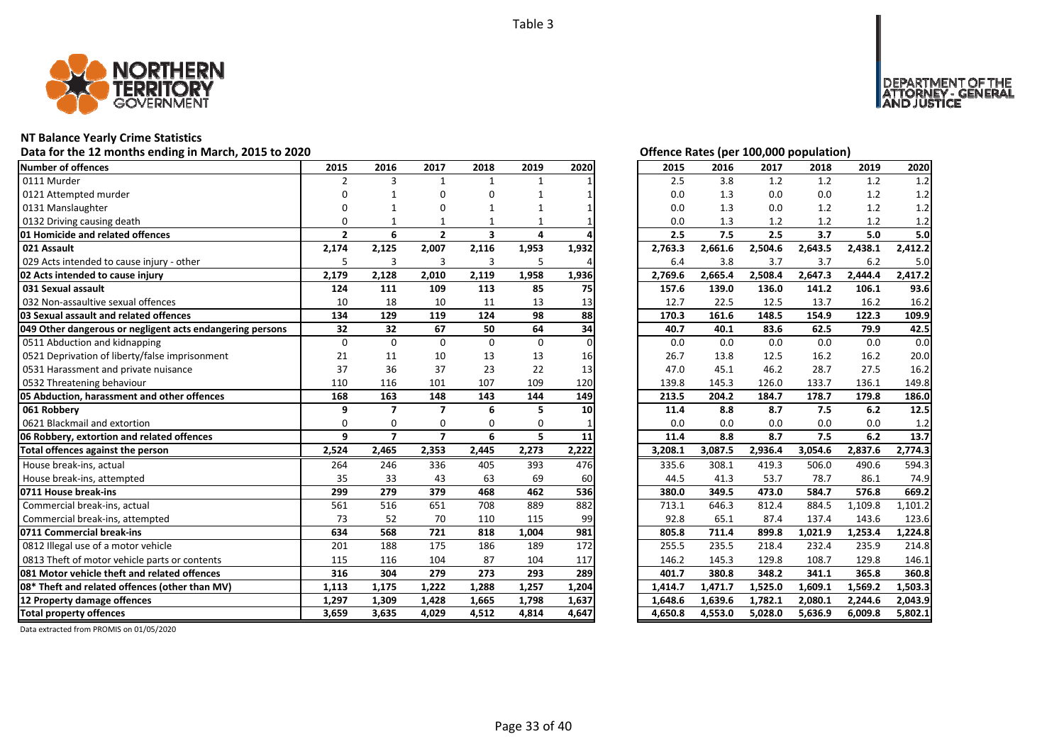Table 3

# NT Balance Yearly Crime Statistics

## Data for the 12 months ending in March, 2015 to 2020

| Number of offences | 2015 | 2016 | 2017 | 2018 | 2019 | 2020 |
|---|---|---|---|---|---|---|
| 0111 Murder | 2 | 3 | 1 | 1 | 1 | 1 |
| 0121 Attempted murder | 0 | 1 | 0 | 0 | 1 | 1 |
| 0131 Manslaughter | 0 | 1 | 0 | 1 | 1 | 1 |
| 0132 Driving causing death | 0 | 1 | 1 | 1 | 1 | 1 |
| **01 Homicide and related offences** | **2** | **6** | **2** | **3** | **4** | **4** |
| **021 Assault** | **2,174** | **2,125** | **2,007** | **2,116** | **1,953** | **1,932** |
| 029 Acts intended to cause injury - other | 5 | 3 | 3 | 3 | 5 | 4 |
| **02 Acts intended to cause injury** | **2,179** | **2,128** | **2,010** | **2,119** | **1,958** | **1,936** |
| **031 Sexual assault** | **124** | **111** | **109** | **113** | **85** | **75** |
| 032 Non-assaultive sexual offences | 10 | 18 | 10 | 11 | 13 | 13 |
| **03 Sexual assault and related offences** | **134** | **129** | **119** | **124** | **98** | **88** |
| **049 Other dangerous or negligent acts endangering persons** | **32** | **32** | **67** | **50** | **64** | **34** |
| 0511 Abduction and kidnapping | 0 | 0 | 0 | 0 | 0 | 0 |
| 0521 Deprivation of liberty/false imprisonment | 21 | 11 | 10 | 13 | 13 | 16 |
| 0531 Harassment and private nuisance | 37 | 36 | 37 | 23 | 22 | 13 |
| 0532 Threatening behaviour | 110 | 116 | 101 | 107 | 109 | 120 |
| **05 Abduction, harassment and other offences** | **168** | **163** | **148** | **143** | **144** | **149** |
| **061 Robbery** | **9** | **7** | **7** | **6** | **5** | **10** |
| 0621 Blackmail and extortion | 0 | 0 | 0 | 0 | 0 | 1 |
| **06 Robbery, extortion and related offences** | **9** | **7** | **7** | **6** | **5** | **11** |
| **Total offences against the person** | **2,524** | **2,465** | **2,353** | **2,445** | **2,273** | **2,222** |
| House break-ins, actual | 264 | 246 | 336 | 405 | 393 | 476 |
| House break-ins, attempted | 35 | 33 | 43 | 63 | 69 | 60 |
| **0711 House break-ins** | **299** | **279** | **379** | **468** | **462** | **536** |
| Commercial break-ins, actual | 561 | 516 | 651 | 708 | 889 | 882 |
| Commercial break-ins, attempted | 73 | 52 | 70 | 110 | 115 | 99 |
| **0711 Commercial break-ins** | **634** | **568** | **721** | **818** | **1,004** | **981** |
| 0812 Illegal use of a motor vehicle | 201 | 188 | 175 | 186 | 189 | 172 |
| 0813 Theft of motor vehicle parts or contents | 115 | 116 | 104 | 87 | 104 | 117 |
| **081 Motor vehicle theft and related offences** | **316** | **304** | **279** | **273** | **293** | **289** |
| **08* Theft and related offences (other than MV)** | **1,113** | **1,175** | **1,222** | **1,288** | **1,257** | **1,204** |
| **12 Property damage offences** | **1,297** | **1,309** | **1,428** | **1,665** | **1,798** | **1,637** |
| **Total property offences** | **3,659** | **3,635** | **4,029** | **4,512** | **4,814** | **4,647** |

## Offence Rates (per 100,000 population)

| Number of offences | 2015 | 2016 | 2017 | 2018 | 2019 | 2020 |
|---|---|---|---|---|---|---|
| 0111 Murder | 2.5 | 3.8 | 1.2 | 1.2 | 1.2 | 1.2 |
| 0121 Attempted murder | 0.0 | 1.3 | 0.0 | 0.0 | 1.2 | 1.2 |
| 0131 Manslaughter | 0.0 | 1.3 | 0.0 | 1.2 | 1.2 | 1.2 |
| 0132 Driving causing death | 0.0 | 1.3 | 1.2 | 1.2 | 1.2 | 1.2 |
| **01 Homicide and related offences** | **2.5** | **7.5** | **2.5** | **3.7** | **5.0** | **5.0** |
| **021 Assault** | **2,763.3** | **2,661.6** | **2,504.6** | **2,643.5** | **2,438.1** | **2,412.2** |
| 029 Acts intended to cause injury - other | 6.4 | 3.8 | 3.7 | 3.7 | 6.2 | 5.0 |
| **02 Acts intended to cause injury** | **2,769.6** | **2,665.4** | **2,508.4** | **2,647.3** | **2,444.4** | **2,417.2** |
| **031 Sexual assault** | **157.6** | **139.0** | **136.0** | **141.2** | **106.1** | **93.6** |
| 032 Non-assaultive sexual offences | 12.7 | 22.5 | 12.5 | 13.7 | 16.2 | 16.2 |
| **03 Sexual assault and related offences** | **170.3** | **161.6** | **148.5** | **154.9** | **122.3** | **109.9** |
| **049 Other dangerous or negligent acts endangering persons** | **40.7** | **40.1** | **83.6** | **62.5** | **79.9** | **42.5** |
| 0511 Abduction and kidnapping | 0.0 | 0.0 | 0.0 | 0.0 | 0.0 | 0.0 |
| 0521 Deprivation of liberty/false imprisonment | 26.7 | 13.8 | 12.5 | 16.2 | 16.2 | 20.0 |
| 0531 Harassment and private nuisance | 47.0 | 45.1 | 46.2 | 28.7 | 27.5 | 16.2 |
| 0532 Threatening behaviour | 139.8 | 145.3 | 126.0 | 133.7 | 136.1 | 149.8 |
| **05 Abduction, harassment and other offences** | **213.5** | **204.2** | **184.7** | **178.7** | **179.8** | **186.0** |
| **061 Robbery** | **11.4** | **8.8** | **8.7** | **7.5** | **6.2** | **12.5** |
| 0621 Blackmail and extortion | 0.0 | 0.0 | 0.0 | 0.0 | 0.0 | 1.2 |
| **06 Robbery, extortion and related offences** | **11.4** | **8.8** | **8.7** | **7.5** | **6.2** | **13.7** |
| **Total offences against the person** | **3,208.1** | **3,087.5** | **2,936.4** | **3,054.6** | **2,837.6** | **2,774.3** |
| House break-ins, actual | 335.6 | 308.1 | 419.3 | 506.0 | 490.6 | 594.3 |
| House break-ins, attempted | 44.5 | 41.3 | 53.7 | 78.7 | 86.1 | 74.9 |
| **0711 House break-ins** | **380.0** | **349.5** | **473.0** | **584.7** | **576.8** | **669.2** |
| Commercial break-ins, actual | 713.1 | 646.3 | 812.4 | 884.5 | 1,109.8 | 1,101.2 |
| Commercial break-ins, attempted | 92.8 | 65.1 | 87.4 | 137.4 | 143.6 | 123.6 |
| **0711 Commercial break-ins** | **805.8** | **711.4** | **899.8** | **1,021.9** | **1,253.4** | **1,224.8** |
| 0812 Illegal use of a motor vehicle | 255.5 | 235.5 | 218.4 | 232.4 | 235.9 | 214.8 |
| 0813 Theft of motor vehicle parts or contents | 146.2 | 145.3 | 129.8 | 108.7 | 129.8 | 146.1 |
| **081 Motor vehicle theft and related offences** | **401.7** | **380.8** | **348.2** | **341.1** | **365.8** | **360.8** |
| **08* Theft and related offences (other than MV)** | **1,414.7** | **1,471.7** | **1,525.0** | **1,609.1** | **1,569.2** | **1,503.3** |
| **12 Property damage offences** | **1,648.6** | **1,639.6** | **1,782.1** | **2,080.1** | **2,244.6** | **2,043.9** |
| **Total property offences** | **4,650.8** | **4,553.0** | **5,028.0** | **5,636.9** | **6,009.8** | **5,802.1** |

Data extracted from PROMIS on 01/05/2020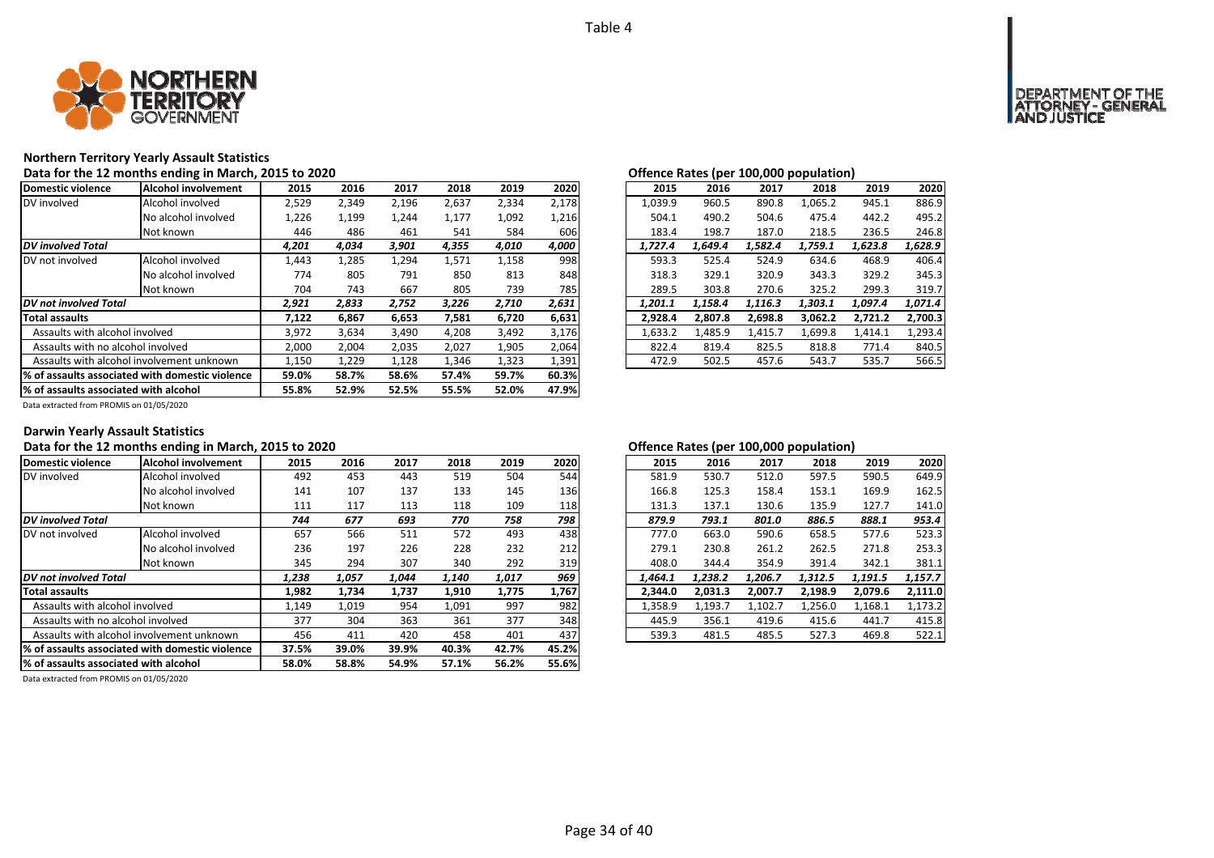Table 4

## Northern Territory Yearly Assault Statistics

Data for the 12 months ending in March, 2015 to 2020

| Domestic violence | Alcohol involvement | 2015 | 2016 | 2017 | 2018 | 2019 | 2020 |
|---|---|---|---|---|---|---|---|
| DV involved | Alcohol involved | 2,529 | 2,349 | 2,196 | 2,637 | 2,334 | 2,178 |
| | No alcohol involved | 1,226 | 1,199 | 1,244 | 1,177 | 1,092 | 1,216 |
| | Not known | 446 | 486 | 461 | 541 | 584 | 606 |
| ***DV involved Total*** | | *4,201* | *4,034* | *3,901* | *4,355* | *4,010* | *4,000* |
| DV not involved | Alcohol involved | 1,443 | 1,285 | 1,294 | 1,571 | 1,158 | 998 |
| | No alcohol involved | 774 | 805 | 791 | 850 | 813 | 848 |
| | Not known | 704 | 743 | 667 | 805 | 739 | 785 |
| ***DV not involved Total*** | | *2,921* | *2,833* | *2,752* | *3,226* | *2,710* | *2,631* |
| **Total assaults** | | **7,122** | **6,867** | **6,653** | **7,581** | **6,720** | **6,631** |
| Assaults with alcohol involved | | 3,972 | 3,634 | 3,490 | 4,208 | 3,492 | 3,176 |
| Assaults with no alcohol involved | | 2,000 | 2,004 | 2,035 | 2,027 | 1,905 | 2,064 |
| Assaults with alcohol involvement unknown | | 1,150 | 1,229 | 1,128 | 1,346 | 1,323 | 1,391 |
| **% of assaults associated with domestic violence** | | **59.0%** | **58.7%** | **58.6%** | **57.4%** | **59.7%** | **60.3%** |
| **% of assaults associated with alcohol** | | **55.8%** | **52.9%** | **52.5%** | **55.5%** | **52.0%** | **47.9%** |

Data extracted from PROMIS on 01/05/2020

**Offence Rates (per 100,000 population)**

| Domestic violence | Alcohol involvement | 2015 | 2016 | 2017 | 2018 | 2019 | 2020 |
|---|---|---|---|---|---|---|---|
| DV involved | Alcohol involved | 1,039.9 | 960.5 | 890.8 | 1,065.2 | 945.1 | 886.9 |
| | No alcohol involved | 504.1 | 490.2 | 504.6 | 475.4 | 442.2 | 495.2 |
| | Not known | 183.4 | 198.7 | 187.0 | 218.5 | 236.5 | 246.8 |
| ***DV involved Total*** | | *1,727.4* | *1,649.4* | *1,582.4* | *1,759.1* | *1,623.8* | *1,628.9* |
| DV not involved | Alcohol involved | 593.3 | 525.4 | 524.9 | 634.6 | 468.9 | 406.4 |
| | No alcohol involved | 318.3 | 329.1 | 320.9 | 343.3 | 329.2 | 345.3 |
| | Not known | 289.5 | 303.8 | 270.6 | 325.2 | 299.3 | 319.7 |
| ***DV not involved Total*** | | *1,201.1* | *1,158.4* | *1,116.3* | *1,303.1* | *1,097.4* | *1,071.4* |
| **Total assaults** | | **2,928.4** | **2,807.8** | **2,698.8** | **3,062.2** | **2,721.2** | **2,700.3** |
| Assaults with alcohol involved | | 1,633.2 | 1,485.9 | 1,415.7 | 1,699.8 | 1,414.1 | 1,293.4 |
| Assaults with no alcohol involved | | 822.4 | 819.4 | 825.5 | 818.8 | 771.4 | 840.5 |
| Assaults with alcohol involvement unknown | | 472.9 | 502.5 | 457.6 | 543.7 | 535.7 | 566.5 |

## Darwin Yearly Assault Statistics

Data for the 12 months ending in March, 2015 to 2020

| Domestic violence | Alcohol involvement | 2015 | 2016 | 2017 | 2018 | 2019 | 2020 |
|---|---|---|---|---|---|---|---|
| DV involved | Alcohol involved | 492 | 453 | 443 | 519 | 504 | 544 |
| | No alcohol involved | 141 | 107 | 137 | 133 | 145 | 136 |
| | Not known | 111 | 117 | 113 | 118 | 109 | 118 |
| ***DV involved Total*** | | *744* | *677* | *693* | *770* | *758* | *798* |
| DV not involved | Alcohol involved | 657 | 566 | 511 | 572 | 493 | 438 |
| | No alcohol involved | 236 | 197 | 226 | 228 | 232 | 212 |
| | Not known | 345 | 294 | 307 | 340 | 292 | 319 |
| ***DV not involved Total*** | | *1,238* | *1,057* | *1,044* | *1,140* | *1,017* | *969* |
| **Total assaults** | | **1,982** | **1,734** | **1,737** | **1,910** | **1,775** | **1,767** |
| Assaults with alcohol involved | | 1,149 | 1,019 | 954 | 1,091 | 997 | 982 |
| Assaults with no alcohol involved | | 377 | 304 | 363 | 361 | 377 | 348 |
| Assaults with alcohol involvement unknown | | 456 | 411 | 420 | 458 | 401 | 437 |
| **% of assaults associated with domestic violence** | | **37.5%** | **39.0%** | **39.9%** | **40.3%** | **42.7%** | **45.2%** |
| **% of assaults associated with alcohol** | | **58.0%** | **58.8%** | **54.9%** | **57.1%** | **56.2%** | **55.6%** |

Data extracted from PROMIS on 01/05/2020

**Offence Rates (per 100,000 population)**

| Domestic violence | Alcohol involvement | 2015 | 2016 | 2017 | 2018 | 2019 | 2020 |
|---|---|---|---|---|---|---|---|
| DV involved | Alcohol involved | 581.9 | 530.7 | 512.0 | 597.5 | 590.5 | 649.9 |
| | No alcohol involved | 166.8 | 125.3 | 158.4 | 153.1 | 169.9 | 162.5 |
| | Not known | 131.3 | 137.1 | 130.6 | 135.9 | 127.7 | 141.0 |
| ***DV involved Total*** | | *879.9* | *793.1* | *801.0* | *886.5* | *888.1* | *953.4* |
| DV not involved | Alcohol involved | 777.0 | 663.0 | 590.6 | 658.5 | 577.6 | 523.3 |
| | No alcohol involved | 279.1 | 230.8 | 261.2 | 262.5 | 271.8 | 253.3 |
| | Not known | 408.0 | 344.4 | 354.9 | 391.4 | 342.1 | 381.1 |
| ***DV not involved Total*** | | *1,464.1* | *1,238.2* | *1,206.7* | *1,312.5* | *1,191.5* | *1,157.7* |
| **Total assaults** | | **2,344.0** | **2,031.3** | **2,007.7** | **2,198.9** | **2,079.6** | **2,111.0** |
| Assaults with alcohol involved | | 1,358.9 | 1,193.7 | 1,102.7 | 1,256.0 | 1,168.1 | 1,173.2 |
| Assaults with no alcohol involved | | 445.9 | 356.1 | 419.6 | 415.6 | 441.7 | 415.8 |
| Assaults with alcohol involvement unknown | | 539.3 | 481.5 | 485.5 | 527.3 | 469.8 | 522.1 |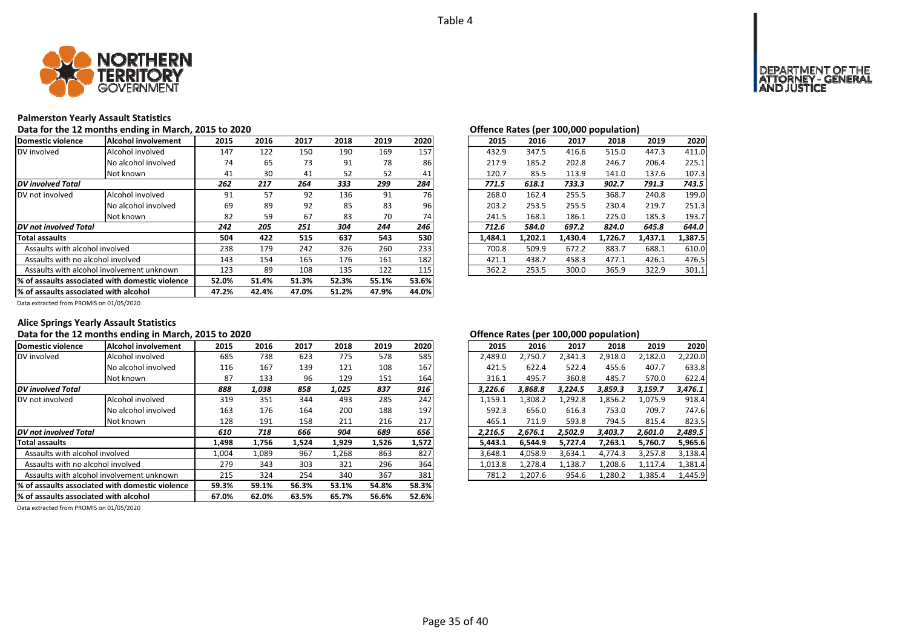Table 4

## Palmerston Yearly Assault Statistics

### Data for the 12 months ending in March, 2015 to 2020

| Domestic violence | Alcohol involvement | 2015 | 2016 | 2017 | 2018 | 2019 | 2020 |
|---|---|---|---|---|---|---|---|
| DV involved | Alcohol involved | 147 | 122 | 150 | 190 | 169 | 157 |
| | No alcohol involved | 74 | 65 | 73 | 91 | 78 | 86 |
| | Not known | 41 | 30 | 41 | 52 | 52 | 41 |
| *DV involved Total* | | *262* | *217* | *264* | *333* | *299* | *284* |
| DV not involved | Alcohol involved | 91 | 57 | 92 | 136 | 91 | 76 |
| | No alcohol involved | 69 | 89 | 92 | 85 | 83 | 96 |
| | Not known | 82 | 59 | 67 | 83 | 70 | 74 |
| *DV not involved Total* | | *242* | *205* | *251* | *304* | *244* | *246* |
| **Total assaults** | | **504** | **422** | **515** | **637** | **543** | **530** |
| Assaults with alcohol involved | | 238 | 179 | 242 | 326 | 260 | 233 |
| Assaults with no alcohol involved | | 143 | 154 | 165 | 176 | 161 | 182 |
| Assaults with alcohol involvement unknown | | 123 | 89 | 108 | 135 | 122 | 115 |
| **% of assaults associated with domestic violence** | | **52.0%** | **51.4%** | **51.3%** | **52.3%** | **55.1%** | **53.6%** |
| **% of assaults associated with alcohol** | | **47.2%** | **42.4%** | **47.0%** | **51.2%** | **47.9%** | **44.0%** |

Data extracted from PROMIS on 01/05/2020

### Offence Rates (per 100,000 population)

| Domestic violence | Alcohol involvement | 2015 | 2016 | 2017 | 2018 | 2019 | 2020 |
|---|---|---|---|---|---|---|---|
| DV involved | Alcohol involved | 432.9 | 347.5 | 416.6 | 515.0 | 447.3 | 411.0 |
| | No alcohol involved | 217.9 | 185.2 | 202.8 | 246.7 | 206.4 | 225.1 |
| | Not known | 120.7 | 85.5 | 113.9 | 141.0 | 137.6 | 107.3 |
| *DV involved Total* | | *771.5* | *618.1* | *733.3* | *902.7* | *791.3* | *743.5* |
| DV not involved | Alcohol involved | 268.0 | 162.4 | 255.5 | 368.7 | 240.8 | 199.0 |
| | No alcohol involved | 203.2 | 253.5 | 255.5 | 230.4 | 219.7 | 251.3 |
| | Not known | 241.5 | 168.1 | 186.1 | 225.0 | 185.3 | 193.7 |
| *DV not involved Total* | | *712.6* | *584.0* | *697.2* | *824.0* | *645.8* | *644.0* |
| **Total assaults** | | **1,484.1** | **1,202.1** | **1,430.4** | **1,726.7** | **1,437.1** | **1,387.5** |
| Assaults with alcohol involved | | 700.8 | 509.9 | 672.2 | 883.7 | 688.1 | 610.0 |
| Assaults with no alcohol involved | | 421.1 | 438.7 | 458.3 | 477.1 | 426.1 | 476.5 |
| Assaults with alcohol involvement unknown | | 362.2 | 253.5 | 300.0 | 365.9 | 322.9 | 301.1 |

## Alice Springs Yearly Assault Statistics

### Data for the 12 months ending in March, 2015 to 2020

| Domestic violence | Alcohol involvement | 2015 | 2016 | 2017 | 2018 | 2019 | 2020 |
|---|---|---|---|---|---|---|---|
| DV involved | Alcohol involved | 685 | 738 | 623 | 775 | 578 | 585 |
| | No alcohol involved | 116 | 167 | 139 | 121 | 108 | 167 |
| | Not known | 87 | 133 | 96 | 129 | 151 | 164 |
| *DV involved Total* | | *888* | *1,038* | *858* | *1,025* | *837* | *916* |
| DV not involved | Alcohol involved | 319 | 351 | 344 | 493 | 285 | 242 |
| | No alcohol involved | 163 | 176 | 164 | 200 | 188 | 197 |
| | Not known | 128 | 191 | 158 | 211 | 216 | 217 |
| *DV not involved Total* | | *610* | *718* | *666* | *904* | *689* | *656* |
| **Total assaults** | | **1,498** | **1,756** | **1,524** | **1,929** | **1,526** | **1,572** |
| Assaults with alcohol involved | | 1,004 | 1,089 | 967 | 1,268 | 863 | 827 |
| Assaults with no alcohol involved | | 279 | 343 | 303 | 321 | 296 | 364 |
| Assaults with alcohol involvement unknown | | 215 | 324 | 254 | 340 | 367 | 381 |
| **% of assaults associated with domestic violence** | | **59.3%** | **59.1%** | **56.3%** | **53.1%** | **54.8%** | **58.3%** |
| **% of assaults associated with alcohol** | | **67.0%** | **62.0%** | **63.5%** | **65.7%** | **56.6%** | **52.6%** |

Data extracted from PROMIS on 01/05/2020

### Offence Rates (per 100,000 population)

| Domestic violence | Alcohol involvement | 2015 | 2016 | 2017 | 2018 | 2019 | 2020 |
|---|---|---|---|---|---|---|---|
| DV involved | Alcohol involved | 2,489.0 | 2,750.7 | 2,341.3 | 2,918.0 | 2,182.0 | 2,220.0 |
| | No alcohol involved | 421.5 | 622.4 | 522.4 | 455.6 | 407.7 | 633.8 |
| | Not known | 316.1 | 495.7 | 360.8 | 485.7 | 570.0 | 622.4 |
| *DV involved Total* | | *3,226.6* | *3,868.8* | *3,224.5* | *3,859.3* | *3,159.7* | *3,476.1* |
| DV not involved | Alcohol involved | 1,159.1 | 1,308.2 | 1,292.8 | 1,856.2 | 1,075.9 | 918.4 |
| | No alcohol involved | 592.3 | 656.0 | 616.3 | 753.0 | 709.7 | 747.6 |
| | Not known | 465.1 | 711.9 | 593.8 | 794.5 | 815.4 | 823.5 |
| *DV not involved Total* | | *2,216.5* | *2,676.1* | *2,502.9* | *3,403.7* | *2,601.0* | *2,489.5* |
| **Total assaults** | | **5,443.1** | **6,544.9** | **5,727.4** | **7,263.1** | **5,760.7** | **5,965.6** |
| Assaults with alcohol involved | | 3,648.1 | 4,058.9 | 3,634.1 | 4,774.3 | 3,257.8 | 3,138.4 |
| Assaults with no alcohol involved | | 1,013.8 | 1,278.4 | 1,138.7 | 1,208.6 | 1,117.4 | 1,381.4 |
| Assaults with alcohol involvement unknown | | 781.2 | 1,207.6 | 954.6 | 1,280.2 | 1,385.4 | 1,445.9 |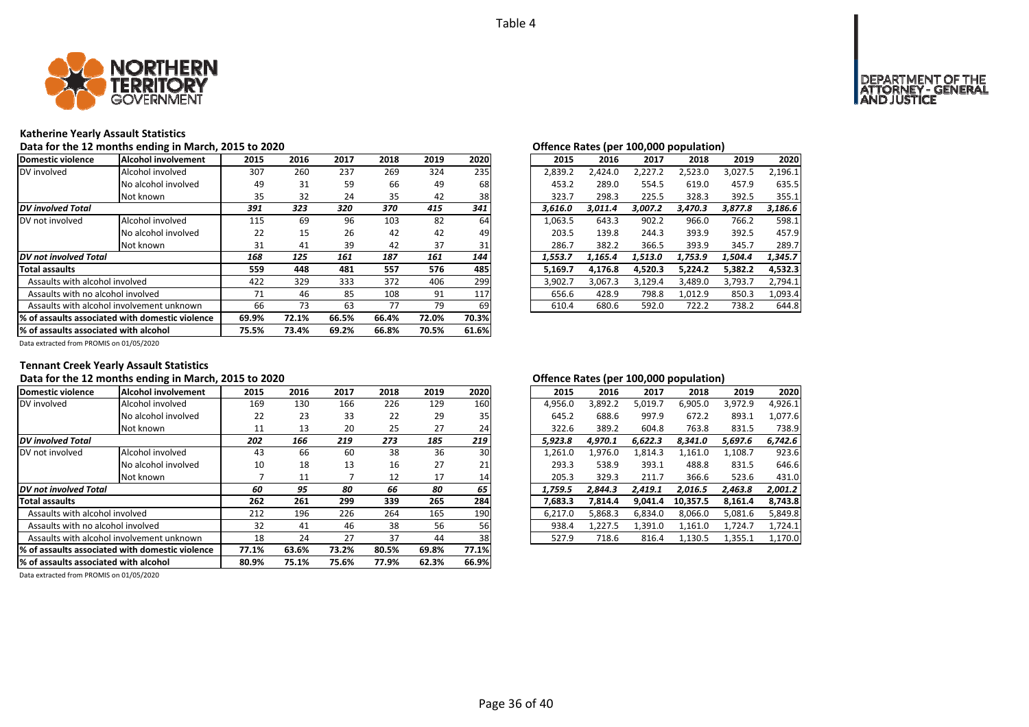Table 4

### Katherine Yearly Assault Statistics

Data for the 12 months ending in March, 2015 to 2020

| Domestic violence | Alcohol involvement | 2015 | 2016 | 2017 | 2018 | 2019 | 2020 |
|---|---|---|---|---|---|---|---|
| DV involved | Alcohol involved | 307 | 260 | 237 | 269 | 324 | 235 |
| | No alcohol involved | 49 | 31 | 59 | 66 | 49 | 68 |
| | Not known | 35 | 32 | 24 | 35 | 42 | 38 |
| ***DV involved Total*** | | ***391*** | ***323*** | ***320*** | ***370*** | ***415*** | ***341*** |
| DV not involved | Alcohol involved | 115 | 69 | 96 | 103 | 82 | 64 |
| | No alcohol involved | 22 | 15 | 26 | 42 | 42 | 49 |
| | Not known | 31 | 41 | 39 | 42 | 37 | 31 |
| ***DV not involved Total*** | | ***168*** | ***125*** | ***161*** | ***187*** | ***161*** | ***144*** |
| **Total assaults** | | **559** | **448** | **481** | **557** | **576** | **485** |
| Assaults with alcohol involved | | 422 | 329 | 333 | 372 | 406 | 299 |
| Assaults with no alcohol involved | | 71 | 46 | 85 | 108 | 91 | 117 |
| Assaults with alcohol involvement unknown | | 66 | 73 | 63 | 77 | 79 | 69 |
| **% of assaults associated with domestic violence** | | **69.9%** | **72.1%** | **66.5%** | **66.4%** | **72.0%** | **70.3%** |
| **% of assaults associated with alcohol** | | **75.5%** | **73.4%** | **69.2%** | **66.8%** | **70.5%** | **61.6%** |

Data extracted from PROMIS on 01/05/2020

Offence Rates (per 100,000 population)

| Domestic violence | Alcohol involvement | 2015 | 2016 | 2017 | 2018 | 2019 | 2020 |
|---|---|---|---|---|---|---|---|
| DV involved | Alcohol involved | 2,839.2 | 2,424.0 | 2,227.2 | 2,523.0 | 3,027.5 | 2,196.1 |
| | No alcohol involved | 453.2 | 289.0 | 554.5 | 619.0 | 457.9 | 635.5 |
| | Not known | 323.7 | 298.3 | 225.5 | 328.3 | 392.5 | 355.1 |
| ***DV involved Total*** | | ***3,616.0*** | ***3,011.4*** | ***3,007.2*** | ***3,470.3*** | ***3,877.8*** | ***3,186.6*** |
| DV not involved | Alcohol involved | 1,063.5 | 643.3 | 902.2 | 966.0 | 766.2 | 598.1 |
| | No alcohol involved | 203.5 | 139.8 | 244.3 | 393.9 | 392.5 | 457.9 |
| | Not known | 286.7 | 382.2 | 366.5 | 393.9 | 345.7 | 289.7 |
| ***DV not involved Total*** | | ***1,553.7*** | ***1,165.4*** | ***1,513.0*** | ***1,753.9*** | ***1,504.4*** | ***1,345.7*** |
| **Total assaults** | | **5,169.7** | **4,176.8** | **4,520.3** | **5,224.2** | **5,382.2** | **4,532.3** |
| Assaults with alcohol involved | | 3,902.7 | 3,067.3 | 3,129.4 | 3,489.0 | 3,793.7 | 2,794.1 |
| Assaults with no alcohol involved | | 656.6 | 428.9 | 798.8 | 1,012.9 | 850.3 | 1,093.4 |
| Assaults with alcohol involvement unknown | | 610.4 | 680.6 | 592.0 | 722.2 | 738.2 | 644.8 |

### Tennant Creek Yearly Assault Statistics

Data for the 12 months ending in March, 2015 to 2020

| Domestic violence | Alcohol involvement | 2015 | 2016 | 2017 | 2018 | 2019 | 2020 |
|---|---|---|---|---|---|---|---|
| DV involved | Alcohol involved | 169 | 130 | 166 | 226 | 129 | 160 |
| | No alcohol involved | 22 | 23 | 33 | 22 | 29 | 35 |
| | Not known | 11 | 13 | 20 | 25 | 27 | 24 |
| ***DV involved Total*** | | ***202*** | ***166*** | ***219*** | ***273*** | ***185*** | ***219*** |
| DV not involved | Alcohol involved | 43 | 66 | 60 | 38 | 36 | 30 |
| | No alcohol involved | 10 | 18 | 13 | 16 | 27 | 21 |
| | Not known | 7 | 11 | 7 | 12 | 17 | 14 |
| ***DV not involved Total*** | | ***60*** | ***95*** | ***80*** | ***66*** | ***80*** | ***65*** |
| **Total assaults** | | **262** | **261** | **299** | **339** | **265** | **284** |
| Assaults with alcohol involved | | 212 | 196 | 226 | 264 | 165 | 190 |
| Assaults with no alcohol involved | | 32 | 41 | 46 | 38 | 56 | 56 |
| Assaults with alcohol involvement unknown | | 18 | 24 | 27 | 37 | 44 | 38 |
| **% of assaults associated with domestic violence** | | **77.1%** | **63.6%** | **73.2%** | **80.5%** | **69.8%** | **77.1%** |
| **% of assaults associated with alcohol** | | **80.9%** | **75.1%** | **75.6%** | **77.9%** | **62.3%** | **66.9%** |

Data extracted from PROMIS on 01/05/2020

Offence Rates (per 100,000 population)

| Domestic violence | Alcohol involvement | 2015 | 2016 | 2017 | 2018 | 2019 | 2020 |
|---|---|---|---|---|---|---|---|
| DV involved | Alcohol involved | 4,956.0 | 3,892.2 | 5,019.7 | 6,905.0 | 3,972.9 | 4,926.1 |
| | No alcohol involved | 645.2 | 688.6 | 997.9 | 672.2 | 893.1 | 1,077.6 |
| | Not known | 322.6 | 389.2 | 604.8 | 763.8 | 831.5 | 738.9 |
| ***DV involved Total*** | | ***5,923.8*** | ***4,970.1*** | ***6,622.3*** | ***8,341.0*** | ***5,697.6*** | ***6,742.6*** |
| DV not involved | Alcohol involved | 1,261.0 | 1,976.0 | 1,814.3 | 1,161.0 | 1,108.7 | 923.6 |
| | No alcohol involved | 293.3 | 538.9 | 393.1 | 488.8 | 831.5 | 646.6 |
| | Not known | 205.3 | 329.3 | 211.7 | 366.6 | 523.6 | 431.0 |
| ***DV not involved Total*** | | ***1,759.5*** | ***2,844.3*** | ***2,419.1*** | ***2,016.5*** | ***2,463.8*** | ***2,001.2*** |
| **Total assaults** | | **7,683.3** | **7,814.4** | **9,041.4** | **10,357.5** | **8,161.4** | **8,743.8** |
| Assaults with alcohol involved | | 6,217.0 | 5,868.3 | 6,834.0 | 8,066.0 | 5,081.6 | 5,849.8 |
| Assaults with no alcohol involved | | 938.4 | 1,227.5 | 1,391.0 | 1,161.0 | 1,724.7 | 1,724.1 |
| Assaults with alcohol involvement unknown | | 527.9 | 718.6 | 816.4 | 1,130.5 | 1,355.1 | 1,170.0 |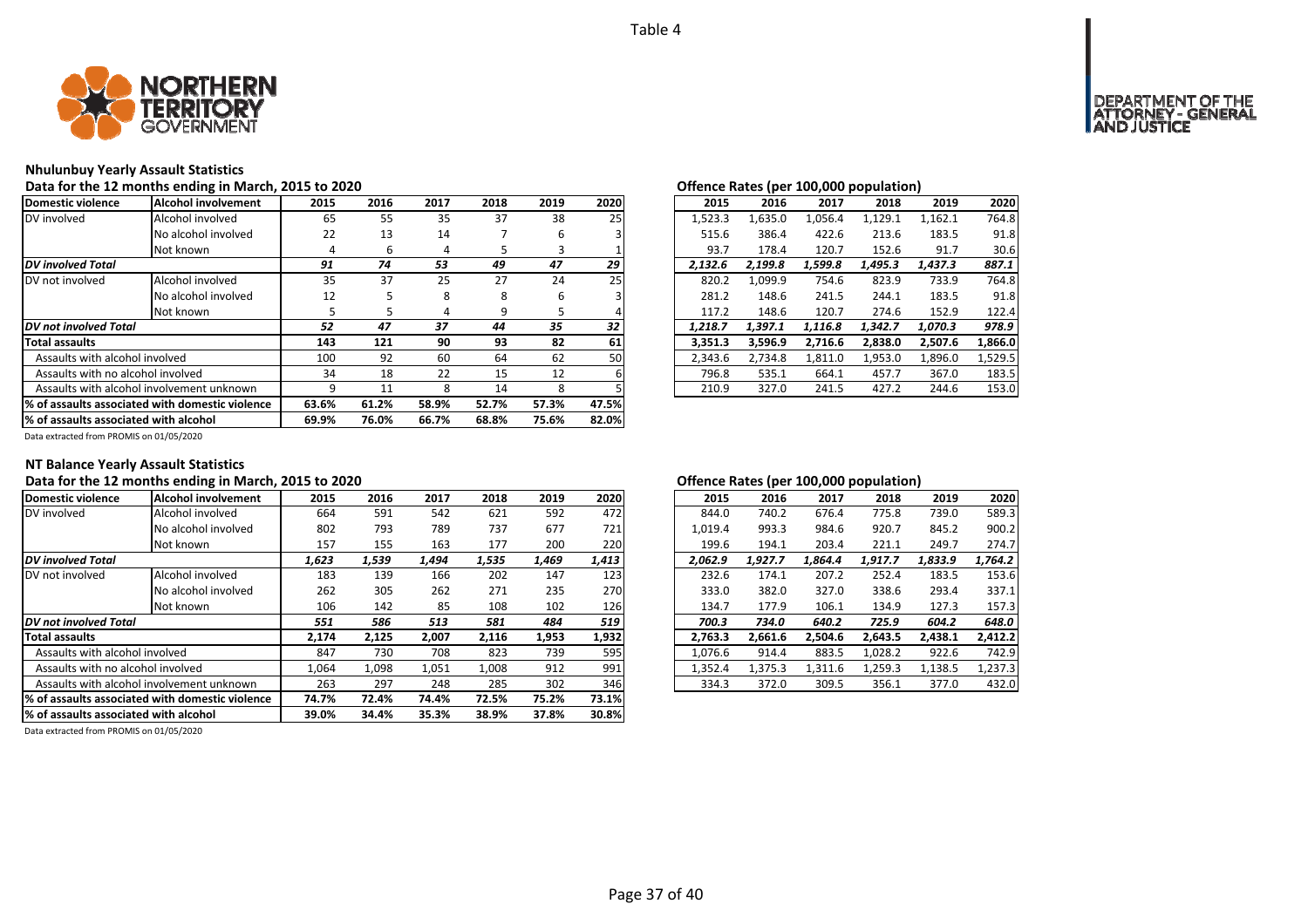Table 4

## Nhulunbuy Yearly Assault Statistics

Data for the 12 months ending in March, 2015 to 2020

| Domestic violence | Alcohol involvement | 2015 | 2016 | 2017 | 2018 | 2019 | 2020 |
|---|---|---|---|---|---|---|---|
| DV involved | Alcohol involved | 65 | 55 | 35 | 37 | 38 | 25 |
| | No alcohol involved | 22 | 13 | 14 | 7 | 6 | 3 |
| | Not known | 4 | 6 | 4 | 5 | 3 | 1 |
| ***DV involved Total*** | | *91* | *74* | *53* | *49* | *47* | *29* |
| DV not involved | Alcohol involved | 35 | 37 | 25 | 27 | 24 | 25 |
| | No alcohol involved | 12 | 5 | 8 | 8 | 6 | 3 |
| | Not known | 5 | 5 | 4 | 9 | 5 | 4 |
| ***DV not involved Total*** | | *52* | *47* | *37* | *44* | *35* | *32* |
| **Total assaults** | | 143 | 121 | 90 | 93 | 82 | 61 |
| Assaults with alcohol involved | | 100 | 92 | 60 | 64 | 62 | 50 |
| Assaults with no alcohol involved | | 34 | 18 | 22 | 15 | 12 | 6 |
| Assaults with alcohol involvement unknown | | 9 | 11 | 8 | 14 | 8 | 5 |
| **% of assaults associated with domestic violence** | | 63.6% | 61.2% | 58.9% | 52.7% | 57.3% | 47.5% |
| **% of assaults associated with alcohol** | | 69.9% | 76.0% | 66.7% | 68.8% | 75.6% | 82.0% |

Offence Rates (per 100,000 population)

| 2015 | 2016 | 2017 | 2018 | 2019 | 2020 |
|---|---|---|---|---|---|
| 1,523.3 | 1,635.0 | 1,056.4 | 1,129.1 | 1,162.1 | 764.8 |
| 515.6 | 386.4 | 422.6 | 213.6 | 183.5 | 91.8 |
| 93.7 | 178.4 | 120.7 | 152.6 | 91.7 | 30.6 |
| *2,132.6* | *2,199.8* | *1,599.8* | *1,495.3* | *1,437.3* | *887.1* |
| 820.2 | 1,099.9 | 754.6 | 823.9 | 733.9 | 764.8 |
| 281.2 | 148.6 | 241.5 | 244.1 | 183.5 | 91.8 |
| 117.2 | 148.6 | 120.7 | 274.6 | 152.9 | 122.4 |
| *1,218.7* | *1,397.1* | *1,116.8* | *1,342.7* | *1,070.3* | *978.9* |
| 3,351.3 | 3,596.9 | 2,716.6 | 2,838.0 | 2,507.6 | 1,866.0 |
| 2,343.6 | 2,734.8 | 1,811.0 | 1,953.0 | 1,896.0 | 1,529.5 |
| 796.8 | 535.1 | 664.1 | 457.7 | 367.0 | 183.5 |
| 210.9 | 327.0 | 241.5 | 427.2 | 244.6 | 153.0 |

Data extracted from PROMIS on 01/05/2020

## NT Balance Yearly Assault Statistics

Data for the 12 months ending in March, 2015 to 2020

| Domestic violence | Alcohol involvement | 2015 | 2016 | 2017 | 2018 | 2019 | 2020 |
|---|---|---|---|---|---|---|---|
| DV involved | Alcohol involved | 664 | 591 | 542 | 621 | 592 | 472 |
| | No alcohol involved | 802 | 793 | 789 | 737 | 677 | 721 |
| | Not known | 157 | 155 | 163 | 177 | 200 | 220 |
| ***DV involved Total*** | | *1,623* | *1,539* | *1,494* | *1,535* | *1,469* | *1,413* |
| DV not involved | Alcohol involved | 183 | 139 | 166 | 202 | 147 | 123 |
| | No alcohol involved | 262 | 305 | 262 | 271 | 235 | 270 |
| | Not known | 106 | 142 | 85 | 108 | 102 | 126 |
| ***DV not involved Total*** | | *551* | *586* | *513* | *581* | *484* | *519* |
| **Total assaults** | | 2,174 | 2,125 | 2,007 | 2,116 | 1,953 | 1,932 |
| Assaults with alcohol involved | | 847 | 730 | 708 | 823 | 739 | 595 |
| Assaults with no alcohol involved | | 1,064 | 1,098 | 1,051 | 1,008 | 912 | 991 |
| Assaults with alcohol involvement unknown | | 263 | 297 | 248 | 285 | 302 | 346 |
| **% of assaults associated with domestic violence** | | 74.7% | 72.4% | 74.4% | 72.5% | 75.2% | 73.1% |
| **% of assaults associated with alcohol** | | 39.0% | 34.4% | 35.3% | 38.9% | 37.8% | 30.8% |

Offence Rates (per 100,000 population)

| 2015 | 2016 | 2017 | 2018 | 2019 | 2020 |
|---|---|---|---|---|---|
| 844.0 | 740.2 | 676.4 | 775.8 | 739.0 | 589.3 |
| 1,019.4 | 993.3 | 984.6 | 920.7 | 845.2 | 900.2 |
| 199.6 | 194.1 | 203.4 | 221.1 | 249.7 | 274.7 |
| *2,062.9* | *1,927.7* | *1,864.4* | *1,917.7* | *1,833.9* | *1,764.2* |
| 232.6 | 174.1 | 207.2 | 252.4 | 183.5 | 153.6 |
| 333.0 | 382.0 | 327.0 | 338.6 | 293.4 | 337.1 |
| 134.7 | 177.9 | 106.1 | 134.9 | 127.3 | 157.3 |
| *700.3* | *734.0* | *640.2* | *725.9* | *604.2* | *648.0* |
| 2,763.3 | 2,661.6 | 2,504.6 | 2,643.5 | 2,438.1 | 2,412.2 |
| 1,076.6 | 914.4 | 883.5 | 1,028.2 | 922.6 | 742.9 |
| 1,352.4 | 1,375.3 | 1,311.6 | 1,259.3 | 1,138.5 | 1,237.3 |
| 334.3 | 372.0 | 309.5 | 356.1 | 377.0 | 432.0 |

Data extracted from PROMIS on 01/05/2020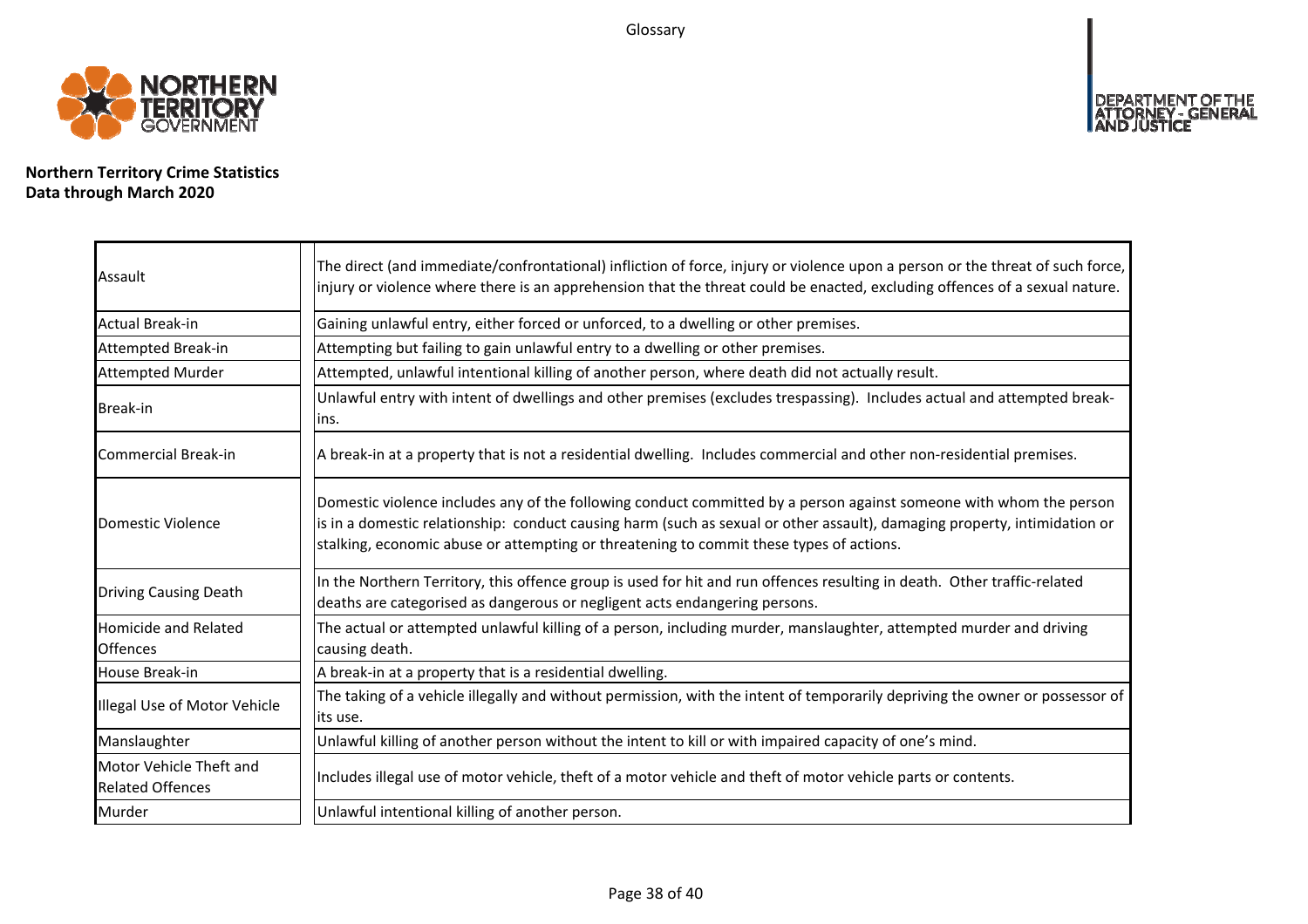**Northern Territory Crime Statistics**
**Data through March 2020**

| Term | Definition |
| --- | --- |
| Assault | The direct (and immediate/confrontational) infliction of force, injury or violence upon a person or the threat of such force, injury or violence where there is an apprehension that the threat could be enacted, excluding offences of a sexual nature. |
| Actual Break-in | Gaining unlawful entry, either forced or unforced, to a dwelling or other premises. |
| Attempted Break-in | Attempting but failing to gain unlawful entry to a dwelling or other premises. |
| Attempted Murder | Attempted, unlawful intentional killing of another person, where death did not actually result. |
| Break-in | Unlawful entry with intent of dwellings and other premises (excludes trespassing). Includes actual and attempted break-ins. |
| Commercial Break-in | A break-in at a property that is not a residential dwelling. Includes commercial and other non-residential premises. |
| Domestic Violence | Domestic violence includes any of the following conduct committed by a person against someone with whom the person is in a domestic relationship: conduct causing harm (such as sexual or other assault), damaging property, intimidation or stalking, economic abuse or attempting or threatening to commit these types of actions. |
| Driving Causing Death | In the Northern Territory, this offence group is used for hit and run offences resulting in death. Other traffic-related deaths are categorised as dangerous or negligent acts endangering persons. |
| Homicide and Related Offences | The actual or attempted unlawful killing of a person, including murder, manslaughter, attempted murder and driving causing death. |
| House Break-in | A break-in at a property that is a residential dwelling. |
| Illegal Use of Motor Vehicle | The taking of a vehicle illegally and without permission, with the intent of temporarily depriving the owner or possessor of its use. |
| Manslaughter | Unlawful killing of another person without the intent to kill or with impaired capacity of one's mind. |
| Motor Vehicle Theft and Related Offences | Includes illegal use of motor vehicle, theft of a motor vehicle and theft of motor vehicle parts or contents. |
| Murder | Unlawful intentional killing of another person. |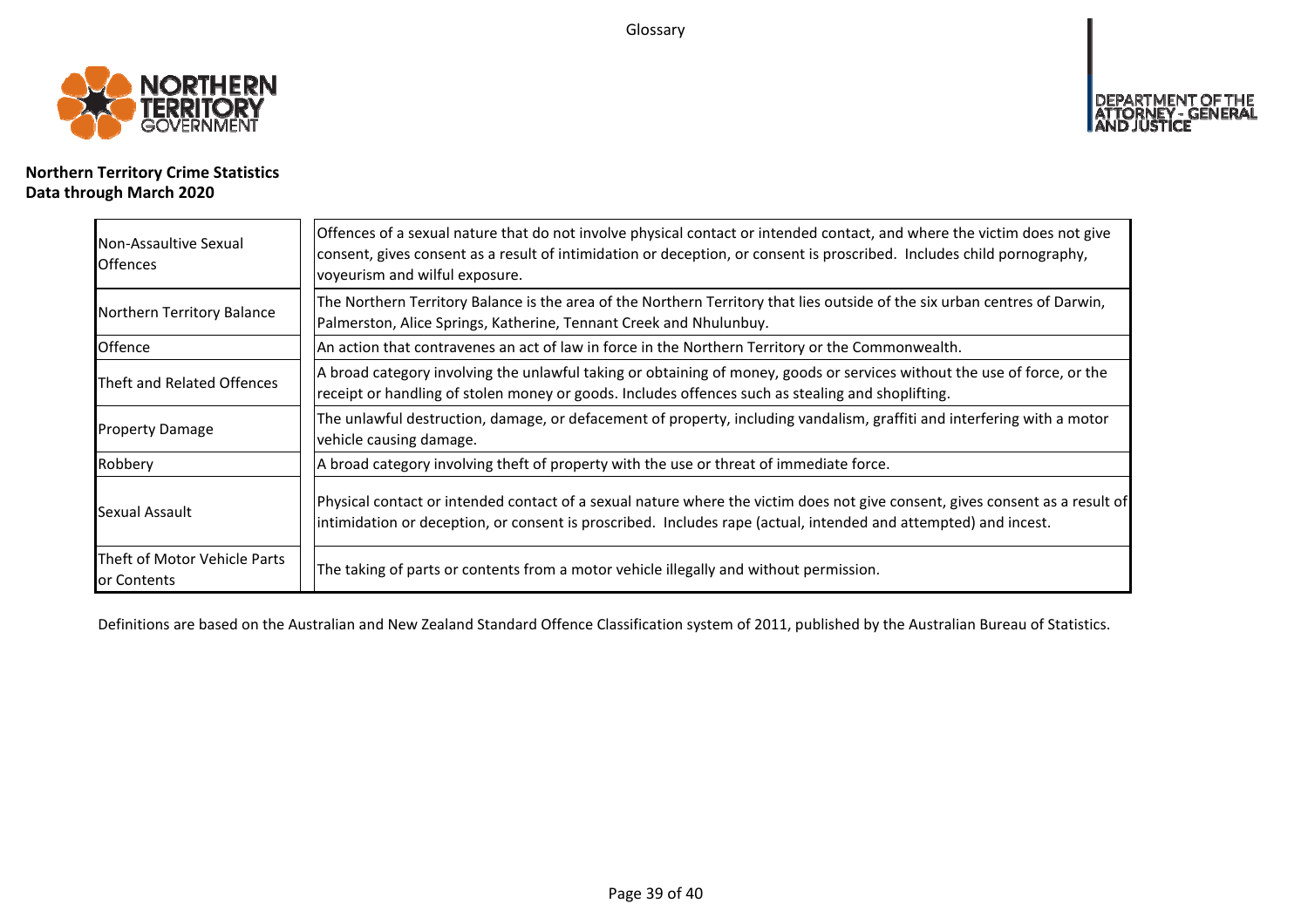**Northern Territory Crime Statistics**
**Data through March 2020**

| | |
|---|---|
| Non-Assaultive Sexual Offences | Offences of a sexual nature that do not involve physical contact or intended contact, and where the victim does not give consent, gives consent as a result of intimidation or deception, or consent is proscribed. Includes child pornography, voyeurism and wilful exposure. |
| Northern Territory Balance | The Northern Territory Balance is the area of the Northern Territory that lies outside of the six urban centres of Darwin, Palmerston, Alice Springs, Katherine, Tennant Creek and Nhulunbuy. |
| Offence | An action that contravenes an act of law in force in the Northern Territory or the Commonwealth. |
| Theft and Related Offences | A broad category involving the unlawful taking or obtaining of money, goods or services without the use of force, or the receipt or handling of stolen money or goods. Includes offences such as stealing and shoplifting. |
| Property Damage | The unlawful destruction, damage, or defacement of property, including vandalism, graffiti and interfering with a motor vehicle causing damage. |
| Robbery | A broad category involving theft of property with the use or threat of immediate force. |
| Sexual Assault | Physical contact or intended contact of a sexual nature where the victim does not give consent, gives consent as a result of intimidation or deception, or consent is proscribed. Includes rape (actual, intended and attempted) and incest. |
| Theft of Motor Vehicle Parts or Contents | The taking of parts or contents from a motor vehicle illegally and without permission. |

Definitions are based on the Australian and New Zealand Standard Offence Classification system of 2011, published by the Australian Bureau of Statistics.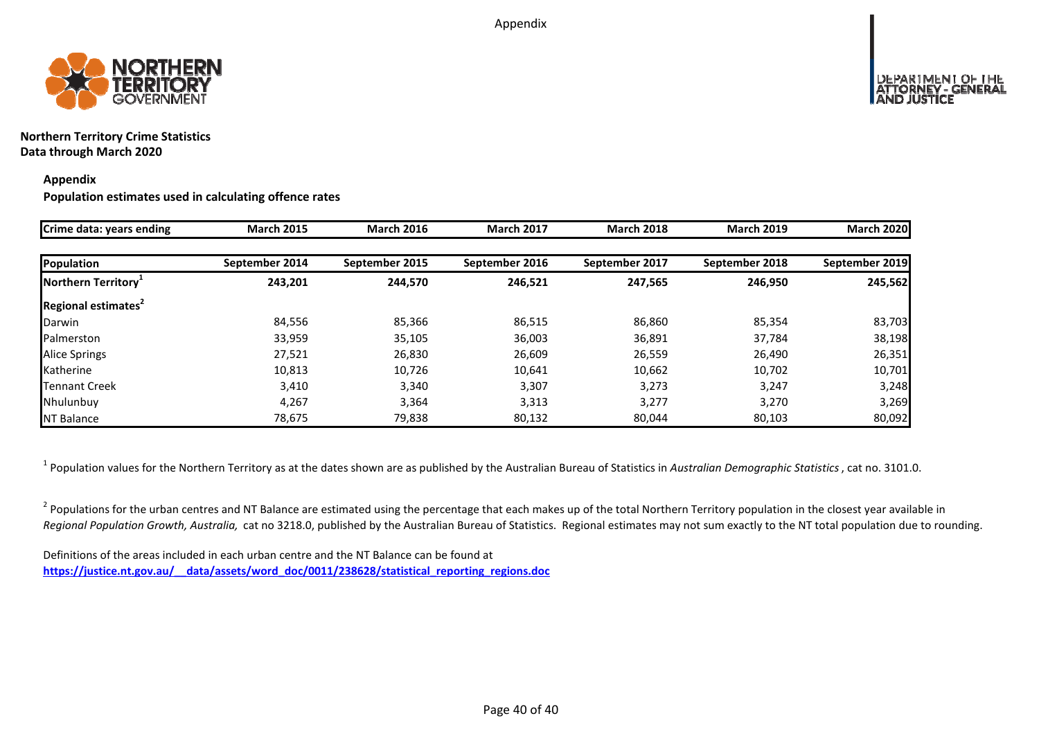**Northern Territory Crime Statistics**
**Data through March 2020**

### Appendix

**Population estimates used in calculating offence rates**

| Crime data: years ending | March 2015 | March 2016 | March 2017 | March 2018 | March 2019 | March 2020 |
|---|---|---|---|---|---|---|
| **Population** | **September 2014** | **September 2015** | **September 2016** | **September 2017** | **September 2018** | **September 2019** |
| **Northern Territory[1]** | **243,201** | **244,570** | **246,521** | **247,565** | **246,950** | **245,562** |
| **Regional estimates[2]** | | | | | | |
| Darwin | 84,556 | 85,366 | 86,515 | 86,860 | 85,354 | 83,703 |
| Palmerston | 33,959 | 35,105 | 36,003 | 36,891 | 37,784 | 38,198 |
| Alice Springs | 27,521 | 26,830 | 26,609 | 26,559 | 26,490 | 26,351 |
| Katherine | 10,813 | 10,726 | 10,641 | 10,662 | 10,702 | 10,701 |
| Tennant Creek | 3,410 | 3,340 | 3,307 | 3,273 | 3,247 | 3,248 |
| Nhulunbuy | 4,267 | 3,364 | 3,313 | 3,277 | 3,270 | 3,269 |
| NT Balance | 78,675 | 79,838 | 80,132 | 80,044 | 80,103 | 80,092 |

[1] Population values for the Northern Territory as at the dates shown are as published by the Australian Bureau of Statistics in *Australian Demographic Statistics*, cat no. 3101.0.

[2] Populations for the urban centres and NT Balance are estimated using the percentage that each makes up of the total Northern Territory population in the closest year available in *Regional Population Growth, Australia,* cat no 3218.0, published by the Australian Bureau of Statistics. Regional estimates may not sum exactly to the NT total population due to rounding.

Definitions of the areas included in each urban centre and the NT Balance can be found at
**https://justice.nt.gov.au/__data/assets/word_doc/0011/238628/statistical_reporting_regions.doc**